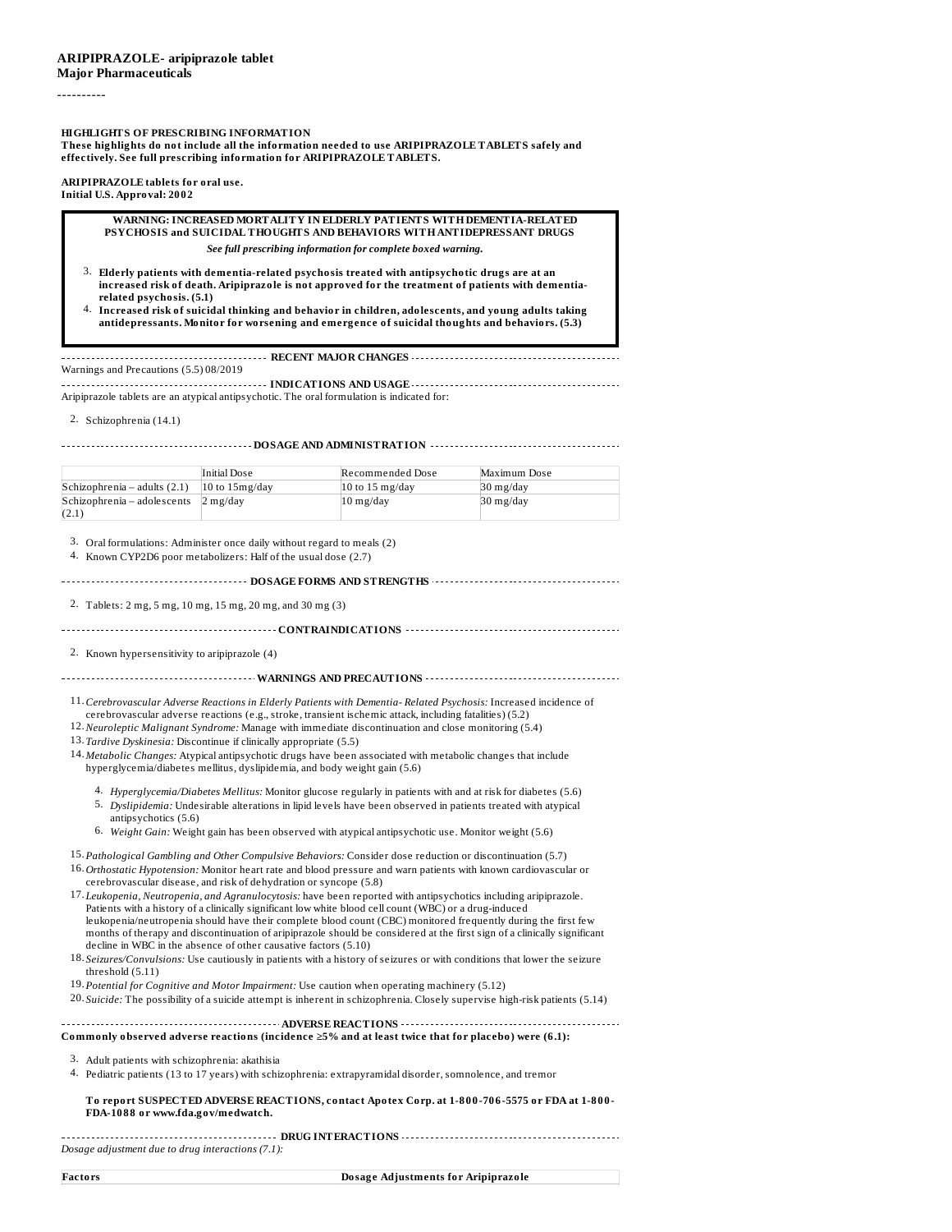**ARIPIPRAZOLE- aripiprazole tablet**
**Major Pharmaceuticals**

----------

**HIGHLIGHTS OF PRESCRIBING INFORMATION**
**These highlights do not include all the information needed to use ARIPIPRAZOLE TABLETS safely and effectively. See full prescribing information for ARIPIPRAZOLE TABLETS.**

**ARIPIPRAZOLE tablets for oral use.**
**Initial U.S. Approval: 2002**

**WARNING: INCREASED MORTALITY IN ELDERLY PATIENTS WITH DEMENTIA-RELATED PSYCHOSIS and SUICIDAL THOUGHTS AND BEHAVIORS WITH ANTIDEPRESSANT DRUGS**

*See full prescribing information for complete boxed warning.*

3. **Elderly patients with dementia-related psychosis treated with antipsychotic drugs are at an increased risk of death. Aripiprazole is not approved for the treatment of patients with dementia-related psychosis. (5.1)**
4. **Increased risk of suicidal thinking and behavior in children, adolescents, and young adults taking antidepressants. Monitor for worsening and emergence of suicidal thoughts and behaviors. (5.3)**

**RECENT MAJOR CHANGES**

Warnings and Precautions (5.5) 08/2019

**INDICATIONS AND USAGE**

Aripiprazole tablets are an atypical antipsychotic. The oral formulation is indicated for:

2. Schizophrenia (14.1)

**DOSAGE AND ADMINISTRATION**

| | Initial Dose | Recommended Dose | Maximum Dose |
|---|---|---|---|
| Schizophrenia – adults (2.1) | 10 to 15mg/day | 10 to 15 mg/day | 30 mg/day |
| Schizophrenia – adolescents (2.1) | 2 mg/day | 10 mg/day | 30 mg/day |

3. Oral formulations: Administer once daily without regard to meals (2)
4. Known CYP2D6 poor metabolizers: Half of the usual dose (2.7)

**DOSAGE FORMS AND STRENGTHS**

2. Tablets: 2 mg, 5 mg, 10 mg, 15 mg, 20 mg, and 30 mg (3)

**CONTRAINDICATIONS**

2. Known hypersensitivity to aripiprazole (4)

**WARNINGS AND PRECAUTIONS**

11. *Cerebrovascular Adverse Reactions in Elderly Patients with Dementia- Related Psychosis:* Increased incidence of cerebrovascular adverse reactions (e.g., stroke, transient ischemic attack, including fatalities) (5.2)
12. *Neuroleptic Malignant Syndrome:* Manage with immediate discontinuation and close monitoring (5.4)
13. *Tardive Dyskinesia:* Discontinue if clinically appropriate (5.5)
14. *Metabolic Changes:* Atypical antipsychotic drugs have been associated with metabolic changes that include hyperglycemia/diabetes mellitus, dyslipidemia, and body weight gain (5.6)
    4. *Hyperglycemia/Diabetes Mellitus:* Monitor glucose regularly in patients with and at risk for diabetes (5.6)
    5. *Dyslipidemia:* Undesirable alterations in lipid levels have been observed in patients treated with atypical antipsychotics (5.6)
    6. *Weight Gain:* Weight gain has been observed with atypical antipsychotic use. Monitor weight (5.6)
15. *Pathological Gambling and Other Compulsive Behaviors:* Consider dose reduction or discontinuation (5.7)
16. *Orthostatic Hypotension:* Monitor heart rate and blood pressure and warn patients with known cardiovascular or cerebrovascular disease, and risk of dehydration or syncope (5.8)
17. *Leukopenia, Neutropenia, and Agranulocytosis:* have been reported with antipsychotics including aripiprazole. Patients with a history of a clinically significant low white blood cell count (WBC) or a drug-induced leukopenia/neutropenia should have their complete blood count (CBC) monitored frequently during the first few months of therapy and discontinuation of aripiprazole should be considered at the first sign of a clinically significant decline in WBC in the absence of other causative factors (5.10)
18. *Seizures/Convulsions:* Use cautiously in patients with a history of seizures or with conditions that lower the seizure threshold (5.11)
19. *Potential for Cognitive and Motor Impairment:* Use caution when operating machinery (5.12)
20. *Suicide:* The possibility of a suicide attempt is inherent in schizophrenia. Closely supervise high-risk patients (5.14)

**ADVERSE REACTIONS**

**Commonly observed adverse reactions (incidence ≥5% and at least twice that for placebo) were (6.1):**

3. Adult patients with schizophrenia: akathisia
4. Pediatric patients (13 to 17 years) with schizophrenia: extrapyramidal disorder, somnolence, and tremor

**To report SUSPECTED ADVERSE REACTIONS, contact Apotex Corp. at 1-800-706-5575 or FDA at 1-800-FDA-1088 or www.fda.gov/medwatch.**

**DRUG INTERACTIONS**

*Dosage adjustment due to drug interactions (7.1):*

| Factors | Dosage Adjustments for Aripiprazole |
|---|---|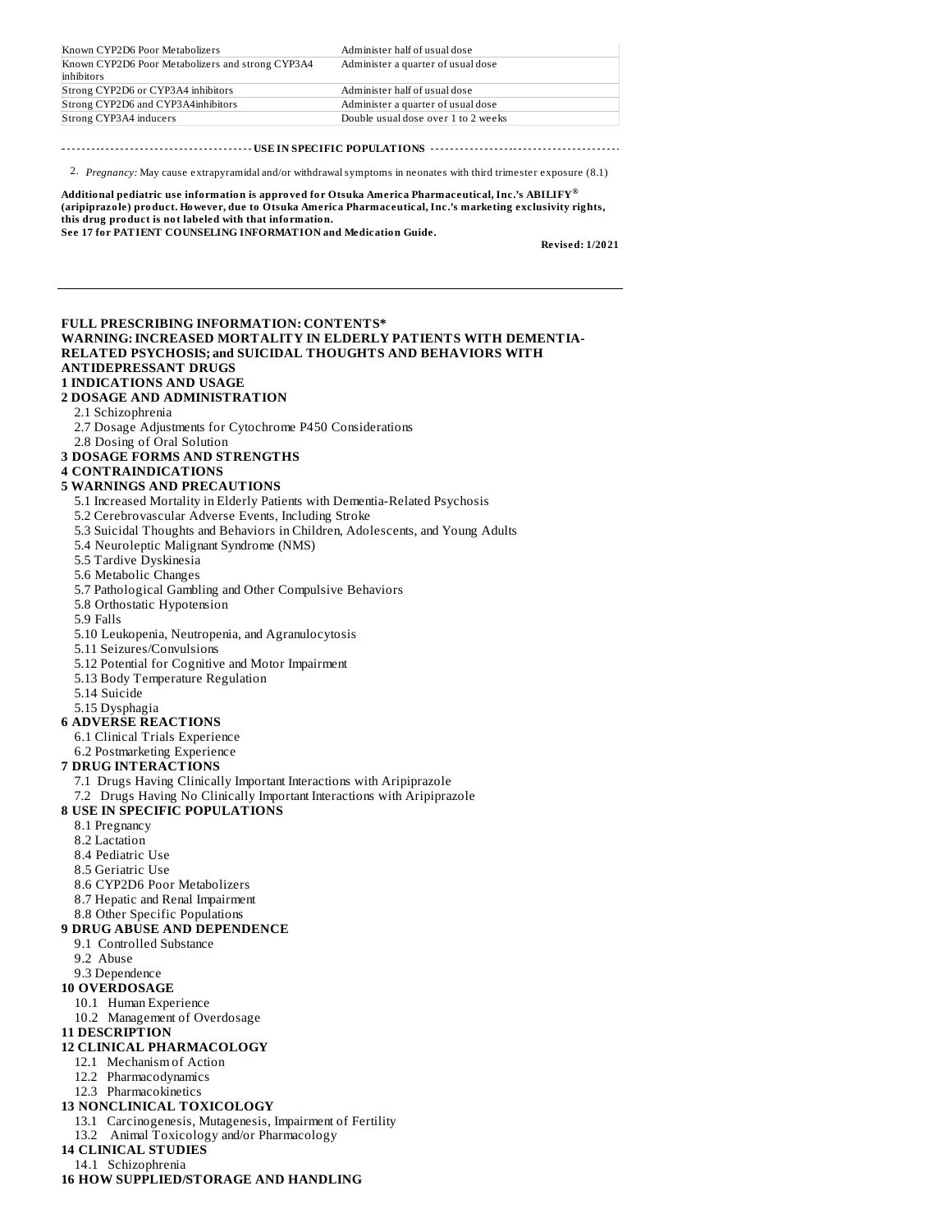| | |
|---|---|
| Known CYP2D6 Poor Metabolizers | Administer half of usual dose |
| Known CYP2D6 Poor Metabolizers and strong CYP3A4 inhibitors | Administer a quarter of usual dose |
| Strong CYP2D6 or CYP3A4 inhibitors | Administer half of usual dose |
| Strong CYP2D6 and CYP3A4inhibitors | Administer a quarter of usual dose |
| Strong CYP3A4 inducers | Double usual dose over 1 to 2 weeks |

**USE IN SPECIFIC POPULATIONS**

2. *Pregnancy:* May cause extrapyramidal and/or withdrawal symptoms in neonates with third trimester exposure (8.1)

**Additional pediatric use information is approved for Otsuka America Pharmaceutical, Inc.'s ABILIFY® (aripiprazole) product. However, due to Otsuka America Pharmaceutical, Inc.'s marketing exclusivity rights, this drug product is not labeled with that information.**

**See 17 for PATIENT COUNSELING INFORMATION and Medication Guide.**

**Revised: 1/2021**

---

**FULL PRESCRIBING INFORMATION: CONTENTS***

**WARNING: INCREASED MORTALITY IN ELDERLY PATIENTS WITH DEMENTIA-RELATED PSYCHOSIS; and SUICIDAL THOUGHTS AND BEHAVIORS WITH ANTIDEPRESSANT DRUGS**

**1 INDICATIONS AND USAGE**

**2 DOSAGE AND ADMINISTRATION**

- 2.1 Schizophrenia
- 2.7 Dosage Adjustments for Cytochrome P450 Considerations
- 2.8 Dosing of Oral Solution

**3 DOSAGE FORMS AND STRENGTHS**

**4 CONTRAINDICATIONS**

**5 WARNINGS AND PRECAUTIONS**

- 5.1 Increased Mortality in Elderly Patients with Dementia-Related Psychosis
- 5.2 Cerebrovascular Adverse Events, Including Stroke
- 5.3 Suicidal Thoughts and Behaviors in Children, Adolescents, and Young Adults
- 5.4 Neuroleptic Malignant Syndrome (NMS)
- 5.5 Tardive Dyskinesia
- 5.6 Metabolic Changes
- 5.7 Pathological Gambling and Other Compulsive Behaviors
- 5.8 Orthostatic Hypotension
- 5.9 Falls
- 5.10 Leukopenia, Neutropenia, and Agranulocytosis
- 5.11 Seizures/Convulsions
- 5.12 Potential for Cognitive and Motor Impairment
- 5.13 Body Temperature Regulation
- 5.14 Suicide
- 5.15 Dysphagia

**6 ADVERSE REACTIONS**

- 6.1 Clinical Trials Experience
- 6.2 Postmarketing Experience

**7 DRUG INTERACTIONS**

- 7.1 Drugs Having Clinically Important Interactions with Aripiprazole
- 7.2 Drugs Having No Clinically Important Interactions with Aripiprazole

**8 USE IN SPECIFIC POPULATIONS**

- 8.1 Pregnancy
- 8.2 Lactation
- 8.4 Pediatric Use
- 8.5 Geriatric Use
- 8.6 CYP2D6 Poor Metabolizers
- 8.7 Hepatic and Renal Impairment
- 8.8 Other Specific Populations

**9 DRUG ABUSE AND DEPENDENCE**

- 9.1 Controlled Substance
- 9.2 Abuse
- 9.3 Dependence

**10 OVERDOSAGE**

- 10.1 Human Experience
- 10.2 Management of Overdosage

**11 DESCRIPTION**

**12 CLINICAL PHARMACOLOGY**

- 12.1 Mechanism of Action
- 12.2 Pharmacodynamics
- 12.3 Pharmacokinetics

**13 NONCLINICAL TOXICOLOGY**

- 13.1 Carcinogenesis, Mutagenesis, Impairment of Fertility
- 13.2 Animal Toxicology and/or Pharmacology

**14 CLINICAL STUDIES**

- 14.1 Schizophrenia

**16 HOW SUPPLIED/STORAGE AND HANDLING**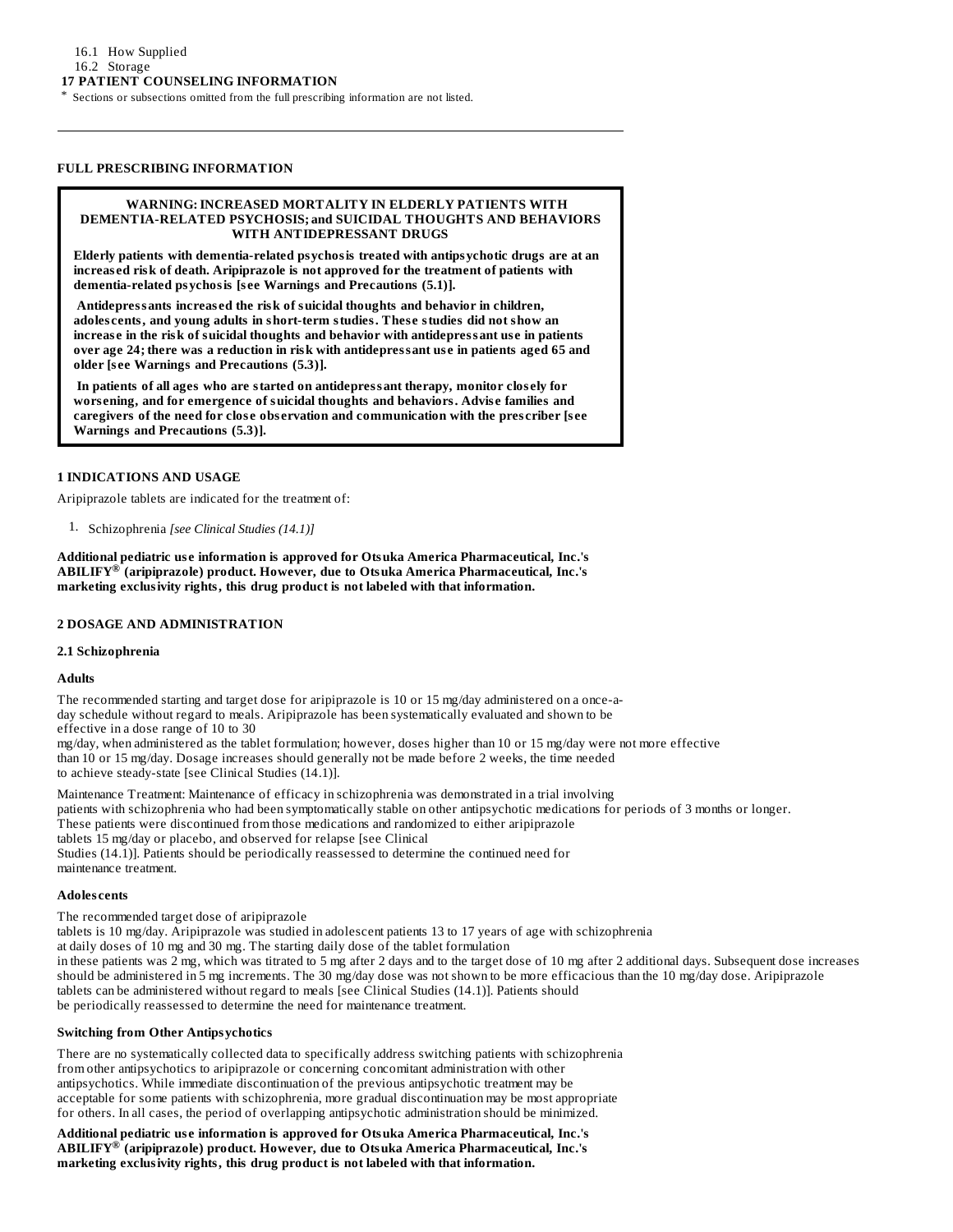16.1 How Supplied
16.2 Storage
**17 PATIENT COUNSELING INFORMATION**
* Sections or subsections omitted from the full prescribing information are not listed.

---

## FULL PRESCRIBING INFORMATION

**WARNING: INCREASED MORTALITY IN ELDERLY PATIENTS WITH DEMENTIA-RELATED PSYCHOSIS; and SUICIDAL THOUGHTS AND BEHAVIORS WITH ANTIDEPRESSANT DRUGS**

**Elderly patients with dementia-related psychosis treated with antipsychotic drugs are at an increased risk of death. Aripiprazole is not approved for the treatment of patients with dementia-related psychosis [see Warnings and Precautions (5.1)].**

**Antidepressants increased the risk of suicidal thoughts and behavior in children, adolescents, and young adults in short-term studies. These studies did not show an increase in the risk of suicidal thoughts and behavior with antidepressant use in patients over age 24; there was a reduction in risk with antidepressant use in patients aged 65 and older [see Warnings and Precautions (5.3)].**

**In patients of all ages who are started on antidepressant therapy, monitor closely for worsening, and for emergence of suicidal thoughts and behaviors. Advise families and caregivers of the need for close observation and communication with the prescriber [see Warnings and Precautions (5.3)].**

### 1 INDICATIONS AND USAGE

Aripiprazole tablets are indicated for the treatment of:

1. Schizophrenia *[see Clinical Studies (14.1)]*

**Additional pediatric use information is approved for Otsuka America Pharmaceutical, Inc.'s ABILIFY® (aripiprazole) product. However, due to Otsuka America Pharmaceutical, Inc.'s marketing exclusivity rights, this drug product is not labeled with that information.**

### 2 DOSAGE AND ADMINISTRATION

#### 2.1 Schizophrenia

**Adults**

The recommended starting and target dose for aripiprazole is 10 or 15 mg/day administered on a once-a-day schedule without regard to meals. Aripiprazole has been systematically evaluated and shown to be effective in a dose range of 10 to 30 mg/day, when administered as the tablet formulation; however, doses higher than 10 or 15 mg/day were not more effective than 10 or 15 mg/day. Dosage increases should generally not be made before 2 weeks, the time needed to achieve steady-state [see Clinical Studies (14.1)].

Maintenance Treatment: Maintenance of efficacy in schizophrenia was demonstrated in a trial involving patients with schizophrenia who had been symptomatically stable on other antipsychotic medications for periods of 3 months or longer. These patients were discontinued from those medications and randomized to either aripiprazole tablets 15 mg/day or placebo, and observed for relapse [see Clinical Studies (14.1)]. Patients should be periodically reassessed to determine the continued need for maintenance treatment.

**Adolescents**

The recommended target dose of aripiprazole tablets is 10 mg/day. Aripiprazole was studied in adolescent patients 13 to 17 years of age with schizophrenia at daily doses of 10 mg and 30 mg. The starting daily dose of the tablet formulation in these patients was 2 mg, which was titrated to 5 mg after 2 days and to the target dose of 10 mg after 2 additional days. Subsequent dose increases should be administered in 5 mg increments. The 30 mg/day dose was not shown to be more efficacious than the 10 mg/day dose. Aripiprazole tablets can be administered without regard to meals [see Clinical Studies (14.1)]. Patients should be periodically reassessed to determine the need for maintenance treatment.

**Switching from Other Antipsychotics**

There are no systematically collected data to specifically address switching patients with schizophrenia from other antipsychotics to aripiprazole or concerning concomitant administration with other antipsychotics. While immediate discontinuation of the previous antipsychotic treatment may be acceptable for some patients with schizophrenia, more gradual discontinuation may be most appropriate for others. In all cases, the period of overlapping antipsychotic administration should be minimized.

**Additional pediatric use information is approved for Otsuka America Pharmaceutical, Inc.'s ABILIFY® (aripiprazole) product. However, due to Otsuka America Pharmaceutical, Inc.'s marketing exclusivity rights, this drug product is not labeled with that information.**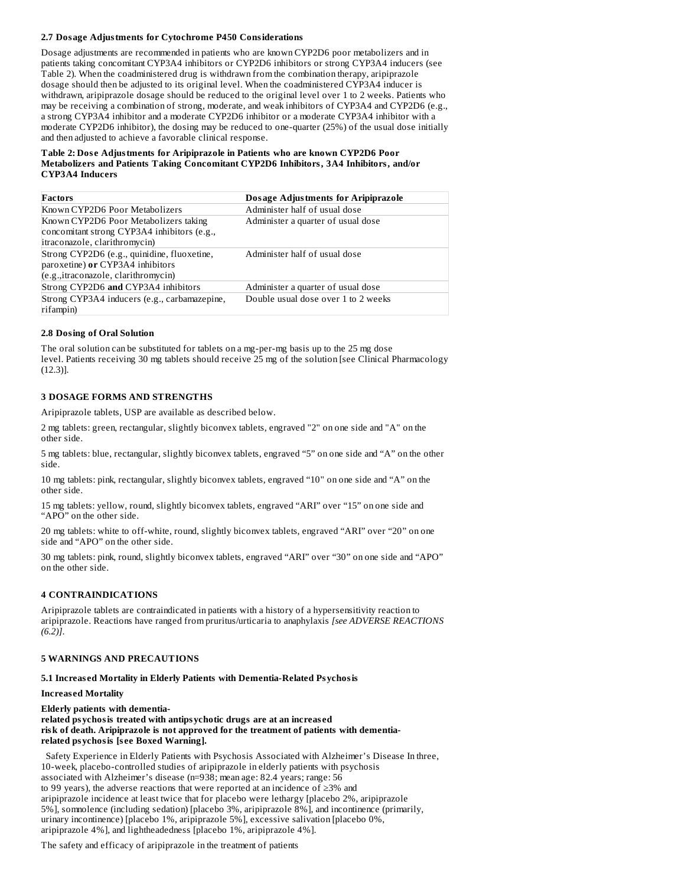### 2.7 Dosage Adjustments for Cytochrome P450 Considerations

Dosage adjustments are recommended in patients who are known CYP2D6 poor metabolizers and in patients taking concomitant CYP3A4 inhibitors or CYP2D6 inhibitors or strong CYP3A4 inducers (see Table 2). When the coadministered drug is withdrawn from the combination therapy, aripiprazole dosage should then be adjusted to its original level. When the coadministered CYP3A4 inducer is withdrawn, aripiprazole dosage should be reduced to the original level over 1 to 2 weeks. Patients who may be receiving a combination of strong, moderate, and weak inhibitors of CYP3A4 and CYP2D6 (e.g., a strong CYP3A4 inhibitor and a moderate CYP2D6 inhibitor or a moderate CYP3A4 inhibitor with a moderate CYP2D6 inhibitor), the dosing may be reduced to one-quarter (25%) of the usual dose initially and then adjusted to achieve a favorable clinical response.

**Table 2: Dose Adjustments for Aripiprazole in Patients who are known CYP2D6 Poor Metabolizers and Patients Taking Concomitant CYP2D6 Inhibitors, 3A4 Inhibitors, and/or CYP3A4 Inducers**

| Factors | Dosage Adjustments for Aripiprazole |
|---|---|
| Known CYP2D6 Poor Metabolizers | Administer half of usual dose |
| Known CYP2D6 Poor Metabolizers taking concomitant strong CYP3A4 inhibitors (e.g., itraconazole, clarithromycin) | Administer a quarter of usual dose |
| Strong CYP2D6 (e.g., quinidine, fluoxetine, paroxetine) **or** CYP3A4 inhibitors (e.g.,itraconazole, clarithromycin) | Administer half of usual dose |
| Strong CYP2D6 **and** CYP3A4 inhibitors | Administer a quarter of usual dose |
| Strong CYP3A4 inducers (e.g., carbamazepine, rifampin) | Double usual dose over 1 to 2 weeks |

### 2.8 Dosing of Oral Solution

The oral solution can be substituted for tablets on a mg-per-mg basis up to the 25 mg dose level. Patients receiving 30 mg tablets should receive 25 mg of the solution [see Clinical Pharmacology (12.3)].

## 3 DOSAGE FORMS AND STRENGTHS

Aripiprazole tablets, USP are available as described below.

2 mg tablets: green, rectangular, slightly biconvex tablets, engraved "2" on one side and "A" on the other side.

5 mg tablets: blue, rectangular, slightly biconvex tablets, engraved “5” on one side and “A” on the other side.

10 mg tablets: pink, rectangular, slightly biconvex tablets, engraved “10" on one side and “A” on the other side.

15 mg tablets: yellow, round, slightly biconvex tablets, engraved “ARI” over “15” on one side and “APO” on the other side.

20 mg tablets: white to off-white, round, slightly biconvex tablets, engraved “ARI” over “20” on one side and “APO” on the other side.

30 mg tablets: pink, round, slightly biconvex tablets, engraved “ARI” over “30” on one side and “APO” on the other side.

## 4 CONTRAINDICATIONS

Aripiprazole tablets are contraindicated in patients with a history of a hypersensitivity reaction to aripiprazole. Reactions have ranged from pruritus/urticaria to anaphylaxis *[see ADVERSE REACTIONS (6.2)]*.

## 5 WARNINGS AND PRECAUTIONS

### 5.1 Increased Mortality in Elderly Patients with Dementia-Related Psychosis

**Increased Mortality**

**Elderly patients with dementia-related psychosis treated with antipsychotic drugs are at an increased risk of death. Aripiprazole is not approved for the treatment of patients with dementia-related psychosis [see Boxed Warning].**

Safety Experience in Elderly Patients with Psychosis Associated with Alzheimer’s Disease In three, 10-week, placebo-controlled studies of aripiprazole in elderly patients with psychosis associated with Alzheimer’s disease (n=938; mean age: 82.4 years; range: 56 to 99 years), the adverse reactions that were reported at an incidence of ≥3% and aripiprazole incidence at least twice that for placebo were lethargy [placebo 2%, aripiprazole 5%], somnolence (including sedation) [placebo 3%, aripiprazole 8%], and incontinence (primarily, urinary incontinence) [placebo 1%, aripiprazole 5%], excessive salivation [placebo 0%, aripiprazole 4%], and lightheadedness [placebo 1%, aripiprazole 4%].

The safety and efficacy of aripiprazole in the treatment of patients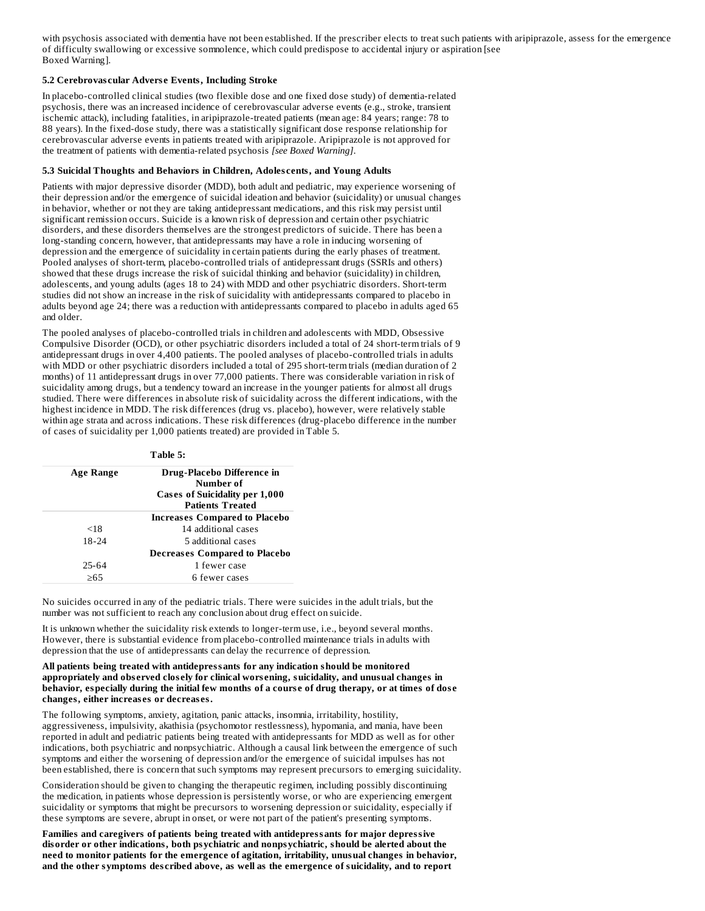with psychosis associated with dementia have not been established. If the prescriber elects to treat such patients with aripiprazole, assess for the emergence of difficulty swallowing or excessive somnolence, which could predispose to accidental injury or aspiration [see Boxed Warning].

### 5.2 Cerebrovascular Adverse Events, Including Stroke

In placebo-controlled clinical studies (two flexible dose and one fixed dose study) of dementia-related psychosis, there was an increased incidence of cerebrovascular adverse events (e.g., stroke, transient ischemic attack), including fatalities, in aripiprazole-treated patients (mean age: 84 years; range: 78 to 88 years). In the fixed-dose study, there was a statistically significant dose response relationship for cerebrovascular adverse events in patients treated with aripiprazole. Aripiprazole is not approved for the treatment of patients with dementia-related psychosis *[see Boxed Warning]*.

### 5.3 Suicidal Thoughts and Behaviors in Children, Adolescents, and Young Adults

Patients with major depressive disorder (MDD), both adult and pediatric, may experience worsening of their depression and/or the emergence of suicidal ideation and behavior (suicidality) or unusual changes in behavior, whether or not they are taking antidepressant medications, and this risk may persist until significant remission occurs. Suicide is a known risk of depression and certain other psychiatric disorders, and these disorders themselves are the strongest predictors of suicide. There has been a long-standing concern, however, that antidepressants may have a role in inducing worsening of depression and the emergence of suicidality in certain patients during the early phases of treatment. Pooled analyses of short-term, placebo-controlled trials of antidepressant drugs (SSRIs and others) showed that these drugs increase the risk of suicidal thinking and behavior (suicidality) in children, adolescents, and young adults (ages 18 to 24) with MDD and other psychiatric disorders. Short-term studies did not show an increase in the risk of suicidality with antidepressants compared to placebo in adults beyond age 24; there was a reduction with antidepressants compared to placebo in adults aged 65 and older.

The pooled analyses of placebo-controlled trials in children and adolescents with MDD, Obsessive Compulsive Disorder (OCD), or other psychiatric disorders included a total of 24 short-term trials of 9 antidepressant drugs in over 4,400 patients. The pooled analyses of placebo-controlled trials in adults with MDD or other psychiatric disorders included a total of 295 short-term trials (median duration of 2 months) of 11 antidepressant drugs in over 77,000 patients. There was considerable variation in risk of suicidality among drugs, but a tendency toward an increase in the younger patients for almost all drugs studied. There were differences in absolute risk of suicidality across the different indications, with the highest incidence in MDD. The risk differences (drug vs. placebo), however, were relatively stable within age strata and across indications. These risk differences (drug-placebo difference in the number of cases of suicidality per 1,000 patients treated) are provided in Table 5.

**Table 5:**

| Age Range | Drug-Placebo Difference in Number of Cases of Suicidality per 1,000 Patients Treated |
|---|---|
| | **Increases Compared to Placebo** |
| <18 | 14 additional cases |
| 18-24 | 5 additional cases |
| | **Decreases Compared to Placebo** |
| 25-64 | 1 fewer case |
| ≥65 | 6 fewer cases |

No suicides occurred in any of the pediatric trials. There were suicides in the adult trials, but the number was not sufficient to reach any conclusion about drug effect on suicide.

It is unknown whether the suicidality risk extends to longer-term use, i.e., beyond several months. However, there is substantial evidence from placebo-controlled maintenance trials in adults with depression that the use of antidepressants can delay the recurrence of depression.

**All patients being treated with antidepressants for any indication should be monitored appropriately and observed closely for clinical worsening, suicidality, and unusual changes in behavior, especially during the initial few months of a course of drug therapy, or at times of dose changes, either increases or decreases.**

The following symptoms, anxiety, agitation, panic attacks, insomnia, irritability, hostility, aggressiveness, impulsivity, akathisia (psychomotor restlessness), hypomania, and mania, have been reported in adult and pediatric patients being treated with antidepressants for MDD as well as for other indications, both psychiatric and nonpsychiatric. Although a causal link between the emergence of such symptoms and either the worsening of depression and/or the emergence of suicidal impulses has not been established, there is concern that such symptoms may represent precursors to emerging suicidality.

Consideration should be given to changing the therapeutic regimen, including possibly discontinuing the medication, in patients whose depression is persistently worse, or who are experiencing emergent suicidality or symptoms that might be precursors to worsening depression or suicidality, especially if these symptoms are severe, abrupt in onset, or were not part of the patient's presenting symptoms.

**Families and caregivers of patients being treated with antidepressants for major depressive disorder or other indications, both psychiatric and nonpsychiatric, should be alerted about the need to monitor patients for the emergence of agitation, irritability, unusual changes in behavior, and the other symptoms described above, as well as the emergence of suicidality, and to report**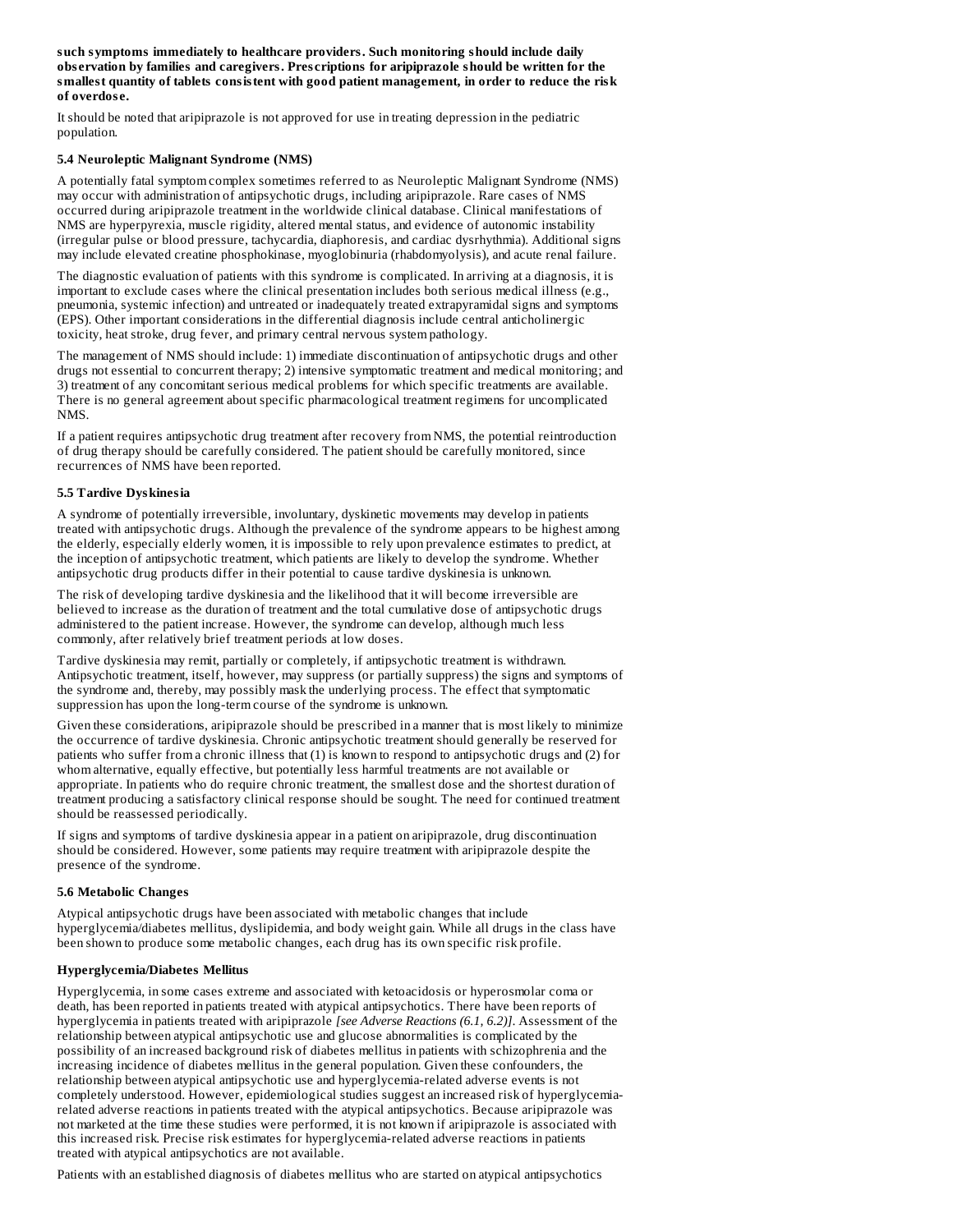**such symptoms immediately to healthcare providers. Such monitoring should include daily observation by families and caregivers. Prescriptions for aripiprazole should be written for the smallest quantity of tablets consistent with good patient management, in order to reduce the risk of overdose.**

It should be noted that aripiprazole is not approved for use in treating depression in the pediatric population.

### 5.4 Neuroleptic Malignant Syndrome (NMS)

A potentially fatal symptom complex sometimes referred to as Neuroleptic Malignant Syndrome (NMS) may occur with administration of antipsychotic drugs, including aripiprazole. Rare cases of NMS occurred during aripiprazole treatment in the worldwide clinical database. Clinical manifestations of NMS are hyperpyrexia, muscle rigidity, altered mental status, and evidence of autonomic instability (irregular pulse or blood pressure, tachycardia, diaphoresis, and cardiac dysrhythmia). Additional signs may include elevated creatine phosphokinase, myoglobinuria (rhabdomyolysis), and acute renal failure.

The diagnostic evaluation of patients with this syndrome is complicated. In arriving at a diagnosis, it is important to exclude cases where the clinical presentation includes both serious medical illness (e.g., pneumonia, systemic infection) and untreated or inadequately treated extrapyramidal signs and symptoms (EPS). Other important considerations in the differential diagnosis include central anticholinergic toxicity, heat stroke, drug fever, and primary central nervous system pathology.

The management of NMS should include: 1) immediate discontinuation of antipsychotic drugs and other drugs not essential to concurrent therapy; 2) intensive symptomatic treatment and medical monitoring; and 3) treatment of any concomitant serious medical problems for which specific treatments are available. There is no general agreement about specific pharmacological treatment regimens for uncomplicated NMS.

If a patient requires antipsychotic drug treatment after recovery from NMS, the potential reintroduction of drug therapy should be carefully considered. The patient should be carefully monitored, since recurrences of NMS have been reported.

### 5.5 Tardive Dyskinesia

A syndrome of potentially irreversible, involuntary, dyskinetic movements may develop in patients treated with antipsychotic drugs. Although the prevalence of the syndrome appears to be highest among the elderly, especially elderly women, it is impossible to rely upon prevalence estimates to predict, at the inception of antipsychotic treatment, which patients are likely to develop the syndrome. Whether antipsychotic drug products differ in their potential to cause tardive dyskinesia is unknown.

The risk of developing tardive dyskinesia and the likelihood that it will become irreversible are believed to increase as the duration of treatment and the total cumulative dose of antipsychotic drugs administered to the patient increase. However, the syndrome can develop, although much less commonly, after relatively brief treatment periods at low doses.

Tardive dyskinesia may remit, partially or completely, if antipsychotic treatment is withdrawn. Antipsychotic treatment, itself, however, may suppress (or partially suppress) the signs and symptoms of the syndrome and, thereby, may possibly mask the underlying process. The effect that symptomatic suppression has upon the long-term course of the syndrome is unknown.

Given these considerations, aripiprazole should be prescribed in a manner that is most likely to minimize the occurrence of tardive dyskinesia. Chronic antipsychotic treatment should generally be reserved for patients who suffer from a chronic illness that (1) is known to respond to antipsychotic drugs and (2) for whom alternative, equally effective, but potentially less harmful treatments are not available or appropriate. In patients who do require chronic treatment, the smallest dose and the shortest duration of treatment producing a satisfactory clinical response should be sought. The need for continued treatment should be reassessed periodically.

If signs and symptoms of tardive dyskinesia appear in a patient on aripiprazole, drug discontinuation should be considered. However, some patients may require treatment with aripiprazole despite the presence of the syndrome.

### 5.6 Metabolic Changes

Atypical antipsychotic drugs have been associated with metabolic changes that include hyperglycemia/diabetes mellitus, dyslipidemia, and body weight gain. While all drugs in the class have been shown to produce some metabolic changes, each drug has its own specific risk profile.

#### Hyperglycemia/Diabetes Mellitus

Hyperglycemia, in some cases extreme and associated with ketoacidosis or hyperosmolar coma or death, has been reported in patients treated with atypical antipsychotics. There have been reports of hyperglycemia in patients treated with aripiprazole *[see Adverse Reactions (6.1, 6.2)]*. Assessment of the relationship between atypical antipsychotic use and glucose abnormalities is complicated by the possibility of an increased background risk of diabetes mellitus in patients with schizophrenia and the increasing incidence of diabetes mellitus in the general population. Given these confounders, the relationship between atypical antipsychotic use and hyperglycemia-related adverse events is not completely understood. However, epidemiological studies suggest an increased risk of hyperglycemia-related adverse reactions in patients treated with the atypical antipsychotics. Because aripiprazole was not marketed at the time these studies were performed, it is not known if aripiprazole is associated with this increased risk. Precise risk estimates for hyperglycemia-related adverse reactions in patients treated with atypical antipsychotics are not available.

Patients with an established diagnosis of diabetes mellitus who are started on atypical antipsychotics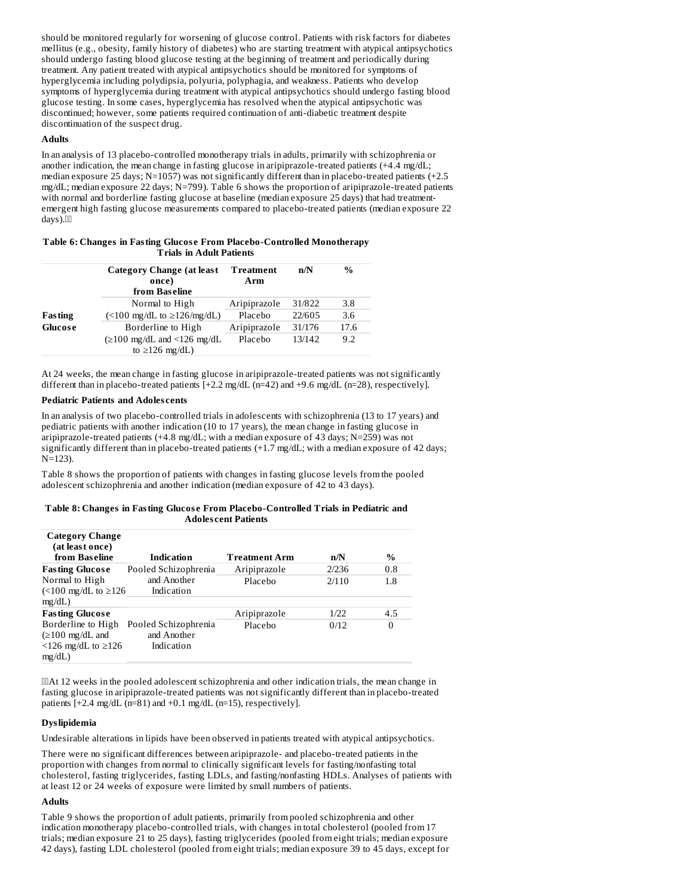should be monitored regularly for worsening of glucose control. Patients with risk factors for diabetes mellitus (e.g., obesity, family history of diabetes) who are starting treatment with atypical antipsychotics should undergo fasting blood glucose testing at the beginning of treatment and periodically during treatment. Any patient treated with atypical antipsychotics should be monitored for symptoms of hyperglycemia including polydipsia, polyuria, polyphagia, and weakness. Patients who develop symptoms of hyperglycemia during treatment with atypical antipsychotics should undergo fasting blood glucose testing. In some cases, hyperglycemia has resolved when the atypical antipsychotic was discontinued; however, some patients required continuation of anti-diabetic treatment despite discontinuation of the suspect drug.

**Adults**

In an analysis of 13 placebo-controlled monotherapy trials in adults, primarily with schizophrenia or another indication, the mean change in fasting glucose in aripiprazole-treated patients (+4.4 mg/dL; median exposure 25 days; N=1057) was not significantly different than in placebo-treated patients (+2.5 mg/dL; median exposure 22 days; N=799). Table 6 shows the proportion of aripiprazole-treated patients with normal and borderline fasting glucose at baseline (median exposure 25 days) that had treatment-emergent high fasting glucose measurements compared to placebo-treated patients (median exposure 22 days).

**Table 6: Changes in Fasting Glucose From Placebo-Controlled Monotherapy Trials in Adult Patients**

| | Category Change (at least once) from Baseline | Treatment Arm | n/N | % |
|---|---|---|---|---|
| **Fasting Glucose** | Normal to High (<100 mg/dL to ≥126/mg/dL) | Aripiprazole | 31/822 | 3.8 |
| | | Placebo | 22/605 | 3.6 |
| | Borderline to High (≥100 mg/dL and <126 mg/dL to ≥126 mg/dL) | Aripiprazole | 31/176 | 17.6 |
| | | Placebo | 13/142 | 9.2 |

At 24 weeks, the mean change in fasting glucose in aripiprazole-treated patients was not significantly different than in placebo-treated patients [+2.2 mg/dL (n=42) and +9.6 mg/dL (n=28), respectively].

**Pediatric Patients and Adolescents**

In an analysis of two placebo-controlled trials in adolescents with schizophrenia (13 to 17 years) and pediatric patients with another indication (10 to 17 years), the mean change in fasting glucose in aripiprazole-treated patients (+4.8 mg/dL; with a median exposure of 43 days; N=259) was not significantly different than in placebo-treated patients (+1.7 mg/dL; with a median exposure of 42 days; N=123).

Table 8 shows the proportion of patients with changes in fasting glucose levels from the pooled adolescent schizophrenia and another indication (median exposure of 42 to 43 days).

**Table 8: Changes in Fasting Glucose From Placebo-Controlled Trials in Pediatric and Adolescent Patients**

| Category Change (at least once) from Baseline | Indication | Treatment Arm | n/N | % |
|---|---|---|---|---|
| **Fasting Glucose** Normal to High (<100 mg/dL to ≥126 mg/dL) | Pooled Schizophrenia and Another Indication | Aripiprazole | 2/236 | 0.8 |
| | | Placebo | 2/110 | 1.8 |
| **Fasting Glucose** Borderline to High (≥100 mg/dL and <126 mg/dL to ≥126 mg/dL) | Pooled Schizophrenia and Another Indication | Aripiprazole | 1/22 | 4.5 |
| | | Placebo | 0/12 | 0 |

At 12 weeks in the pooled adolescent schizophrenia and other indication trials, the mean change in fasting glucose in aripiprazole-treated patients was not significantly different than in placebo-treated patients [+2.4 mg/dL (n=81) and +0.1 mg/dL (n=15), respectively].

**Dyslipidemia**

Undesirable alterations in lipids have been observed in patients treated with atypical antipsychotics.

There were no significant differences between aripiprazole- and placebo-treated patients in the proportion with changes from normal to clinically significant levels for fasting/nonfasting total cholesterol, fasting triglycerides, fasting LDLs, and fasting/nonfasting HDLs. Analyses of patients with at least 12 or 24 weeks of exposure were limited by small numbers of patients.

**Adults**

Table 9 shows the proportion of adult patients, primarily from pooled schizophrenia and other indication monotherapy placebo-controlled trials, with changes in total cholesterol (pooled from 17 trials; median exposure 21 to 25 days), fasting triglycerides (pooled from eight trials; median exposure 42 days), fasting LDL cholesterol (pooled from eight trials; median exposure 39 to 45 days, except for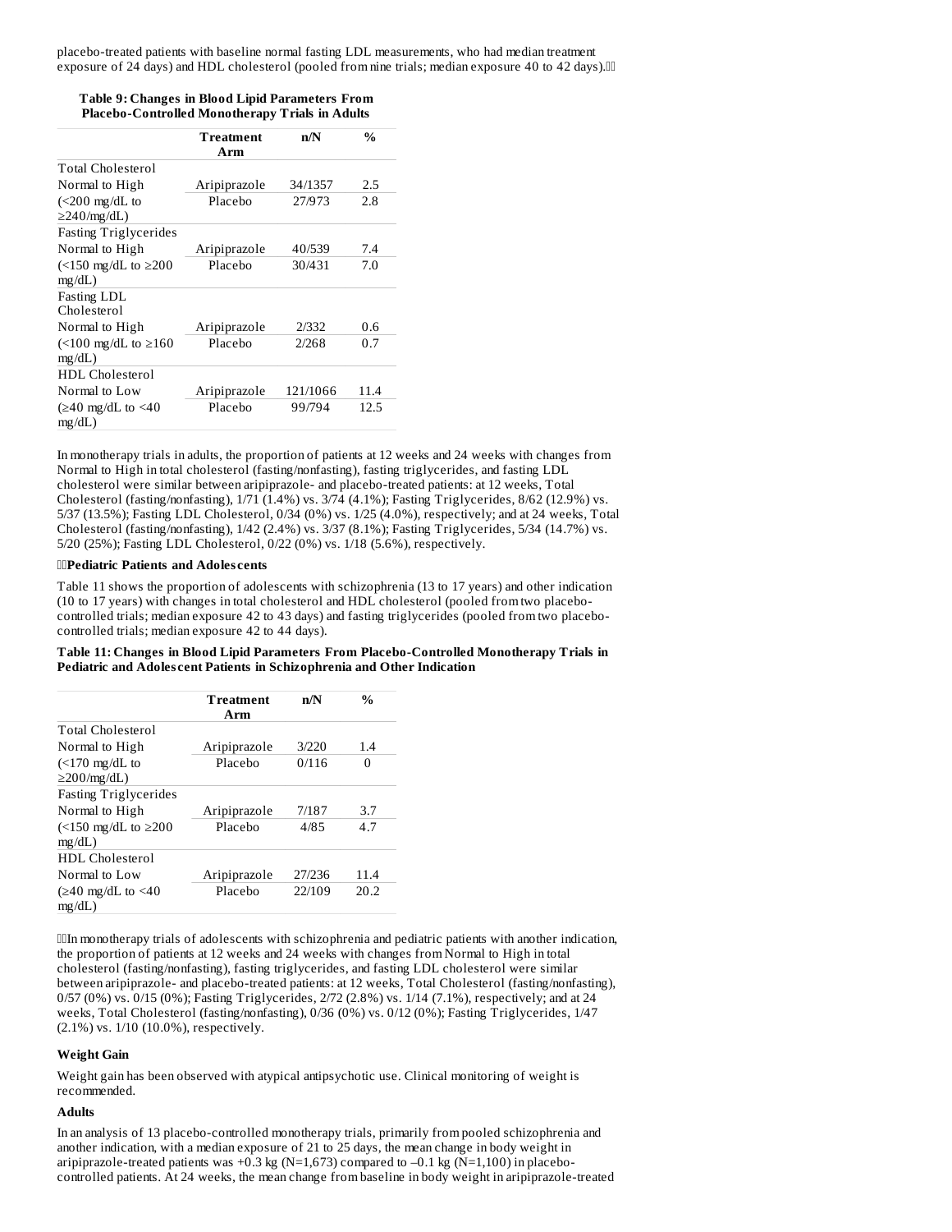placebo-treated patients with baseline normal fasting LDL measurements, who had median treatment exposure of 24 days) and HDL cholesterol (pooled from nine trials; median exposure 40 to 42 days).

**Table 9: Changes in Blood Lipid Parameters From Placebo-Controlled Monotherapy Trials in Adults**

| | Treatment Arm | n/N | % |
|---|---|---|---|
| Total Cholesterol | | | |
| Normal to High | Aripiprazole | 34/1357 | 2.5 |
| (<200 mg/dL to ≥240/mg/dL) | Placebo | 27/973 | 2.8 |
| Fasting Triglycerides | | | |
| Normal to High | Aripiprazole | 40/539 | 7.4 |
| (<150 mg/dL to ≥200 mg/dL) | Placebo | 30/431 | 7.0 |
| Fasting LDL Cholesterol | | | |
| Normal to High | Aripiprazole | 2/332 | 0.6 |
| (<100 mg/dL to ≥160 mg/dL) | Placebo | 2/268 | 0.7 |
| HDL Cholesterol | | | |
| Normal to Low | Aripiprazole | 121/1066 | 11.4 |
| (≥40 mg/dL to <40 mg/dL) | Placebo | 99/794 | 12.5 |

In monotherapy trials in adults, the proportion of patients at 12 weeks and 24 weeks with changes from Normal to High in total cholesterol (fasting/nonfasting), fasting triglycerides, and fasting LDL cholesterol were similar between aripiprazole- and placebo-treated patients: at 12 weeks, Total Cholesterol (fasting/nonfasting), 1/71 (1.4%) vs. 3/74 (4.1%); Fasting Triglycerides, 8/62 (12.9%) vs. 5/37 (13.5%); Fasting LDL Cholesterol, 0/34 (0%) vs. 1/25 (4.0%), respectively; and at 24 weeks, Total Cholesterol (fasting/nonfasting), 1/42 (2.4%) vs. 3/37 (8.1%); Fasting Triglycerides, 5/34 (14.7%) vs. 5/20 (25%); Fasting LDL Cholesterol, 0/22 (0%) vs. 1/18 (5.6%), respectively.

**Pediatric Patients and Adolescents**

Table 11 shows the proportion of adolescents with schizophrenia (13 to 17 years) and other indication (10 to 17 years) with changes in total cholesterol and HDL cholesterol (pooled from two placebo-controlled trials; median exposure 42 to 43 days) and fasting triglycerides (pooled from two placebo-controlled trials; median exposure 42 to 44 days).

**Table 11: Changes in Blood Lipid Parameters From Placebo-Controlled Monotherapy Trials in Pediatric and Adolescent Patients in Schizophrenia and Other Indication**

| | Treatment Arm | n/N | % |
|---|---|---|---|
| Total Cholesterol | | | |
| Normal to High | Aripiprazole | 3/220 | 1.4 |
| (<170 mg/dL to ≥200/mg/dL) | Placebo | 0/116 | 0 |
| Fasting Triglycerides | | | |
| Normal to High | Aripiprazole | 7/187 | 3.7 |
| (<150 mg/dL to ≥200 mg/dL) | Placebo | 4/85 | 4.7 |
| HDL Cholesterol | | | |
| Normal to Low | Aripiprazole | 27/236 | 11.4 |
| (≥40 mg/dL to <40 mg/dL) | Placebo | 22/109 | 20.2 |

In monotherapy trials of adolescents with schizophrenia and pediatric patients with another indication, the proportion of patients at 12 weeks and 24 weeks with changes from Normal to High in total cholesterol (fasting/nonfasting), fasting triglycerides, and fasting LDL cholesterol were similar between aripiprazole- and placebo-treated patients: at 12 weeks, Total Cholesterol (fasting/nonfasting), 0/57 (0%) vs. 0/15 (0%); Fasting Triglycerides, 2/72 (2.8%) vs. 1/14 (7.1%), respectively; and at 24 weeks, Total Cholesterol (fasting/nonfasting), 0/36 (0%) vs. 0/12 (0%); Fasting Triglycerides, 1/47 (2.1%) vs. 1/10 (10.0%), respectively.

**Weight Gain**

Weight gain has been observed with atypical antipsychotic use. Clinical monitoring of weight is recommended.

**Adults**

In an analysis of 13 placebo-controlled monotherapy trials, primarily from pooled schizophrenia and another indication, with a median exposure of 21 to 25 days, the mean change in body weight in aripiprazole-treated patients was +0.3 kg (N=1,673) compared to –0.1 kg (N=1,100) in placebo-controlled patients. At 24 weeks, the mean change from baseline in body weight in aripiprazole-treated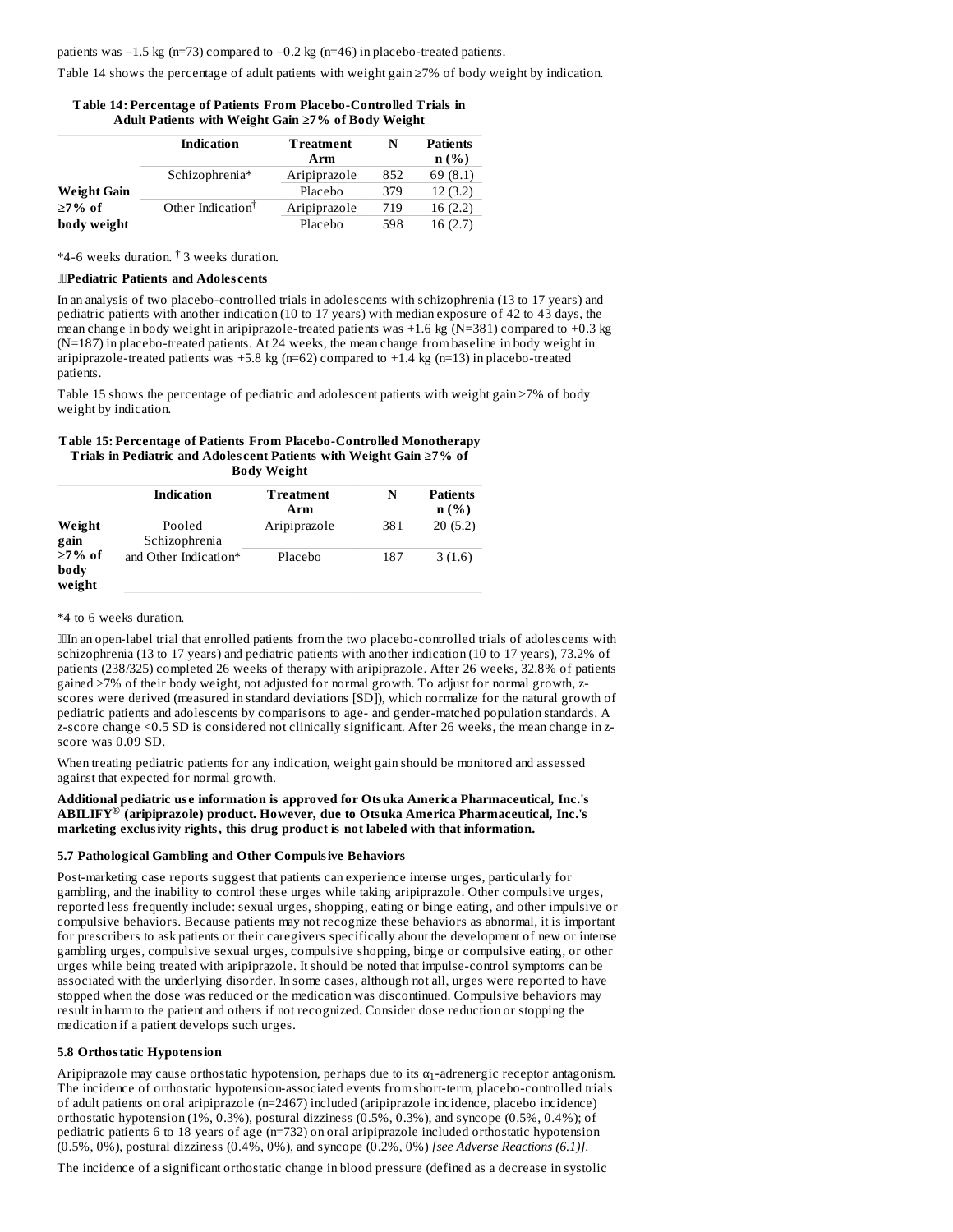patients was –1.5 kg (n=73) compared to –0.2 kg (n=46) in placebo-treated patients.

Table 14 shows the percentage of adult patients with weight gain ≥7% of body weight by indication.

**Table 14: Percentage of Patients From Placebo-Controlled Trials in Adult Patients with Weight Gain ≥7% of Body Weight**

| | Indication | Treatment Arm | N | Patients n (%) |
|---|---|---|---|---|
| Weight Gain ≥7% of body weight | Schizophrenia* | Aripiprazole | 852 | 69 (8.1) |
| | | Placebo | 379 | 12 (3.2) |
| | Other Indication† | Aripiprazole | 719 | 16 (2.2) |
| | | Placebo | 598 | 16 (2.7) |

*4-6 weeks duration. † 3 weeks duration.

**Pediatric Patients and Adolescents**

In an analysis of two placebo-controlled trials in adolescents with schizophrenia (13 to 17 years) and pediatric patients with another indication (10 to 17 years) with median exposure of 42 to 43 days, the mean change in body weight in aripiprazole-treated patients was +1.6 kg (N=381) compared to +0.3 kg (N=187) in placebo-treated patients. At 24 weeks, the mean change from baseline in body weight in aripiprazole-treated patients was +5.8 kg (n=62) compared to +1.4 kg (n=13) in placebo-treated patients.

Table 15 shows the percentage of pediatric and adolescent patients with weight gain ≥7% of body weight by indication.

**Table 15: Percentage of Patients From Placebo-Controlled Monotherapy Trials in Pediatric and Adolescent Patients with Weight Gain ≥7% of Body Weight**

| | Indication | Treatment Arm | N | Patients n (%) |
|---|---|---|---|---|
| Weight gain ≥7% of body weight | Pooled Schizophrenia and Other Indication* | Aripiprazole | 381 | 20 (5.2) |
| | | Placebo | 187 | 3 (1.6) |

*4 to 6 weeks duration.

In an open-label trial that enrolled patients from the two placebo-controlled trials of adolescents with schizophrenia (13 to 17 years) and pediatric patients with another indication (10 to 17 years), 73.2% of patients (238/325) completed 26 weeks of therapy with aripiprazole. After 26 weeks, 32.8% of patients gained ≥7% of their body weight, not adjusted for normal growth. To adjust for normal growth, z-scores were derived (measured in standard deviations [SD]), which normalize for the natural growth of pediatric patients and adolescents by comparisons to age- and gender-matched population standards. A z-score change <0.5 SD is considered not clinically significant. After 26 weeks, the mean change in z-score was 0.09 SD.

When treating pediatric patients for any indication, weight gain should be monitored and assessed against that expected for normal growth.

**Additional pediatric use information is approved for Otsuka America Pharmaceutical, Inc.'s ABILIFY® (aripiprazole) product. However, due to Otsuka America Pharmaceutical, Inc.'s marketing exclusivity rights, this drug product is not labeled with that information.**

### 5.7 Pathological Gambling and Other Compulsive Behaviors

Post-marketing case reports suggest that patients can experience intense urges, particularly for gambling, and the inability to control these urges while taking aripiprazole. Other compulsive urges, reported less frequently include: sexual urges, shopping, eating or binge eating, and other impulsive or compulsive behaviors. Because patients may not recognize these behaviors as abnormal, it is important for prescribers to ask patients or their caregivers specifically about the development of new or intense gambling urges, compulsive sexual urges, compulsive shopping, binge or compulsive eating, or other urges while being treated with aripiprazole. It should be noted that impulse-control symptoms can be associated with the underlying disorder. In some cases, although not all, urges were reported to have stopped when the dose was reduced or the medication was discontinued. Compulsive behaviors may result in harm to the patient and others if not recognized. Consider dose reduction or stopping the medication if a patient develops such urges.

### 5.8 Orthostatic Hypotension

Aripiprazole may cause orthostatic hypotension, perhaps due to its $\alpha_1$-adrenergic receptor antagonism. The incidence of orthostatic hypotension-associated events from short-term, placebo-controlled trials of adult patients on oral aripiprazole (n=2467) included (aripiprazole incidence, placebo incidence) orthostatic hypotension (1%, 0.3%), postural dizziness (0.5%, 0.3%), and syncope (0.5%, 0.4%); of pediatric patients 6 to 18 years of age (n=732) on oral aripiprazole included orthostatic hypotension (0.5%, 0%), postural dizziness (0.4%, 0%), and syncope (0.2%, 0%) *[see Adverse Reactions (6.1)]*.

The incidence of a significant orthostatic change in blood pressure (defined as a decrease in systolic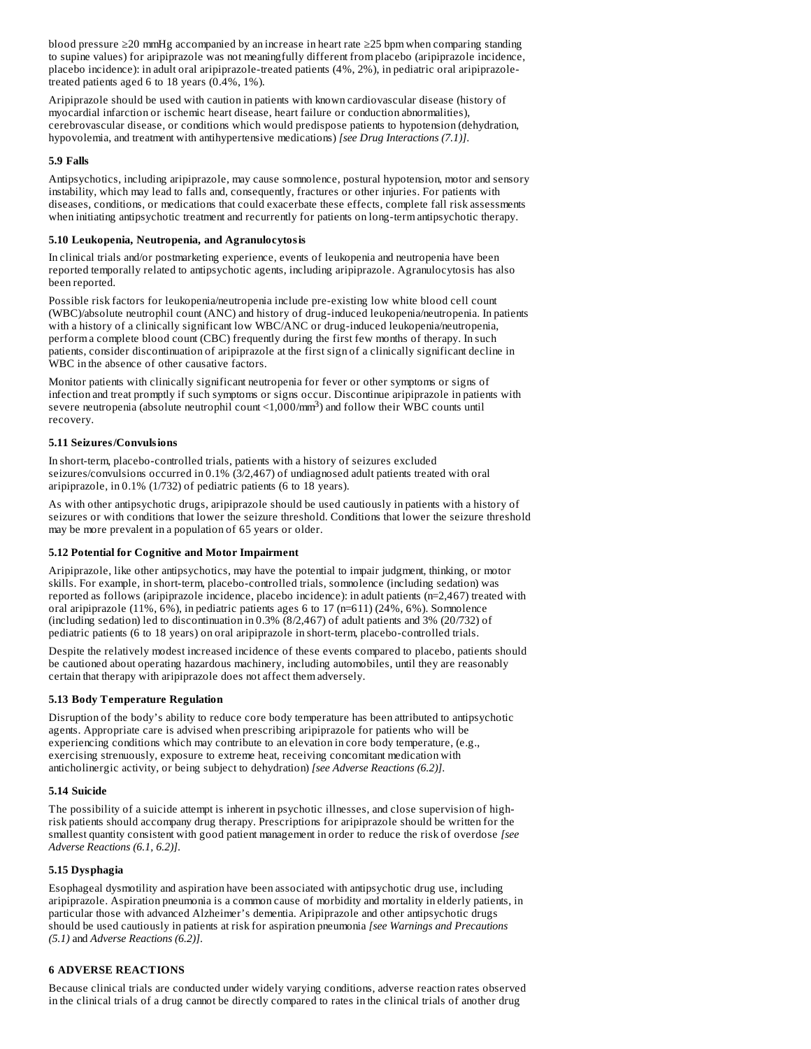blood pressure ≥20 mmHg accompanied by an increase in heart rate ≥25 bpm when comparing standing to supine values) for aripiprazole was not meaningfully different from placebo (aripiprazole incidence, placebo incidence): in adult oral aripiprazole-treated patients (4%, 2%), in pediatric oral aripiprazole-treated patients aged 6 to 18 years (0.4%, 1%).

Aripiprazole should be used with caution in patients with known cardiovascular disease (history of myocardial infarction or ischemic heart disease, heart failure or conduction abnormalities), cerebrovascular disease, or conditions which would predispose patients to hypotension (dehydration, hypovolemia, and treatment with antihypertensive medications) *[see Drug Interactions (7.1)]*.

**5.9 Falls**

Antipsychotics, including aripiprazole, may cause somnolence, postural hypotension, motor and sensory instability, which may lead to falls and, consequently, fractures or other injuries. For patients with diseases, conditions, or medications that could exacerbate these effects, complete fall risk assessments when initiating antipsychotic treatment and recurrently for patients on long-term antipsychotic therapy.

**5.10 Leukopenia, Neutropenia, and Agranulocytosis**

In clinical trials and/or postmarketing experience, events of leukopenia and neutropenia have been reported temporally related to antipsychotic agents, including aripiprazole. Agranulocytosis has also been reported.

Possible risk factors for leukopenia/neutropenia include pre-existing low white blood cell count (WBC)/absolute neutrophil count (ANC) and history of drug-induced leukopenia/neutropenia. In patients with a history of a clinically significant low WBC/ANC or drug-induced leukopenia/neutropenia, perform a complete blood count (CBC) frequently during the first few months of therapy. In such patients, consider discontinuation of aripiprazole at the first sign of a clinically significant decline in WBC in the absence of other causative factors.

Monitor patients with clinically significant neutropenia for fever or other symptoms or signs of infection and treat promptly if such symptoms or signs occur. Discontinue aripiprazole in patients with severe neutropenia (absolute neutrophil count <1,000/$mm^3$) and follow their WBC counts until recovery.

**5.11 Seizures/Convulsions**

In short-term, placebo-controlled trials, patients with a history of seizures excluded seizures/convulsions occurred in 0.1% (3/2,467) of undiagnosed adult patients treated with oral aripiprazole, in 0.1% (1/732) of pediatric patients (6 to 18 years).

As with other antipsychotic drugs, aripiprazole should be used cautiously in patients with a history of seizures or with conditions that lower the seizure threshold. Conditions that lower the seizure threshold may be more prevalent in a population of 65 years or older.

**5.12 Potential for Cognitive and Motor Impairment**

Aripiprazole, like other antipsychotics, may have the potential to impair judgment, thinking, or motor skills. For example, in short-term, placebo-controlled trials, somnolence (including sedation) was reported as follows (aripiprazole incidence, placebo incidence): in adult patients (n=2,467) treated with oral aripiprazole (11%, 6%), in pediatric patients ages 6 to 17 (n=611) (24%, 6%). Somnolence (including sedation) led to discontinuation in 0.3% (8/2,467) of adult patients and 3% (20/732) of pediatric patients (6 to 18 years) on oral aripiprazole in short-term, placebo-controlled trials.

Despite the relatively modest increased incidence of these events compared to placebo, patients should be cautioned about operating hazardous machinery, including automobiles, until they are reasonably certain that therapy with aripiprazole does not affect them adversely.

**5.13 Body Temperature Regulation**

Disruption of the body's ability to reduce core body temperature has been attributed to antipsychotic agents. Appropriate care is advised when prescribing aripiprazole for patients who will be experiencing conditions which may contribute to an elevation in core body temperature, (e.g., exercising strenuously, exposure to extreme heat, receiving concomitant medication with anticholinergic activity, or being subject to dehydration) *[see Adverse Reactions (6.2)]*.

**5.14 Suicide**

The possibility of a suicide attempt is inherent in psychotic illnesses, and close supervision of high-risk patients should accompany drug therapy. Prescriptions for aripiprazole should be written for the smallest quantity consistent with good patient management in order to reduce the risk of overdose *[see Adverse Reactions (6.1, 6.2)]*.

**5.15 Dysphagia**

Esophageal dysmotility and aspiration have been associated with antipsychotic drug use, including aripiprazole. Aspiration pneumonia is a common cause of morbidity and mortality in elderly patients, in particular those with advanced Alzheimer's dementia. Aripiprazole and other antipsychotic drugs should be used cautiously in patients at risk for aspiration pneumonia *[see Warnings and Precautions (5.1)* and *Adverse Reactions (6.2)]*.

## 6 ADVERSE REACTIONS

Because clinical trials are conducted under widely varying conditions, adverse reaction rates observed in the clinical trials of a drug cannot be directly compared to rates in the clinical trials of another drug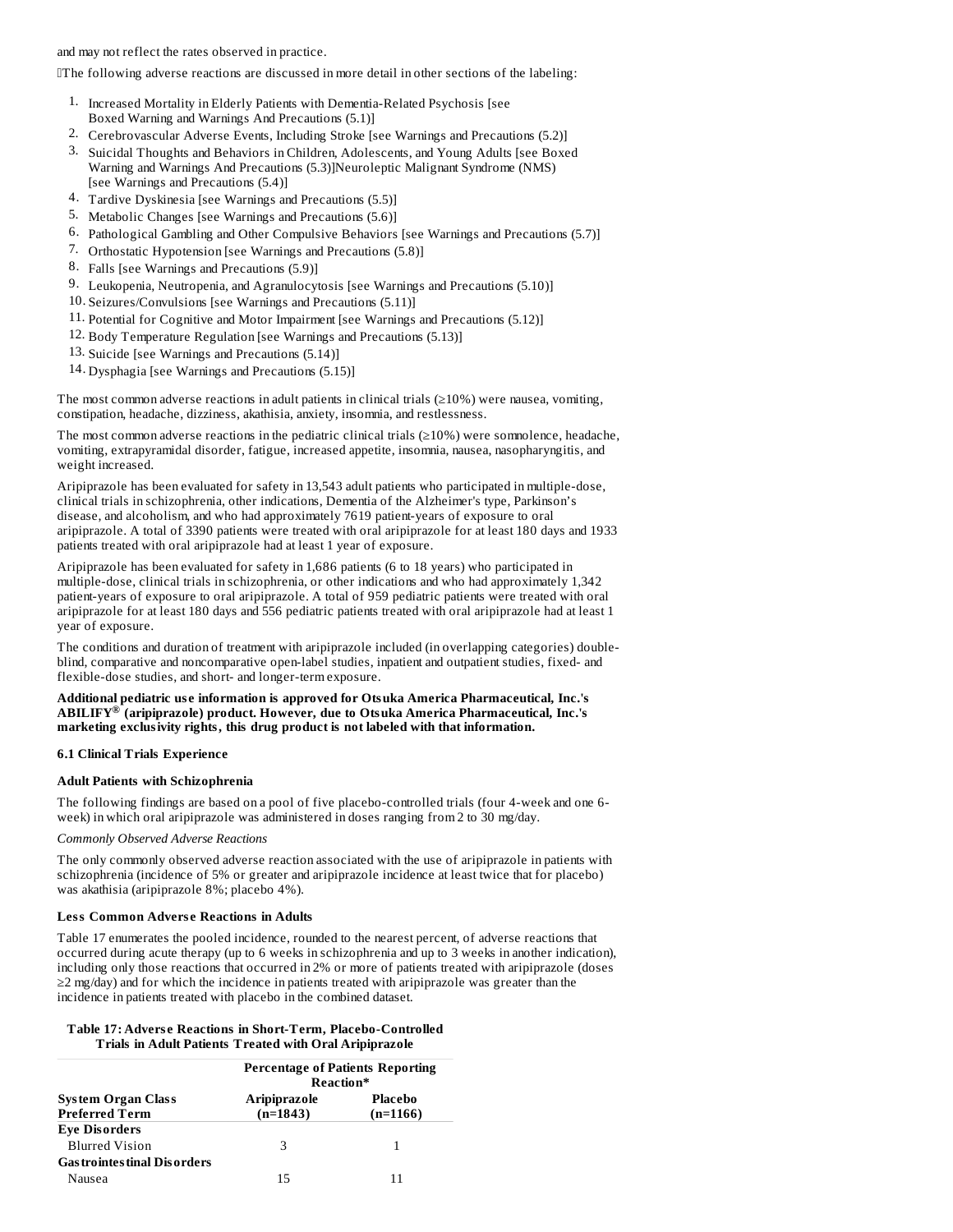and may not reflect the rates observed in practice.

The following adverse reactions are discussed in more detail in other sections of the labeling:

1. Increased Mortality in Elderly Patients with Dementia-Related Psychosis [see Boxed Warning and Warnings And Precautions (5.1)]
2. Cerebrovascular Adverse Events, Including Stroke [see Warnings and Precautions (5.2)]
3. Suicidal Thoughts and Behaviors in Children, Adolescents, and Young Adults [see Boxed Warning and Warnings And Precautions (5.3)]Neuroleptic Malignant Syndrome (NMS) [see Warnings and Precautions (5.4)]
4. Tardive Dyskinesia [see Warnings and Precautions (5.5)]
5. Metabolic Changes [see Warnings and Precautions (5.6)]
6. Pathological Gambling and Other Compulsive Behaviors [see Warnings and Precautions (5.7)]
7. Orthostatic Hypotension [see Warnings and Precautions (5.8)]
8. Falls [see Warnings and Precautions (5.9)]
9. Leukopenia, Neutropenia, and Agranulocytosis [see Warnings and Precautions (5.10)]
10. Seizures/Convulsions [see Warnings and Precautions (5.11)]
11. Potential for Cognitive and Motor Impairment [see Warnings and Precautions (5.12)]
12. Body Temperature Regulation [see Warnings and Precautions (5.13)]
13. Suicide [see Warnings and Precautions (5.14)]
14. Dysphagia [see Warnings and Precautions (5.15)]

The most common adverse reactions in adult patients in clinical trials (≥10%) were nausea, vomiting, constipation, headache, dizziness, akathisia, anxiety, insomnia, and restlessness.

The most common adverse reactions in the pediatric clinical trials (≥10%) were somnolence, headache, vomiting, extrapyramidal disorder, fatigue, increased appetite, insomnia, nausea, nasopharyngitis, and weight increased.

Aripiprazole has been evaluated for safety in 13,543 adult patients who participated in multiple-dose, clinical trials in schizophrenia, other indications, Dementia of the Alzheimer's type, Parkinson's disease, and alcoholism, and who had approximately 7619 patient-years of exposure to oral aripiprazole. A total of 3390 patients were treated with oral aripiprazole for at least 180 days and 1933 patients treated with oral aripiprazole had at least 1 year of exposure.

Aripiprazole has been evaluated for safety in 1,686 patients (6 to 18 years) who participated in multiple-dose, clinical trials in schizophrenia, or other indications and who had approximately 1,342 patient-years of exposure to oral aripiprazole. A total of 959 pediatric patients were treated with oral aripiprazole for at least 180 days and 556 pediatric patients treated with oral aripiprazole had at least 1 year of exposure.

The conditions and duration of treatment with aripiprazole included (in overlapping categories) double-blind, comparative and noncomparative open-label studies, inpatient and outpatient studies, fixed- and flexible-dose studies, and short- and longer-term exposure.

**Additional pediatric use information is approved for Otsuka America Pharmaceutical, Inc.'s ABILIFY® (aripiprazole) product. However, due to Otsuka America Pharmaceutical, Inc.'s marketing exclusivity rights, this drug product is not labeled with that information.**

### 6.1 Clinical Trials Experience

#### Adult Patients with Schizophrenia

The following findings are based on a pool of five placebo-controlled trials (four 4-week and one 6-week) in which oral aripiprazole was administered in doses ranging from 2 to 30 mg/day.

*Commonly Observed Adverse Reactions*

The only commonly observed adverse reaction associated with the use of aripiprazole in patients with schizophrenia (incidence of 5% or greater and aripiprazole incidence at least twice that for placebo) was akathisia (aripiprazole 8%; placebo 4%).

#### Less Common Adverse Reactions in Adults

Table 17 enumerates the pooled incidence, rounded to the nearest percent, of adverse reactions that occurred during acute therapy (up to 6 weeks in schizophrenia and up to 3 weeks in another indication), including only those reactions that occurred in 2% or more of patients treated with aripiprazole (doses ≥2 mg/day) and for which the incidence in patients treated with aripiprazole was greater than the incidence in patients treated with placebo in the combined dataset.

**Table 17: Adverse Reactions in Short-Term, Placebo-Controlled Trials in Adult Patients Treated with Oral Aripiprazole**

| | Percentage of Patients Reporting Reaction* | |
|---|---|---|
| **System Organ Class** **Preferred Term** | **Aripiprazole (n=1843)** | **Placebo (n=1166)** |
| **Eye Disorders** | | |
| Blurred Vision | 3 | 1 |
| **Gastrointestinal Disorders** | | |
| Nausea | 15 | 11 |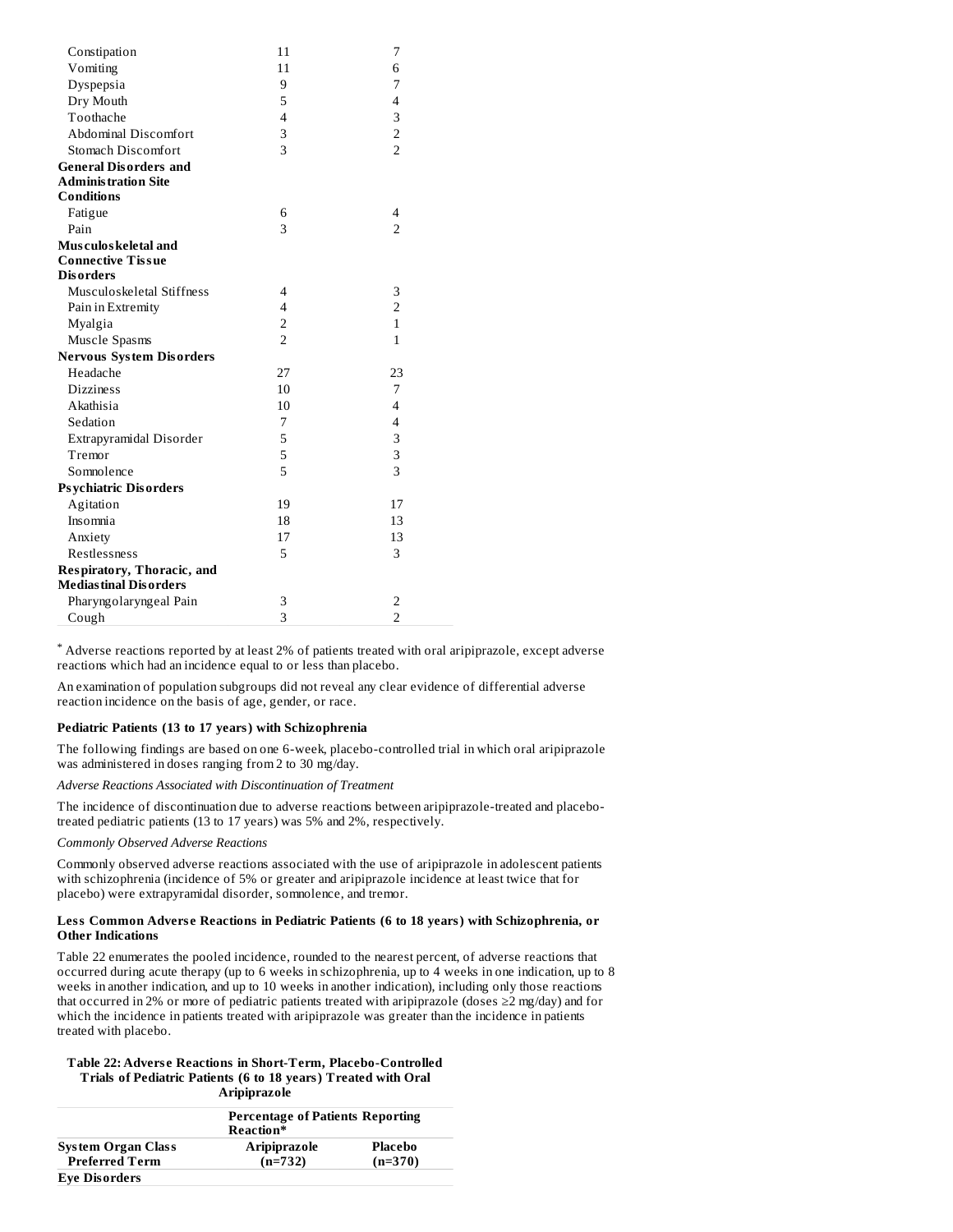| | | |
|---|---|---|
| Constipation | 11 | 7 |
| Vomiting | 11 | 6 |
| Dyspepsia | 9 | 7 |
| Dry Mouth | 5 | 4 |
| Toothache | 4 | 3 |
| Abdominal Discomfort | 3 | 2 |
| Stomach Discomfort | 3 | 2 |
| **General Disorders and Administration Site Conditions** | | |
| Fatigue | 6 | 4 |
| Pain | 3 | 2 |
| **Musculoskeletal and Connective Tissue Disorders** | | |
| Musculoskeletal Stiffness | 4 | 3 |
| Pain in Extremity | 4 | 2 |
| Myalgia | 2 | 1 |
| Muscle Spasms | 2 | 1 |
| **Nervous System Disorders** | | |
| Headache | 27 | 23 |
| Dizziness | 10 | 7 |
| Akathisia | 10 | 4 |
| Sedation | 7 | 4 |
| Extrapyramidal Disorder | 5 | 3 |
| Tremor | 5 | 3 |
| Somnolence | 5 | 3 |
| **Psychiatric Disorders** | | |
| Agitation | 19 | 17 |
| Insomnia | 18 | 13 |
| Anxiety | 17 | 13 |
| Restlessness | 5 | 3 |
| **Respiratory, Thoracic, and Mediastinal Disorders** | | |
| Pharyngolaryngeal Pain | 3 | 2 |
| Cough | 3 | 2 |

* Adverse reactions reported by at least 2% of patients treated with oral aripiprazole, except adverse reactions which had an incidence equal to or less than placebo.

An examination of population subgroups did not reveal any clear evidence of differential adverse reaction incidence on the basis of age, gender, or race.

**Pediatric Patients (13 to 17 years) with Schizophrenia**

The following findings are based on one 6-week, placebo-controlled trial in which oral aripiprazole was administered in doses ranging from 2 to 30 mg/day.

*Adverse Reactions Associated with Discontinuation of Treatment*

The incidence of discontinuation due to adverse reactions between aripiprazole-treated and placebo-treated pediatric patients (13 to 17 years) was 5% and 2%, respectively.

*Commonly Observed Adverse Reactions*

Commonly observed adverse reactions associated with the use of aripiprazole in adolescent patients with schizophrenia (incidence of 5% or greater and aripiprazole incidence at least twice that for placebo) were extrapyramidal disorder, somnolence, and tremor.

**Less Common Adverse Reactions in Pediatric Patients (6 to 18 years) with Schizophrenia, or Other Indications**

Table 22 enumerates the pooled incidence, rounded to the nearest percent, of adverse reactions that occurred during acute therapy (up to 6 weeks in schizophrenia, up to 4 weeks in one indication, up to 8 weeks in another indication, and up to 10 weeks in another indication), including only those reactions that occurred in 2% or more of pediatric patients treated with aripiprazole (doses ≥2 mg/day) and for which the incidence in patients treated with aripiprazole was greater than the incidence in patients treated with placebo.

**Table 22: Adverse Reactions in Short-Term, Placebo-Controlled Trials of Pediatric Patients (6 to 18 years) Treated with Oral Aripiprazole**

| | Percentage of Patients Reporting Reaction* | |
|---|---|---|
| **System Organ Class** **Preferred Term** | **Aripiprazole (n=732)** | **Placebo (n=370)** |
| **Eye Disorders** | | |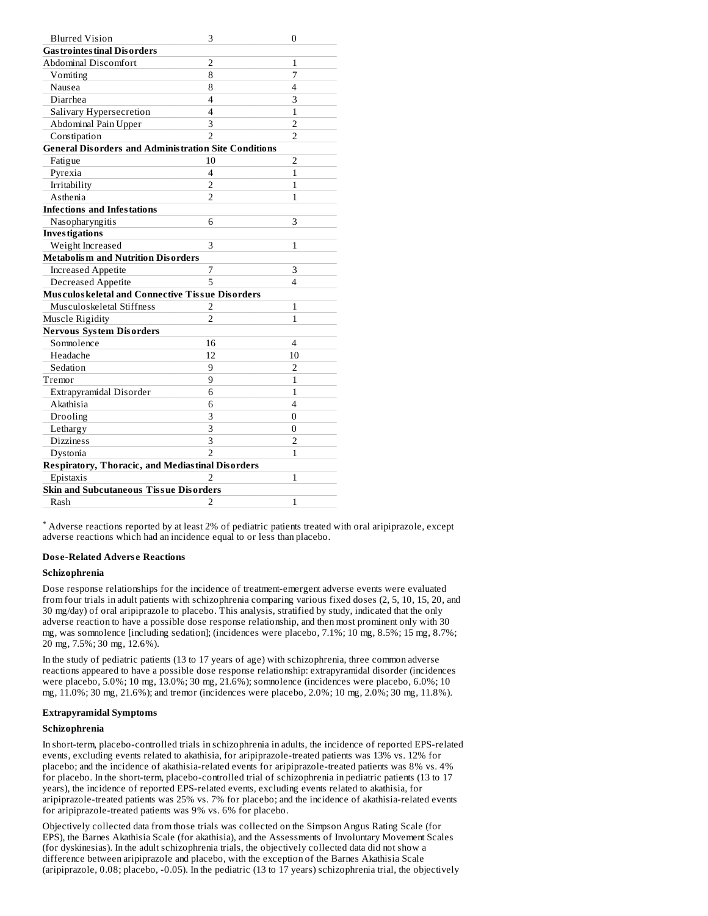| | | |
|---|---|---|
| Blurred Vision | 3 | 0 |
| **Gastrointestinal Disorders** | | |
| Abdominal Discomfort | 2 | 1 |
| Vomiting | 8 | 7 |
| Nausea | 8 | 4 |
| Diarrhea | 4 | 3 |
| Salivary Hypersecretion | 4 | 1 |
| Abdominal Pain Upper | 3 | 2 |
| Constipation | 2 | 2 |
| **General Disorders and Administration Site Conditions** | | |
| Fatigue | 10 | 2 |
| Pyrexia | 4 | 1 |
| Irritability | 2 | 1 |
| Asthenia | 2 | 1 |
| **Infections and Infestations** | | |
| Nasopharyngitis | 6 | 3 |
| **Investigations** | | |
| Weight Increased | 3 | 1 |
| **Metabolism and Nutrition Disorders** | | |
| Increased Appetite | 7 | 3 |
| Decreased Appetite | 5 | 4 |
| **Musculoskeletal and Connective Tissue Disorders** | | |
| Musculoskeletal Stiffness | 2 | 1 |
| Muscle Rigidity | 2 | 1 |
| **Nervous System Disorders** | | |
| Somnolence | 16 | 4 |
| Headache | 12 | 10 |
| Sedation | 9 | 2 |
| Tremor | 9 | 1 |
| Extrapyramidal Disorder | 6 | 1 |
| Akathisia | 6 | 4 |
| Drooling | 3 | 0 |
| Lethargy | 3 | 0 |
| Dizziness | 3 | 2 |
| Dystonia | 2 | 1 |
| **Respiratory, Thoracic, and Mediastinal Disorders** | | |
| Epistaxis | 2 | 1 |
| **Skin and Subcutaneous Tissue Disorders** | | |
| Rash | 2 | 1 |

* Adverse reactions reported by at least 2% of pediatric patients treated with oral aripiprazole, except adverse reactions which had an incidence equal to or less than placebo.

**Dose-Related Adverse Reactions**

**Schizophrenia**

Dose response relationships for the incidence of treatment-emergent adverse events were evaluated from four trials in adult patients with schizophrenia comparing various fixed doses (2, 5, 10, 15, 20, and 30 mg/day) of oral aripiprazole to placebo. This analysis, stratified by study, indicated that the only adverse reaction to have a possible dose response relationship, and then most prominent only with 30 mg, was somnolence [including sedation]; (incidences were placebo, 7.1%; 10 mg, 8.5%; 15 mg, 8.7%; 20 mg, 7.5%; 30 mg, 12.6%).

In the study of pediatric patients (13 to 17 years of age) with schizophrenia, three common adverse reactions appeared to have a possible dose response relationship: extrapyramidal disorder (incidences were placebo, 5.0%; 10 mg, 13.0%; 30 mg, 21.6%); somnolence (incidences were placebo, 6.0%; 10 mg, 11.0%; 30 mg, 21.6%); and tremor (incidences were placebo, 2.0%; 10 mg, 2.0%; 30 mg, 11.8%).

**Extrapyramidal Symptoms**

**Schizophrenia**

In short-term, placebo-controlled trials in schizophrenia in adults, the incidence of reported EPS-related events, excluding events related to akathisia, for aripiprazole-treated patients was 13% vs. 12% for placebo; and the incidence of akathisia-related events for aripiprazole-treated patients was 8% vs. 4% for placebo. In the short-term, placebo-controlled trial of schizophrenia in pediatric patients (13 to 17 years), the incidence of reported EPS-related events, excluding events related to akathisia, for aripiprazole-treated patients was 25% vs. 7% for placebo; and the incidence of akathisia-related events for aripiprazole-treated patients was 9% vs. 6% for placebo.

Objectively collected data from those trials was collected on the Simpson Angus Rating Scale (for EPS), the Barnes Akathisia Scale (for akathisia), and the Assessments of Involuntary Movement Scales (for dyskinesias). In the adult schizophrenia trials, the objectively collected data did not show a difference between aripiprazole and placebo, with the exception of the Barnes Akathisia Scale (aripiprazole, 0.08; placebo, -0.05). In the pediatric (13 to 17 years) schizophrenia trial, the objectively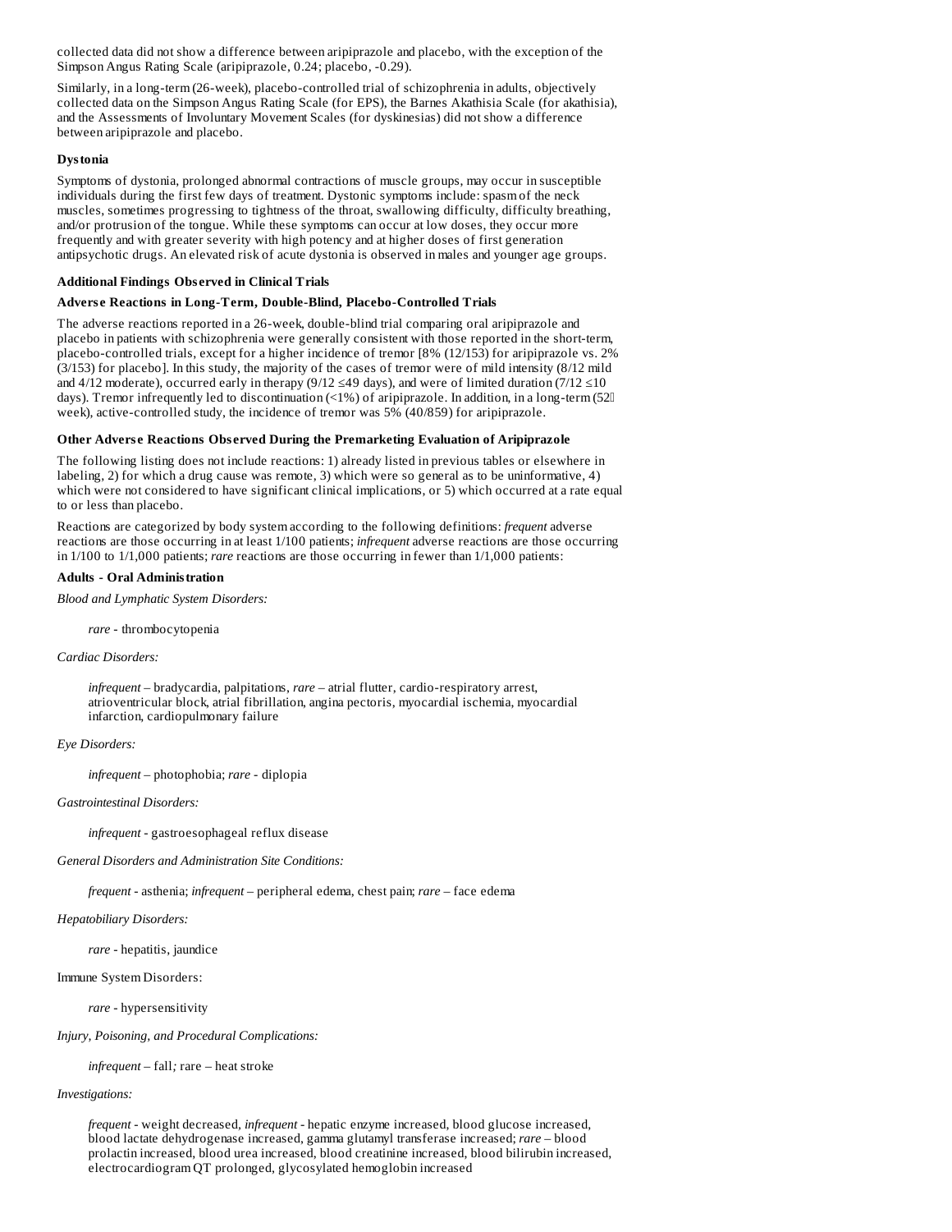collected data did not show a difference between aripiprazole and placebo, with the exception of the Simpson Angus Rating Scale (aripiprazole, 0.24; placebo, -0.29).

Similarly, in a long-term (26-week), placebo-controlled trial of schizophrenia in adults, objectively collected data on the Simpson Angus Rating Scale (for EPS), the Barnes Akathisia Scale (for akathisia), and the Assessments of Involuntary Movement Scales (for dyskinesias) did not show a difference between aripiprazole and placebo.

**Dystonia**

Symptoms of dystonia, prolonged abnormal contractions of muscle groups, may occur in susceptible individuals during the first few days of treatment. Dystonic symptoms include: spasm of the neck muscles, sometimes progressing to tightness of the throat, swallowing difficulty, difficulty breathing, and/or protrusion of the tongue. While these symptoms can occur at low doses, they occur more frequently and with greater severity with high potency and at higher doses of first generation antipsychotic drugs. An elevated risk of acute dystonia is observed in males and younger age groups.

**Additional Findings Observed in Clinical Trials**

**Adverse Reactions in Long-Term, Double-Blind, Placebo-Controlled Trials**

The adverse reactions reported in a 26-week, double-blind trial comparing oral aripiprazole and placebo in patients with schizophrenia were generally consistent with those reported in the short-term, placebo-controlled trials, except for a higher incidence of tremor [8% (12/153) for aripiprazole vs. 2% (3/153) for placebo]. In this study, the majority of the cases of tremor were of mild intensity (8/12 mild and 4/12 moderate), occurred early in therapy (9/12 ≤49 days), and were of limited duration (7/12 ≤10 days). Tremor infrequently led to discontinuation (<1%) of aripiprazole. In addition, in a long-term (52 week), active-controlled study, the incidence of tremor was 5% (40/859) for aripiprazole.

**Other Adverse Reactions Observed During the Premarketing Evaluation of Aripiprazole**

The following listing does not include reactions: 1) already listed in previous tables or elsewhere in labeling, 2) for which a drug cause was remote, 3) which were so general as to be uninformative, 4) which were not considered to have significant clinical implications, or 5) which occurred at a rate equal to or less than placebo.

Reactions are categorized by body system according to the following definitions: *frequent* adverse reactions are those occurring in at least 1/100 patients; *infrequent* adverse reactions are those occurring in 1/100 to 1/1,000 patients; *rare* reactions are those occurring in fewer than 1/1,000 patients:

**Adults - Oral Administration**

*Blood and Lymphatic System Disorders:*

*rare* - thrombocytopenia

*Cardiac Disorders:*

*infrequent* – bradycardia, palpitations, *rare* – atrial flutter, cardio-respiratory arrest, atrioventricular block, atrial fibrillation, angina pectoris, myocardial ischemia, myocardial infarction, cardiopulmonary failure

*Eye Disorders:*

*infrequent* – photophobia; *rare* - diplopia

*Gastrointestinal Disorders:*

*infrequent* - gastroesophageal reflux disease

*General Disorders and Administration Site Conditions:*

*frequent* - asthenia; *infrequent* – peripheral edema, chest pain; *rare* – face edema

*Hepatobiliary Disorders:*

*rare* - hepatitis, jaundice

Immune System Disorders:

*rare* - hypersensitivity

*Injury, Poisoning, and Procedural Complications:*

*infrequent* – fall*;* rare – heat stroke

*Investigations:*

*frequent* - weight decreased, *infrequent* - hepatic enzyme increased, blood glucose increased, blood lactate dehydrogenase increased, gamma glutamyl transferase increased; *rare* – blood prolactin increased, blood urea increased, blood creatinine increased, blood bilirubin increased, electrocardiogram QT prolonged, glycosylated hemoglobin increased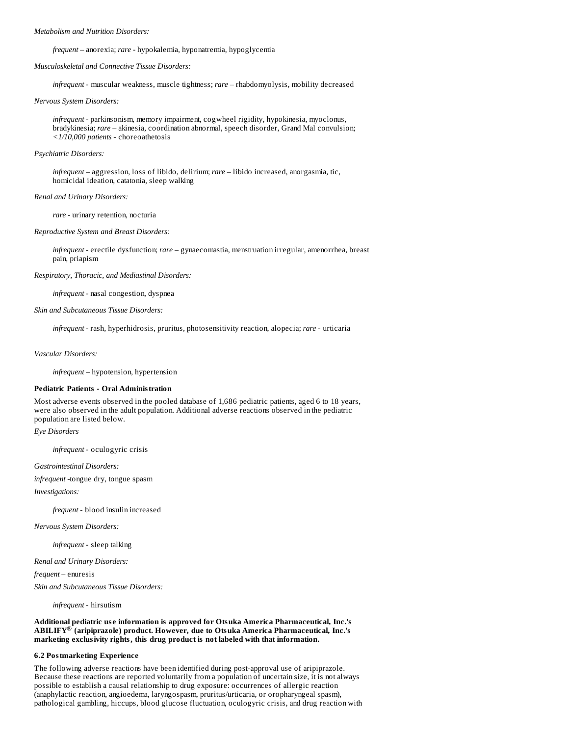*Metabolism and Nutrition Disorders:*

*frequent* – anorexia; *rare* - hypokalemia, hyponatremia, hypoglycemia

*Musculoskeletal and Connective Tissue Disorders:*

*infrequent* - muscular weakness, muscle tightness; *rare* – rhabdomyolysis, mobility decreased

*Nervous System Disorders:*

*infrequent* - parkinsonism, memory impairment, cogwheel rigidity, hypokinesia, myoclonus, bradykinesia; *rare* – akinesia, coordination abnormal, speech disorder, Grand Mal convulsion; *<1/10,000 patients* - choreoathetosis

*Psychiatric Disorders:*

*infrequent* – aggression, loss of libido, delirium; *rare* – libido increased, anorgasmia, tic, homicidal ideation, catatonia, sleep walking

*Renal and Urinary Disorders:*

*rare* - urinary retention, nocturia

*Reproductive System and Breast Disorders:*

*infrequent* - erectile dysfunction; *rare* – gynaecomastia, menstruation irregular, amenorrhea, breast pain, priapism

*Respiratory, Thoracic, and Mediastinal Disorders:*

*infrequent* - nasal congestion, dyspnea

*Skin and Subcutaneous Tissue Disorders:*

*infrequent* - rash, hyperhidrosis, pruritus, photosensitivity reaction, alopecia; *rare* - urticaria

*Vascular Disorders:*

*infrequent* – hypotension, hypertension

**Pediatric Patients - Oral Administration**

Most adverse events observed in the pooled database of 1,686 pediatric patients, aged 6 to 18 years, were also observed in the adult population. Additional adverse reactions observed in the pediatric population are listed below.

*Eye Disorders*

*infrequent* - oculogyric crisis

*Gastrointestinal Disorders:*

*infrequent* -tongue dry, tongue spasm

*Investigations:*

*frequent* - blood insulin increased

*Nervous System Disorders:*

*infrequent* - sleep talking

*Renal and Urinary Disorders:*

*frequent* – enuresis

*Skin and Subcutaneous Tissue Disorders:*

*infrequent* - hirsutism

**Additional pediatric use information is approved for Otsuka America Pharmaceutical, Inc.'s ABILIFY® (aripiprazole) product. However, due to Otsuka America Pharmaceutical, Inc.'s marketing exclusivity rights, this drug product is not labeled with that information.**

**6.2 Postmarketing Experience**

The following adverse reactions have been identified during post-approval use of aripiprazole. Because these reactions are reported voluntarily from a population of uncertain size, it is not always possible to establish a causal relationship to drug exposure: occurrences of allergic reaction (anaphylactic reaction, angioedema, laryngospasm, pruritus/urticaria, or oropharyngeal spasm), pathological gambling, hiccups, blood glucose fluctuation, oculogyric crisis, and drug reaction with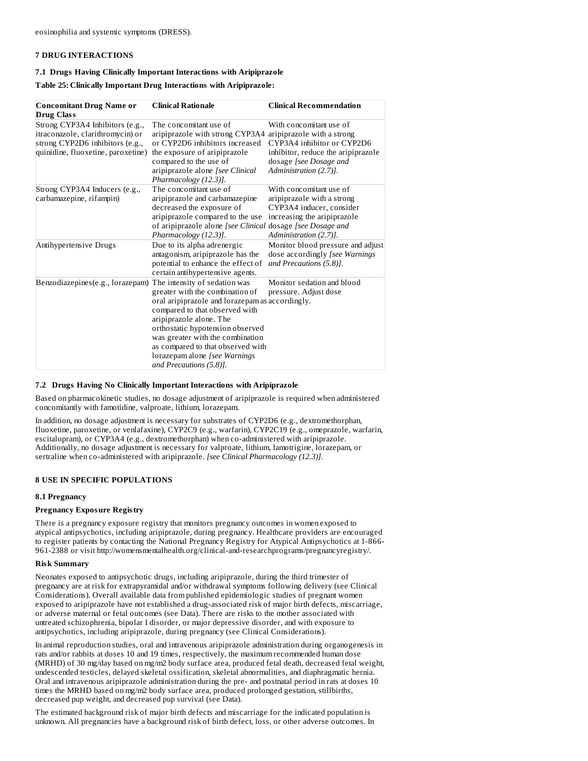eosinophilia and systemic symptoms (DRESS).

## 7 DRUG INTERACTIONS

### 7.1 Drugs Having Clinically Important Interactions with Aripiprazole

**Table 25: Clinically Important Drug Interactions with Aripiprazole:**

| Concomitant Drug Name or Drug Class | Clinical Rationale | Clinical Recommendation |
|---|---|---|
| Strong CYP3A4 Inhibitors (e.g., itraconazole, clarithromycin) or strong CYP2D6 inhibitors (e.g., quinidine, fluoxetine, paroxetine) | The concomitant use of aripiprazole with strong CYP3A4 or CYP2D6 inhibitors increased the exposure of aripiprazole compared to the use of aripiprazole alone *[see Clinical Pharmacology (12.3)]*. | With concomitant use of aripiprazole with a strong CYP3A4 inhibitor or CYP2D6 inhibitor, reduce the aripiprazole dosage *[see Dosage and Administration (2.7)]*. |
| Strong CYP3A4 Inducers (e.g., carbamazepine, rifampin) | The concomitant use of aripiprazole and carbamazepine decreased the exposure of aripiprazole compared to the use of aripiprazole alone *[see Clinical Pharmacology (12.3)]*. | With concomitant use of aripiprazole with a strong CYP3A4 inducer, consider increasing the aripiprazole dosage *[see Dosage and Administration (2.7)]*. |
| Antihypertensive Drugs | Due to its alpha adrenergic antagonism, aripiprazole has the potential to enhance the effect of certain antihypertensive agents. | Monitor blood pressure and adjust dose accordingly *[see Warnings and Precautions (5.8)]*. |
| Benzodiazepines(e.g., lorazepam) | The intensity of sedation was greater with the combination of oral aripiprazole and lorazepam as compared to that observed with aripiprazole alone. The orthostatic hypotension observed was greater with the combination as compared to that observed with lorazepam alone *[see Warnings and Precautions (5.8)]*. | Monitor sedation and blood pressure. Adjust dose accordingly. |

### 7.2 Drugs Having No Clinically Important Interactions with Aripiprazole

Based on pharmacokinetic studies, no dosage adjustment of aripiprazole is required when administered concomitantly with famotidine, valproate, lithium, lorazepam.

In addition, no dosage adjustment is necessary for substrates of CYP2D6 (e.g., dextromethorphan, fluoxetine, paroxetine, or venlafaxine), CYP2C9 (e.g., warfarin), CYP2C19 (e.g., omeprazole, warfarin, escitalopram), or CYP3A4 (e.g., dextromethorphan) when co-administered with aripiprazole. Additionally, no dosage adjustment is necessary for valproate, lithium, lamotrigine, lorazepam, or sertraline when co-administered with aripiprazole. *[see Clinical Pharmacology (12.3)]*.

## 8 USE IN SPECIFIC POPULATIONS

### 8.1 Pregnancy

**Pregnancy Exposure Registry**

There is a pregnancy exposure registry that monitors pregnancy outcomes in women exposed to atypical antipsychotics, including aripiprazole, during pregnancy. Healthcare providers are encouraged to register patients by contacting the National Pregnancy Registry for Atypical Antipsychotics at 1-866-961-2388 or visit http://womensmentalhealth.org/clinical-and-researchprograms/pregnancyregistry/.

**Risk Summary**

Neonates exposed to antipsychotic drugs, including aripiprazole, during the third trimester of pregnancy are at risk for extrapyramidal and/or withdrawal symptoms following delivery (see Clinical Considerations). Overall available data from published epidemiologic studies of pregnant women exposed to aripiprazole have not established a drug-associated risk of major birth defects, miscarriage, or adverse maternal or fetal outcomes (see Data). There are risks to the mother associated with untreated schizophrenia, bipolar I disorder, or major depressive disorder, and with exposure to antipsychotics, including aripiprazole, during pregnancy (see Clinical Considerations).

In animal reproduction studies, oral and intravenous aripiprazole administration during organogenesis in rats and/or rabbits at doses 10 and 19 times, respectively, the maximum recommended human dose (MRHD) of 30 mg/day based on mg/m2 body surface area, produced fetal death, decreased fetal weight, undescended testicles, delayed skeletal ossification, skeletal abnormalities, and diaphragmatic hernia. Oral and intravenous aripiprazole administration during the pre- and postnatal period in rats at doses 10 times the MRHD based on mg/m2 body surface area, produced prolonged gestation, stillbirths, decreased pup weight, and decreased pup survival (see Data).

The estimated background risk of major birth defects and miscarriage for the indicated population is unknown. All pregnancies have a background risk of birth defect, loss, or other adverse outcomes. In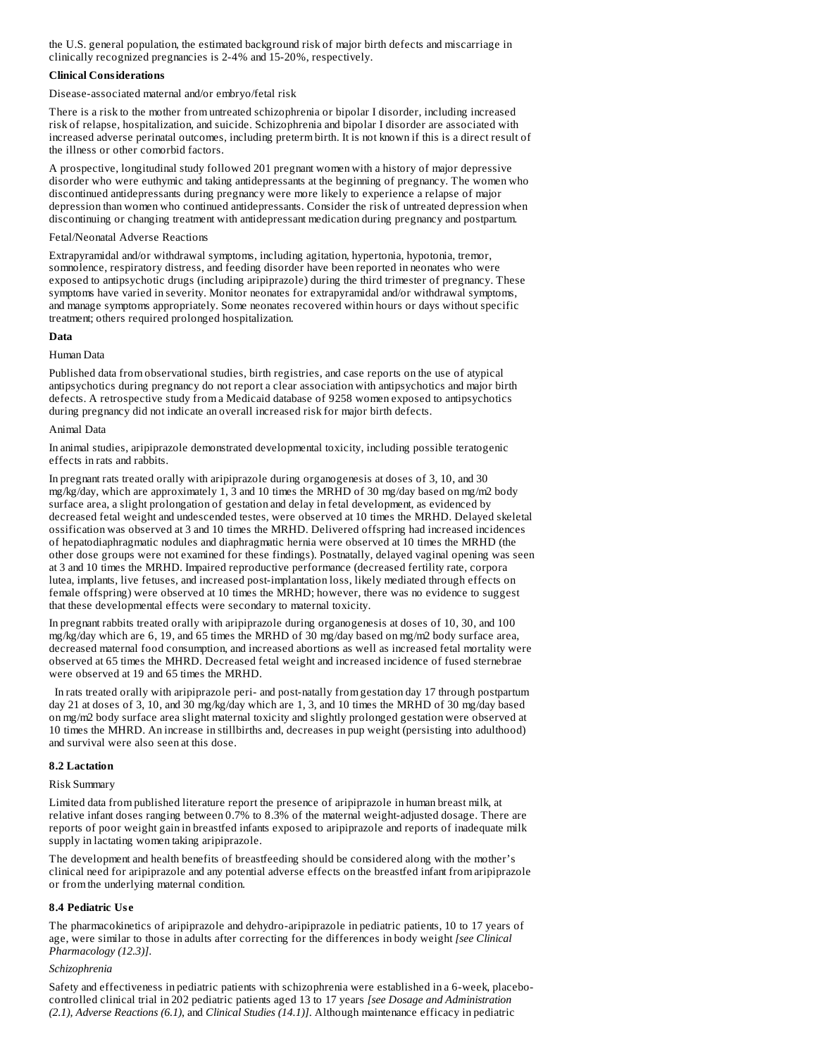the U.S. general population, the estimated background risk of major birth defects and miscarriage in clinically recognized pregnancies is 2-4% and 15-20%, respectively.

**Clinical Considerations**

Disease-associated maternal and/or embryo/fetal risk

There is a risk to the mother from untreated schizophrenia or bipolar I disorder, including increased risk of relapse, hospitalization, and suicide. Schizophrenia and bipolar I disorder are associated with increased adverse perinatal outcomes, including preterm birth. It is not known if this is a direct result of the illness or other comorbid factors.

A prospective, longitudinal study followed 201 pregnant women with a history of major depressive disorder who were euthymic and taking antidepressants at the beginning of pregnancy. The women who discontinued antidepressants during pregnancy were more likely to experience a relapse of major depression than women who continued antidepressants. Consider the risk of untreated depression when discontinuing or changing treatment with antidepressant medication during pregnancy and postpartum.

Fetal/Neonatal Adverse Reactions

Extrapyramidal and/or withdrawal symptoms, including agitation, hypertonia, hypotonia, tremor, somnolence, respiratory distress, and feeding disorder have been reported in neonates who were exposed to antipsychotic drugs (including aripiprazole) during the third trimester of pregnancy. These symptoms have varied in severity. Monitor neonates for extrapyramidal and/or withdrawal symptoms, and manage symptoms appropriately. Some neonates recovered within hours or days without specific treatment; others required prolonged hospitalization.

**Data**

Human Data

Published data from observational studies, birth registries, and case reports on the use of atypical antipsychotics during pregnancy do not report a clear association with antipsychotics and major birth defects. A retrospective study from a Medicaid database of 9258 women exposed to antipsychotics during pregnancy did not indicate an overall increased risk for major birth defects.

Animal Data

In animal studies, aripiprazole demonstrated developmental toxicity, including possible teratogenic effects in rats and rabbits.

In pregnant rats treated orally with aripiprazole during organogenesis at doses of 3, 10, and 30 mg/kg/day, which are approximately 1, 3 and 10 times the MRHD of 30 mg/day based on mg/m2 body surface area, a slight prolongation of gestation and delay in fetal development, as evidenced by decreased fetal weight and undescended testes, were observed at 10 times the MRHD. Delayed skeletal ossification was observed at 3 and 10 times the MRHD. Delivered offspring had increased incidences of hepatodiaphragmatic nodules and diaphragmatic hernia were observed at 10 times the MRHD (the other dose groups were not examined for these findings). Postnatally, delayed vaginal opening was seen at 3 and 10 times the MRHD. Impaired reproductive performance (decreased fertility rate, corpora lutea, implants, live fetuses, and increased post-implantation loss, likely mediated through effects on female offspring) were observed at 10 times the MRHD; however, there was no evidence to suggest that these developmental effects were secondary to maternal toxicity.

In pregnant rabbits treated orally with aripiprazole during organogenesis at doses of 10, 30, and 100 mg/kg/day which are 6, 19, and 65 times the MRHD of 30 mg/day based on mg/m2 body surface area, decreased maternal food consumption, and increased abortions as well as increased fetal mortality were observed at 65 times the MHRD. Decreased fetal weight and increased incidence of fused sternebrae were observed at 19 and 65 times the MRHD.

In rats treated orally with aripiprazole peri- and post-natally from gestation day 17 through postpartum day 21 at doses of 3, 10, and 30 mg/kg/day which are 1, 3, and 10 times the MRHD of 30 mg/day based on mg/m2 body surface area slight maternal toxicity and slightly prolonged gestation were observed at 10 times the MHRD. An increase in stillbirths and, decreases in pup weight (persisting into adulthood) and survival were also seen at this dose.

### 8.2 Lactation

Risk Summary

Limited data from published literature report the presence of aripiprazole in human breast milk, at relative infant doses ranging between 0.7% to 8.3% of the maternal weight-adjusted dosage. There are reports of poor weight gain in breastfed infants exposed to aripiprazole and reports of inadequate milk supply in lactating women taking aripiprazole.

The development and health benefits of breastfeeding should be considered along with the mother's clinical need for aripiprazole and any potential adverse effects on the breastfed infant from aripiprazole or from the underlying maternal condition.

### 8.4 Pediatric Use

The pharmacokinetics of aripiprazole and dehydro-aripiprazole in pediatric patients, 10 to 17 years of age, were similar to those in adults after correcting for the differences in body weight *[see Clinical Pharmacology (12.3)]*.

*Schizophrenia*

Safety and effectiveness in pediatric patients with schizophrenia were established in a 6-week, placebo-controlled clinical trial in 202 pediatric patients aged 13 to 17 years *[see Dosage and Administration (2.1), Adverse Reactions (6.1),* and *Clinical Studies (14.1)]*. Although maintenance efficacy in pediatric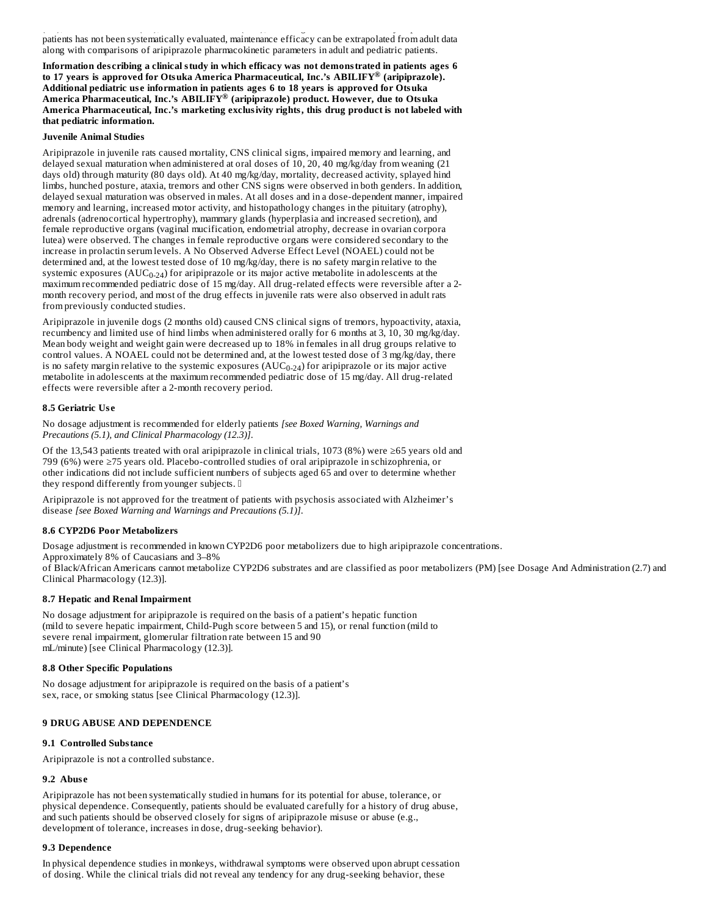patients has not been systematically evaluated, maintenance efficacy can be extrapolated from adult data along with comparisons of aripiprazole pharmacokinetic parameters in adult and pediatric patients.

**Information describing a clinical study in which efficacy was not demonstrated in patients ages 6 to 17 years is approved for Otsuka America Pharmaceutical, Inc.'s ABILIFY® (aripiprazole). Additional pediatric use information in patients ages 6 to 18 years is approved for Otsuka America Pharmaceutical, Inc.'s ABILIFY® (aripiprazole) product. However, due to Otsuka America Pharmaceutical, Inc.'s marketing exclusivity rights, this drug product is not labeled with that pediatric information.**

**Juvenile Animal Studies**

Aripiprazole in juvenile rats caused mortality, CNS clinical signs, impaired memory and learning, and delayed sexual maturation when administered at oral doses of 10, 20, 40 mg/kg/day from weaning (21 days old) through maturity (80 days old). At 40 mg/kg/day, mortality, decreased activity, splayed hind limbs, hunched posture, ataxia, tremors and other CNS signs were observed in both genders. In addition, delayed sexual maturation was observed in males. At all doses and in a dose-dependent manner, impaired memory and learning, increased motor activity, and histopathology changes in the pituitary (atrophy), adrenals (adrenocortical hypertrophy), mammary glands (hyperplasia and increased secretion), and female reproductive organs (vaginal mucification, endometrial atrophy, decrease in ovarian corpora lutea) were observed. The changes in female reproductive organs were considered secondary to the increase in prolactin serum levels. A No Observed Adverse Effect Level (NOAEL) could not be determined and, at the lowest tested dose of 10 mg/kg/day, there is no safety margin relative to the systemic exposures ($AUC_{0-24}$) for aripiprazole or its major active metabolite in adolescents at the maximum recommended pediatric dose of 15 mg/day. All drug-related effects were reversible after a 2-month recovery period, and most of the drug effects in juvenile rats were also observed in adult rats from previously conducted studies.

Aripiprazole in juvenile dogs (2 months old) caused CNS clinical signs of tremors, hypoactivity, ataxia, recumbency and limited use of hind limbs when administered orally for 6 months at 3, 10, 30 mg/kg/day. Mean body weight and weight gain were decreased up to 18% in females in all drug groups relative to control values. A NOAEL could not be determined and, at the lowest tested dose of 3 mg/kg/day, there is no safety margin relative to the systemic exposures ($AUC_{0-24}$) for aripiprazole or its major active metabolite in adolescents at the maximum recommended pediatric dose of 15 mg/day. All drug-related effects were reversible after a 2-month recovery period.

### 8.5 Geriatric Use

No dosage adjustment is recommended for elderly patients *[see Boxed Warning, Warnings and Precautions (5.1), and Clinical Pharmacology (12.3)]*.

Of the 13,543 patients treated with oral aripiprazole in clinical trials, 1073 (8%) were ≥65 years old and 799 (6%) were ≥75 years old. Placebo-controlled studies of oral aripiprazole in schizophrenia, or other indications did not include sufficient numbers of subjects aged 65 and over to determine whether they respond differently from younger subjects.

Aripiprazole is not approved for the treatment of patients with psychosis associated with Alzheimer's disease *[see Boxed Warning and Warnings and Precautions (5.1)]*.

### 8.6 CYP2D6 Poor Metabolizers

Dosage adjustment is recommended in known CYP2D6 poor metabolizers due to high aripiprazole concentrations. Approximately 8% of Caucasians and 3–8% of Black/African Americans cannot metabolize CYP2D6 substrates and are classified as poor metabolizers (PM) [see Dosage And Administration (2.7) and Clinical Pharmacology (12.3)].

### 8.7 Hepatic and Renal Impairment

No dosage adjustment for aripiprazole is required on the basis of a patient's hepatic function (mild to severe hepatic impairment, Child-Pugh score between 5 and 15), or renal function (mild to severe renal impairment, glomerular filtration rate between 15 and 90 mL/minute) [see Clinical Pharmacology (12.3)].

### 8.8 Other Specific Populations

No dosage adjustment for aripiprazole is required on the basis of a patient's sex, race, or smoking status [see Clinical Pharmacology (12.3)].

## 9 DRUG ABUSE AND DEPENDENCE

### 9.1 Controlled Substance

Aripiprazole is not a controlled substance.

### 9.2 Abuse

Aripiprazole has not been systematically studied in humans for its potential for abuse, tolerance, or physical dependence. Consequently, patients should be evaluated carefully for a history of drug abuse, and such patients should be observed closely for signs of aripiprazole misuse or abuse (e.g., development of tolerance, increases in dose, drug-seeking behavior).

### 9.3 Dependence

In physical dependence studies in monkeys, withdrawal symptoms were observed upon abrupt cessation of dosing. While the clinical trials did not reveal any tendency for any drug-seeking behavior, these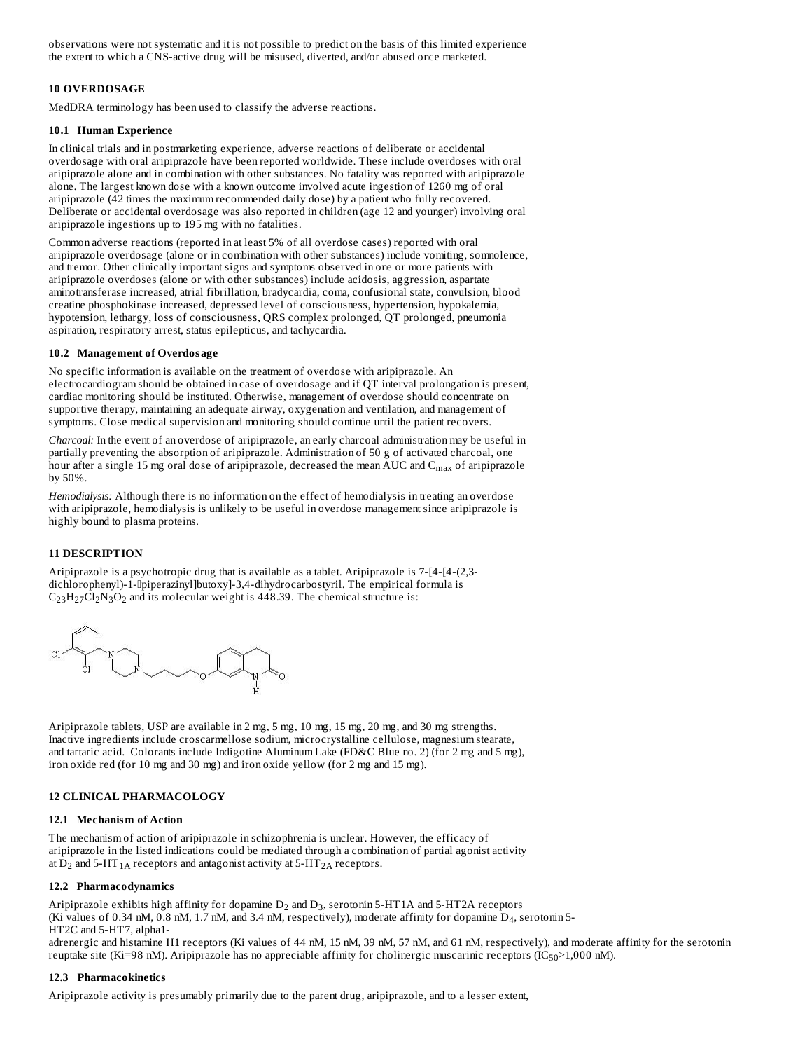observations were not systematic and it is not possible to predict on the basis of this limited experience the extent to which a CNS-active drug will be misused, diverted, and/or abused once marketed.

## 10 OVERDOSAGE

MedDRA terminology has been used to classify the adverse reactions.

### 10.1 Human Experience

In clinical trials and in postmarketing experience, adverse reactions of deliberate or accidental overdosage with oral aripiprazole have been reported worldwide. These include overdoses with oral aripiprazole alone and in combination with other substances. No fatality was reported with aripiprazole alone. The largest known dose with a known outcome involved acute ingestion of 1260 mg of oral aripiprazole (42 times the maximum recommended daily dose) by a patient who fully recovered. Deliberate or accidental overdosage was also reported in children (age 12 and younger) involving oral aripiprazole ingestions up to 195 mg with no fatalities.

Common adverse reactions (reported in at least 5% of all overdose cases) reported with oral aripiprazole overdosage (alone or in combination with other substances) include vomiting, somnolence, and tremor. Other clinically important signs and symptoms observed in one or more patients with aripiprazole overdoses (alone or with other substances) include acidosis, aggression, aspartate aminotransferase increased, atrial fibrillation, bradycardia, coma, confusional state, convulsion, blood creatine phosphokinase increased, depressed level of consciousness, hypertension, hypokalemia, hypotension, lethargy, loss of consciousness, QRS complex prolonged, QT prolonged, pneumonia aspiration, respiratory arrest, status epilepticus, and tachycardia.

### 10.2 Management of Overdosage

No specific information is available on the treatment of overdose with aripiprazole. An electrocardiogram should be obtained in case of overdosage and if QT interval prolongation is present, cardiac monitoring should be instituted. Otherwise, management of overdose should concentrate on supportive therapy, maintaining an adequate airway, oxygenation and ventilation, and management of symptoms. Close medical supervision and monitoring should continue until the patient recovers.

*Charcoal:* In the event of an overdose of aripiprazole, an early charcoal administration may be useful in partially preventing the absorption of aripiprazole. Administration of 50 g of activated charcoal, one hour after a single 15 mg oral dose of aripiprazole, decreased the mean AUC and $C_{max}$ of aripiprazole by 50%.

*Hemodialysis:* Although there is no information on the effect of hemodialysis in treating an overdose with aripiprazole, hemodialysis is unlikely to be useful in overdose management since aripiprazole is highly bound to plasma proteins.

## 11 DESCRIPTION

Aripiprazole is a psychotropic drug that is available as a tablet. Aripiprazole is 7-[4-[4-(2,3-dichlorophenyl)-1-piperazinyl]butoxy]-3,4-dihydrocarbostyril. The empirical formula is $C_{23}H_{27}Cl_2N_3O_2$ and its molecular weight is 448.39. The chemical structure is:

Aripiprazole tablets, USP are available in 2 mg, 5 mg, 10 mg, 15 mg, 20 mg, and 30 mg strengths. Inactive ingredients include croscarmellose sodium, microcrystalline cellulose, magnesium stearate, and tartaric acid. Colorants include Indigotine Aluminum Lake (FD&C Blue no. 2) (for 2 mg and 5 mg), iron oxide red (for 10 mg and 30 mg) and iron oxide yellow (for 2 mg and 15 mg).

## 12 CLINICAL PHARMACOLOGY

### 12.1 Mechanism of Action

The mechanism of action of aripiprazole in schizophrenia is unclear. However, the efficacy of aripiprazole in the listed indications could be mediated through a combination of partial agonist activity at $D_2$ and 5-$HT_{1A}$ receptors and antagonist activity at 5-$HT_{2A}$ receptors.

### 12.2 Pharmacodynamics

Aripiprazole exhibits high affinity for dopamine $D_2$ and $D_3$, serotonin 5-HT1A and 5-HT2A receptors (Ki values of 0.34 nM, 0.8 nM, 1.7 nM, and 3.4 nM, respectively), moderate affinity for dopamine $D_4$, serotonin 5-HT2C and 5-HT7, alpha1-adrenergic and histamine H1 receptors (Ki values of 44 nM, 15 nM, 39 nM, 57 nM, and 61 nM, respectively), and moderate affinity for the serotonin reuptake site (Ki=98 nM). Aripiprazole has no appreciable affinity for cholinergic muscarinic receptors ($IC_{50}$>1,000 nM).

### 12.3 Pharmacokinetics

Aripiprazole activity is presumably primarily due to the parent drug, aripiprazole, and to a lesser extent,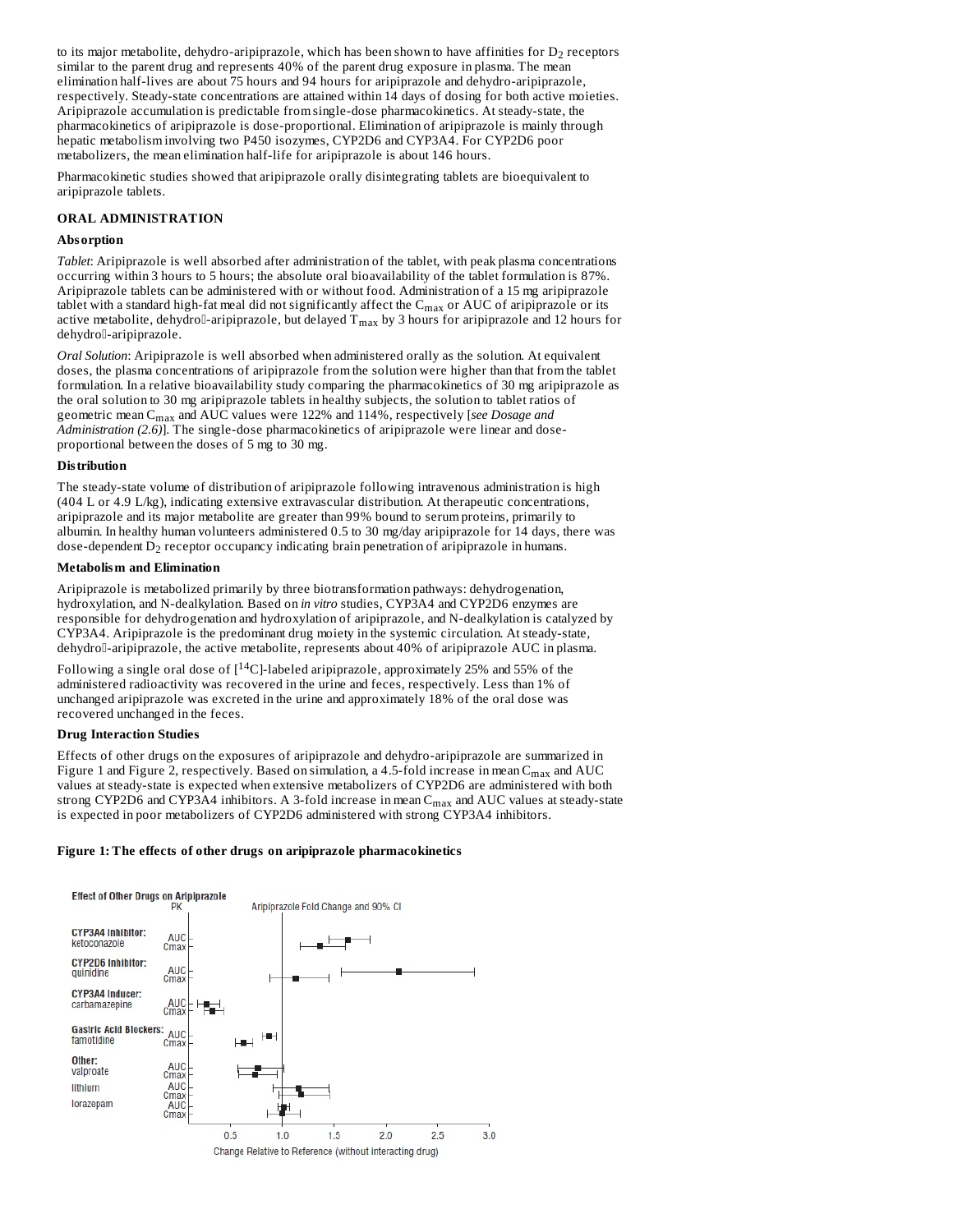to its major metabolite, dehydro-aripiprazole, which has been shown to have affinities for $D_2$ receptors similar to the parent drug and represents 40% of the parent drug exposure in plasma. The mean elimination half-lives are about 75 hours and 94 hours for aripiprazole and dehydro-aripiprazole, respectively. Steady-state concentrations are attained within 14 days of dosing for both active moieties. Aripiprazole accumulation is predictable from single-dose pharmacokinetics. At steady-state, the pharmacokinetics of aripiprazole is dose-proportional. Elimination of aripiprazole is mainly through hepatic metabolism involving two P450 isozymes, CYP2D6 and CYP3A4. For CYP2D6 poor metabolizers, the mean elimination half-life for aripiprazole is about 146 hours.

Pharmacokinetic studies showed that aripiprazole orally disintegrating tablets are bioequivalent to aripiprazole tablets.

**ORAL ADMINISTRATION**

**Absorption**

*Tablet*: Aripiprazole is well absorbed after administration of the tablet, with peak plasma concentrations occurring within 3 hours to 5 hours; the absolute oral bioavailability of the tablet formulation is 87%. Aripiprazole tablets can be administered with or without food. Administration of a 15 mg aripiprazole tablet with a standard high-fat meal did not significantly affect the $C_{max}$ or AUC of aripiprazole or its active metabolite, dehydro-aripiprazole, but delayed $T_{max}$ by 3 hours for aripiprazole and 12 hours for dehydro-aripiprazole.

*Oral Solution*: Aripiprazole is well absorbed when administered orally as the solution. At equivalent doses, the plasma concentrations of aripiprazole from the solution were higher than that from the tablet formulation. In a relative bioavailability study comparing the pharmacokinetics of 30 mg aripiprazole as the oral solution to 30 mg aripiprazole tablets in healthy subjects, the solution to tablet ratios of geometric mean $C_{max}$ and AUC values were 122% and 114%, respectively [*see Dosage and Administration (2.6)*]. The single-dose pharmacokinetics of aripiprazole were linear and dose-proportional between the doses of 5 mg to 30 mg.

**Distribution**

The steady-state volume of distribution of aripiprazole following intravenous administration is high (404 L or 4.9 L/kg), indicating extensive extravascular distribution. At therapeutic concentrations, aripiprazole and its major metabolite are greater than 99% bound to serum proteins, primarily to albumin. In healthy human volunteers administered 0.5 to 30 mg/day aripiprazole for 14 days, there was dose-dependent $D_2$ receptor occupancy indicating brain penetration of aripiprazole in humans.

**Metabolism and Elimination**

Aripiprazole is metabolized primarily by three biotransformation pathways: dehydrogenation, hydroxylation, and N-dealkylation. Based on *in vitro* studies, CYP3A4 and CYP2D6 enzymes are responsible for dehydrogenation and hydroxylation of aripiprazole, and N-dealkylation is catalyzed by CYP3A4. Aripiprazole is the predominant drug moiety in the systemic circulation. At steady-state, dehydro-aripiprazole, the active metabolite, represents about 40% of aripiprazole AUC in plasma.

Following a single oral dose of [$^{14}$C]-labeled aripiprazole, approximately 25% and 55% of the administered radioactivity was recovered in the urine and feces, respectively. Less than 1% of unchanged aripiprazole was excreted in the urine and approximately 18% of the oral dose was recovered unchanged in the feces.

**Drug Interaction Studies**

Effects of other drugs on the exposures of aripiprazole and dehydro-aripiprazole are summarized in Figure 1 and Figure 2, respectively. Based on simulation, a 4.5-fold increase in mean $C_{max}$ and AUC values at steady-state is expected when extensive metabolizers of CYP2D6 are administered with both strong CYP2D6 and CYP3A4 inhibitors. A 3-fold increase in mean $C_{max}$ and AUC values at steady-state is expected in poor metabolizers of CYP2D6 administered with strong CYP3A4 inhibitors.

**Figure 1: The effects of other drugs on aripiprazole pharmacokinetics**

Effect of Other Drugs on Aripiprazole
PK
Aripiprazole Fold Change and 90% CI
CYP3A4 Inhibitor: ketoconazole AUC Cmax
CYP2D6 Inhibitor: quinidine AUC Cmax
CYP3A4 Inducer: carbamazepine AUC Cmax
Gastric Acid Blockers: famotidine AUC Cmax
Other: valproate AUC Cmax
lithium AUC Cmax
lorazepam AUC Cmax
0.5 1.0 1.5 2.0 2.5 3.0
Change Relative to Reference (without interacting drug)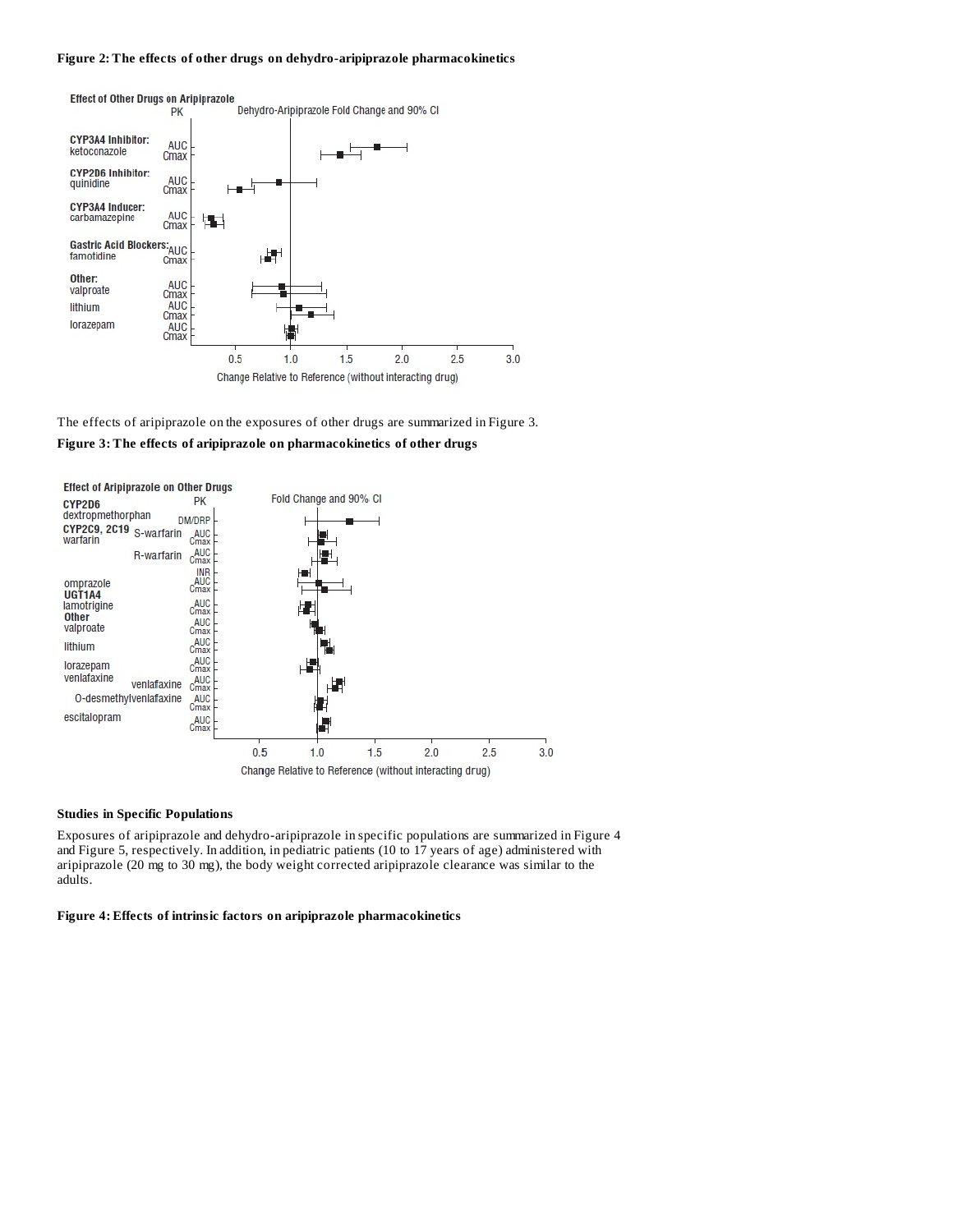**Figure 2: The effects of other drugs on dehydro-aripiprazole pharmacokinetics**

The effects of aripiprazole on the exposures of other drugs are summarized in Figure 3.

**Figure 3: The effects of aripiprazole on pharmacokinetics of other drugs**

### Studies in Specific Populations

Exposures of aripiprazole and dehydro-aripiprazole in specific populations are summarized in Figure 4 and Figure 5, respectively. In addition, in pediatric patients (10 to 17 years of age) administered with aripiprazole (20 mg to 30 mg), the body weight corrected aripiprazole clearance was similar to the adults.

**Figure 4: Effects of intrinsic factors on aripiprazole pharmacokinetics**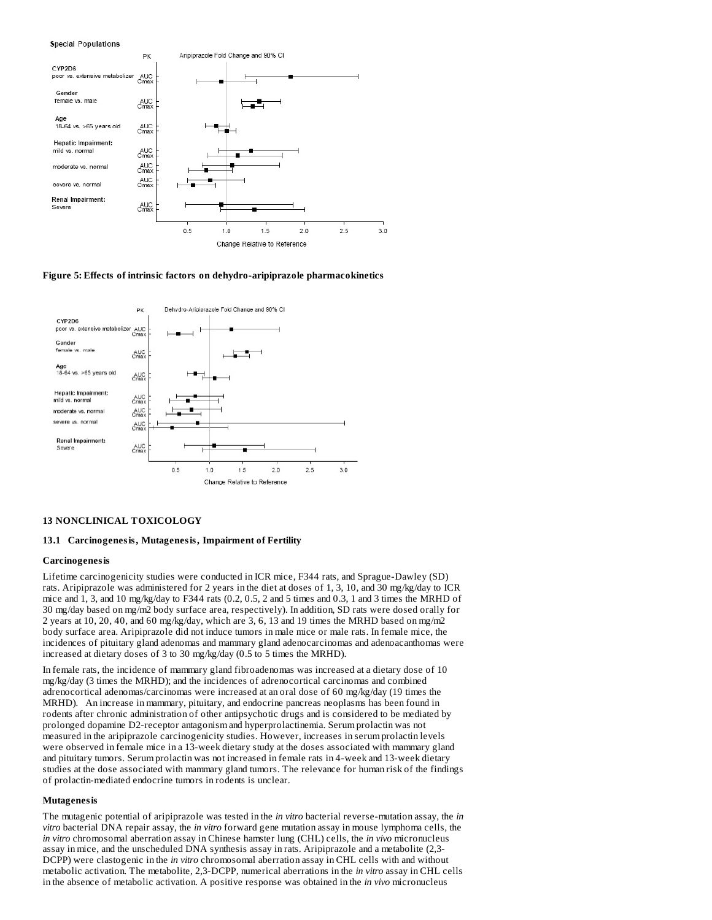Special Populations

PK

Aripiprazole Fold Change and 90% CI

CYP2D6
poor vs. extensive metabolizer AUC Cmax

Gender
female vs. male AUC Cmax

Age
18-64 vs. >65 years old AUC Cmax

Hepatic Impairment:
mild vs. normal AUC Cmax

moderate vs. normal AUC Cmax

severe vs. normal AUC Cmax

Renal Impairment:
Severe AUC Cmax

0.5 1.0 1.5 2.0 2.5 3.0

Change Relative to Reference

**Figure 5: Effects of intrinsic factors on dehydro-aripiprazole pharmacokinetics**

PK

Dehydro-Aripiprazole Fold Change and 90% CI

CYP2D6
poor vs. extensive metabolizer AUC Cmax

Gender
female vs. male AUC Cmax

Age
18-64 vs. >65 years old AUC Cmax

Hepatic Impairment:
mild vs. normal AUC Cmax

moderate vs. normal AUC Cmax

severe vs. normal AUC Cmax

Renal Impairment:
Severe AUC Cmax

0.5 1.0 1.5 2.0 2.5 3.0

Change Relative to Reference

## 13 NONCLINICAL TOXICOLOGY

### 13.1 Carcinogenesis, Mutagenesis, Impairment of Fertility

**Carcinogenesis**

Lifetime carcinogenicity studies were conducted in ICR mice, F344 rats, and Sprague-Dawley (SD) rats. Aripiprazole was administered for 2 years in the diet at doses of 1, 3, 10, and 30 mg/kg/day to ICR mice and 1, 3, and 10 mg/kg/day to F344 rats (0.2, 0.5, 2 and 5 times and 0.3, 1 and 3 times the MRHD of 30 mg/day based on mg/m2 body surface area, respectively). In addition, SD rats were dosed orally for 2 years at 10, 20, 40, and 60 mg/kg/day, which are 3, 6, 13 and 19 times the MRHD based on mg/m2 body surface area. Aripiprazole did not induce tumors in male mice or male rats. In female mice, the incidences of pituitary gland adenomas and mammary gland adenocarcinomas and adenoacanthomas were increased at dietary doses of 3 to 30 mg/kg/day (0.5 to 5 times the MRHD).

In female rats, the incidence of mammary gland fibroadenomas was increased at a dietary dose of 10 mg/kg/day (3 times the MRHD); and the incidences of adrenocortical carcinomas and combined adrenocortical adenomas/carcinomas were increased at an oral dose of 60 mg/kg/day (19 times the MRHD). An increase in mammary, pituitary, and endocrine pancreas neoplasms has been found in rodents after chronic administration of other antipsychotic drugs and is considered to be mediated by prolonged dopamine D2-receptor antagonism and hyperprolactinemia. Serum prolactin was not measured in the aripiprazole carcinogenicity studies. However, increases in serum prolactin levels were observed in female mice in a 13-week dietary study at the doses associated with mammary gland and pituitary tumors. Serum prolactin was not increased in female rats in 4-week and 13-week dietary studies at the dose associated with mammary gland tumors. The relevance for human risk of the findings of prolactin-mediated endocrine tumors in rodents is unclear.

**Mutagenesis**

The mutagenic potential of aripiprazole was tested in the *in vitro* bacterial reverse-mutation assay, the *in vitro* bacterial DNA repair assay, the *in vitro* forward gene mutation assay in mouse lymphoma cells, the *in vitro* chromosomal aberration assay in Chinese hamster lung (CHL) cells, the *in vivo* micronucleus assay in mice, and the unscheduled DNA synthesis assay in rats. Aripiprazole and a metabolite (2,3-DCPP) were clastogenic in the *in vitro* chromosomal aberration assay in CHL cells with and without metabolic activation. The metabolite, 2,3-DCPP, numerical aberrations in the *in vitro* assay in CHL cells in the absence of metabolic activation. A positive response was obtained in the *in vivo* micronucleus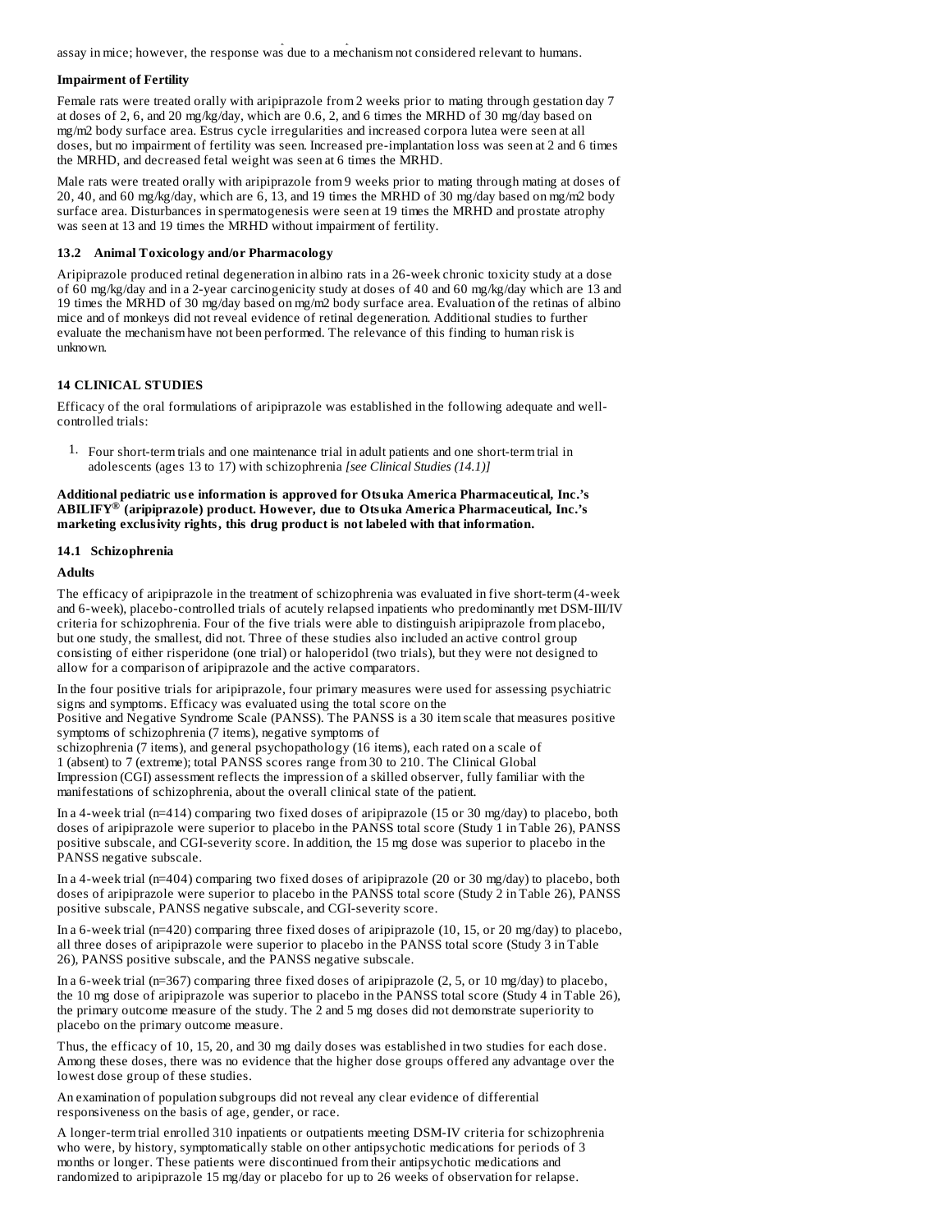assay in mice; however, the response was due to a mechanism not considered relevant to humans.

**Impairment of Fertility**

Female rats were treated orally with aripiprazole from 2 weeks prior to mating through gestation day 7 at doses of 2, 6, and 20 mg/kg/day, which are 0.6, 2, and 6 times the MRHD of 30 mg/day based on mg/m2 body surface area. Estrus cycle irregularities and increased corpora lutea were seen at all doses, but no impairment of fertility was seen. Increased pre-implantation loss was seen at 2 and 6 times the MRHD, and decreased fetal weight was seen at 6 times the MRHD.

Male rats were treated orally with aripiprazole from 9 weeks prior to mating through mating at doses of 20, 40, and 60 mg/kg/day, which are 6, 13, and 19 times the MRHD of 30 mg/day based on mg/m2 body surface area. Disturbances in spermatogenesis were seen at 19 times the MRHD and prostate atrophy was seen at 13 and 19 times the MRHD without impairment of fertility.

### 13.2 Animal Toxicology and/or Pharmacology

Aripiprazole produced retinal degeneration in albino rats in a 26-week chronic toxicity study at a dose of 60 mg/kg/day and in a 2-year carcinogenicity study at doses of 40 and 60 mg/kg/day which are 13 and 19 times the MRHD of 30 mg/day based on mg/m2 body surface area. Evaluation of the retinas of albino mice and of monkeys did not reveal evidence of retinal degeneration. Additional studies to further evaluate the mechanism have not been performed. The relevance of this finding to human risk is unknown.

## 14 CLINICAL STUDIES

Efficacy of the oral formulations of aripiprazole was established in the following adequate and well-controlled trials:

1. Four short-term trials and one maintenance trial in adult patients and one short-term trial in adolescents (ages 13 to 17) with schizophrenia *[see Clinical Studies (14.1)]*

**Additional pediatric use information is approved for Otsuka America Pharmaceutical, Inc.'s ABILIFY® (aripiprazole) product. However, due to Otsuka America Pharmaceutical, Inc.'s marketing exclusivity rights, this drug product is not labeled with that information.**

### 14.1 Schizophrenia

**Adults**

The efficacy of aripiprazole in the treatment of schizophrenia was evaluated in five short-term (4-week and 6-week), placebo-controlled trials of acutely relapsed inpatients who predominantly met DSM-III/IV criteria for schizophrenia. Four of the five trials were able to distinguish aripiprazole from placebo, but one study, the smallest, did not. Three of these studies also included an active control group consisting of either risperidone (one trial) or haloperidol (two trials), but they were not designed to allow for a comparison of aripiprazole and the active comparators.

In the four positive trials for aripiprazole, four primary measures were used for assessing psychiatric signs and symptoms. Efficacy was evaluated using the total score on the Positive and Negative Syndrome Scale (PANSS). The PANSS is a 30 item scale that measures positive symptoms of schizophrenia (7 items), negative symptoms of schizophrenia (7 items), and general psychopathology (16 items), each rated on a scale of 1 (absent) to 7 (extreme); total PANSS scores range from 30 to 210. The Clinical Global Impression (CGI) assessment reflects the impression of a skilled observer, fully familiar with the manifestations of schizophrenia, about the overall clinical state of the patient.

In a 4-week trial (n=414) comparing two fixed doses of aripiprazole (15 or 30 mg/day) to placebo, both doses of aripiprazole were superior to placebo in the PANSS total score (Study 1 in Table 26), PANSS positive subscale, and CGI-severity score. In addition, the 15 mg dose was superior to placebo in the PANSS negative subscale.

In a 4-week trial (n=404) comparing two fixed doses of aripiprazole (20 or 30 mg/day) to placebo, both doses of aripiprazole were superior to placebo in the PANSS total score (Study 2 in Table 26), PANSS positive subscale, PANSS negative subscale, and CGI-severity score.

In a 6-week trial (n=420) comparing three fixed doses of aripiprazole (10, 15, or 20 mg/day) to placebo, all three doses of aripiprazole were superior to placebo in the PANSS total score (Study 3 in Table 26), PANSS positive subscale, and the PANSS negative subscale.

In a 6-week trial (n=367) comparing three fixed doses of aripiprazole (2, 5, or 10 mg/day) to placebo, the 10 mg dose of aripiprazole was superior to placebo in the PANSS total score (Study 4 in Table 26), the primary outcome measure of the study. The 2 and 5 mg doses did not demonstrate superiority to placebo on the primary outcome measure.

Thus, the efficacy of 10, 15, 20, and 30 mg daily doses was established in two studies for each dose. Among these doses, there was no evidence that the higher dose groups offered any advantage over the lowest dose group of these studies.

An examination of population subgroups did not reveal any clear evidence of differential responsiveness on the basis of age, gender, or race.

A longer-term trial enrolled 310 inpatients or outpatients meeting DSM-IV criteria for schizophrenia who were, by history, symptomatically stable on other antipsychotic medications for periods of 3 months or longer. These patients were discontinued from their antipsychotic medications and randomized to aripiprazole 15 mg/day or placebo for up to 26 weeks of observation for relapse.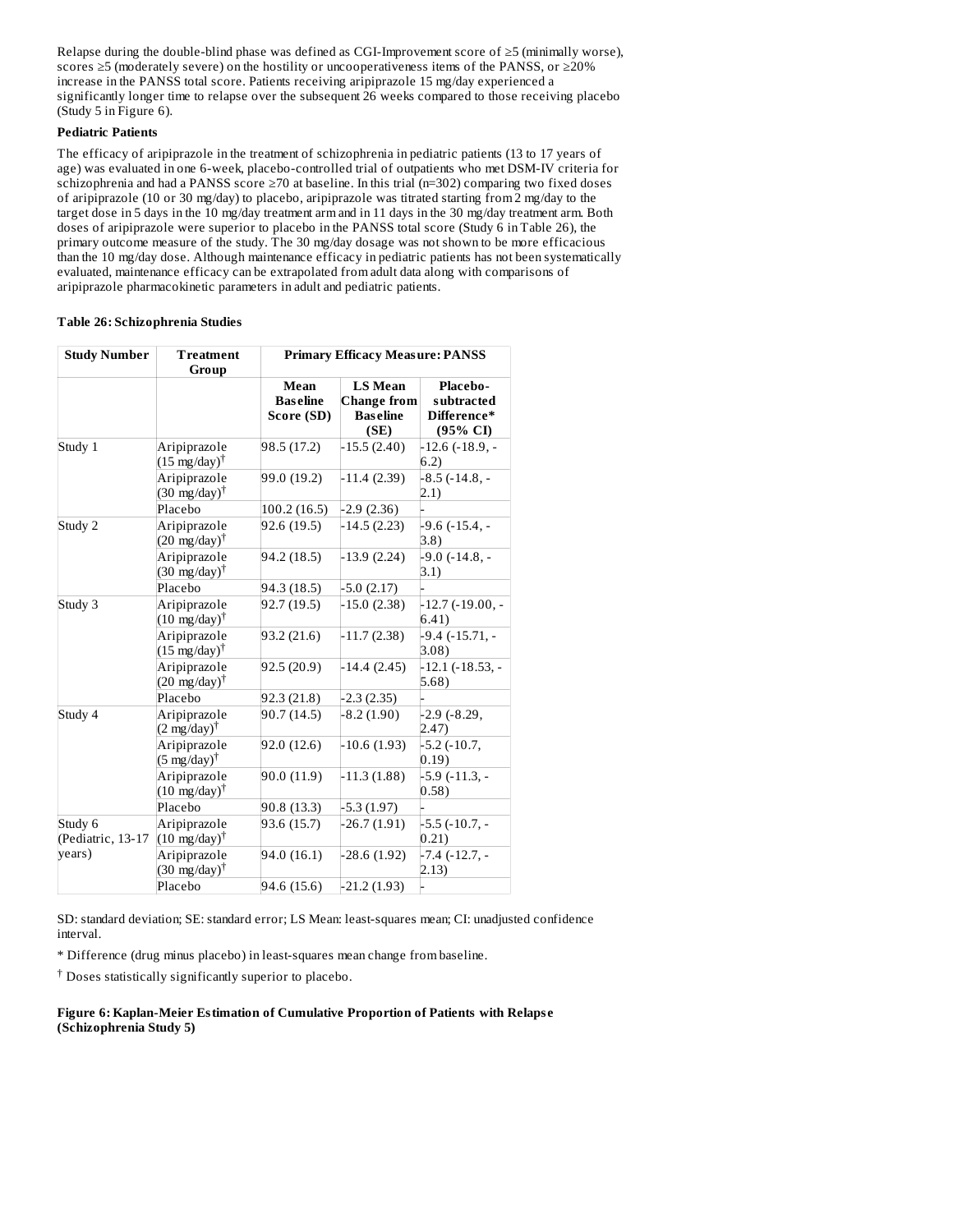Relapse during the double-blind phase was defined as CGI-Improvement score of ≥5 (minimally worse), scores ≥5 (moderately severe) on the hostility or uncooperativeness items of the PANSS, or ≥20% increase in the PANSS total score. Patients receiving aripiprazole 15 mg/day experienced a significantly longer time to relapse over the subsequent 26 weeks compared to those receiving placebo (Study 5 in Figure 6).

**Pediatric Patients**

The efficacy of aripiprazole in the treatment of schizophrenia in pediatric patients (13 to 17 years of age) was evaluated in one 6-week, placebo-controlled trial of outpatients who met DSM-IV criteria for schizophrenia and had a PANSS score ≥70 at baseline. In this trial (n=302) comparing two fixed doses of aripiprazole (10 or 30 mg/day) to placebo, aripiprazole was titrated starting from 2 mg/day to the target dose in 5 days in the 10 mg/day treatment arm and in 11 days in the 30 mg/day treatment arm. Both doses of aripiprazole were superior to placebo in the PANSS total score (Study 6 in Table 26), the primary outcome measure of the study. The 30 mg/day dosage was not shown to be more efficacious than the 10 mg/day dose. Although maintenance efficacy in pediatric patients has not been systematically evaluated, maintenance efficacy can be extrapolated from adult data along with comparisons of aripiprazole pharmacokinetic parameters in adult and pediatric patients.

**Table 26: Schizophrenia Studies**

| Study Number | Treatment Group | Primary Efficacy Measure: PANSS | | |
|---|---|---|---|---|
| | | Mean Baseline Score (SD) | LS Mean Change from Baseline (SE) | Placebo-subtracted Difference* (95% CI) |
| Study 1 | Aripiprazole (15 mg/day)† | 98.5 (17.2) | -15.5 (2.40) | -12.6 (-18.9, -6.2) |
| | Aripiprazole (30 mg/day)† | 99.0 (19.2) | -11.4 (2.39) | -8.5 (-14.8, -2.1) |
| | Placebo | 100.2 (16.5) | -2.9 (2.36) | - |
| Study 2 | Aripiprazole (20 mg/day)† | 92.6 (19.5) | -14.5 (2.23) | -9.6 (-15.4, -3.8) |
| | Aripiprazole (30 mg/day)† | 94.2 (18.5) | -13.9 (2.24) | -9.0 (-14.8, -3.1) |
| | Placebo | 94.3 (18.5) | -5.0 (2.17) | - |
| Study 3 | Aripiprazole (10 mg/day)† | 92.7 (19.5) | -15.0 (2.38) | -12.7 (-19.00, -6.41) |
| | Aripiprazole (15 mg/day)† | 93.2 (21.6) | -11.7 (2.38) | -9.4 (-15.71, -3.08) |
| | Aripiprazole (20 mg/day)† | 92.5 (20.9) | -14.4 (2.45) | -12.1 (-18.53, -5.68) |
| | Placebo | 92.3 (21.8) | -2.3 (2.35) | - |
| Study 4 | Aripiprazole (2 mg/day)† | 90.7 (14.5) | -8.2 (1.90) | -2.9 (-8.29, 2.47) |
| | Aripiprazole (5 mg/day)† | 92.0 (12.6) | -10.6 (1.93) | -5.2 (-10.7, 0.19) |
| | Aripiprazole (10 mg/day)† | 90.0 (11.9) | -11.3 (1.88) | -5.9 (-11.3, -0.58) |
| | Placebo | 90.8 (13.3) | -5.3 (1.97) | - |
| Study 6 (Pediatric, 13-17 years) | Aripiprazole (10 mg/day)† | 93.6 (15.7) | -26.7 (1.91) | -5.5 (-10.7, -0.21) |
| | Aripiprazole (30 mg/day)† | 94.0 (16.1) | -28.6 (1.92) | -7.4 (-12.7, -2.13) |
| | Placebo | 94.6 (15.6) | -21.2 (1.93) | - |

SD: standard deviation; SE: standard error; LS Mean: least-squares mean; CI: unadjusted confidence interval.

* Difference (drug minus placebo) in least-squares mean change from baseline.

† Doses statistically significantly superior to placebo.

**Figure 6: Kaplan-Meier Estimation of Cumulative Proportion of Patients with Relapse (Schizophrenia Study 5)**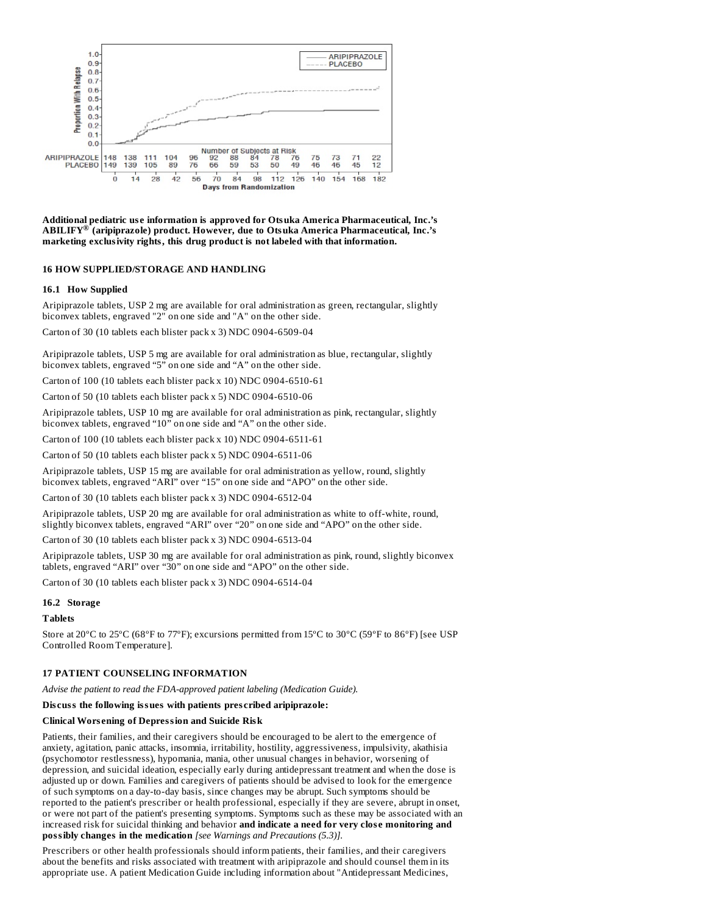**Additional pediatric use information is approved for Otsuka America Pharmaceutical, Inc.'s ABILIFY® (aripiprazole) product. However, due to Otsuka America Pharmaceutical, Inc.'s marketing exclusivity rights, this drug product is not labeled with that information.**

## 16 HOW SUPPLIED/STORAGE AND HANDLING

### 16.1 How Supplied

Aripiprazole tablets, USP 2 mg are available for oral administration as green, rectangular, slightly biconvex tablets, engraved "2" on one side and "A" on the other side.

Carton of 30 (10 tablets each blister pack x 3) NDC 0904-6509-04

Aripiprazole tablets, USP 5 mg are available for oral administration as blue, rectangular, slightly biconvex tablets, engraved "5" on one side and "A" on the other side.

Carton of 100 (10 tablets each blister pack x 10) NDC 0904-6510-61

Carton of 50 (10 tablets each blister pack x 5) NDC 0904-6510-06

Aripiprazole tablets, USP 10 mg are available for oral administration as pink, rectangular, slightly biconvex tablets, engraved "10" on one side and "A" on the other side.

Carton of 100 (10 tablets each blister pack x 10) NDC 0904-6511-61

Carton of 50 (10 tablets each blister pack x 5) NDC 0904-6511-06

Aripiprazole tablets, USP 15 mg are available for oral administration as yellow, round, slightly biconvex tablets, engraved "ARI" over "15" on one side and "APO" on the other side.

Carton of 30 (10 tablets each blister pack x 3) NDC 0904-6512-04

Aripiprazole tablets, USP 20 mg are available for oral administration as white to off-white, round, slightly biconvex tablets, engraved "ARI" over "20" on one side and "APO" on the other side.

Carton of 30 (10 tablets each blister pack x 3) NDC 0904-6513-04

Aripiprazole tablets, USP 30 mg are available for oral administration as pink, round, slightly biconvex tablets, engraved "ARI" over "30" on one side and "APO" on the other side.

Carton of 30 (10 tablets each blister pack x 3) NDC 0904-6514-04

### 16.2 Storage

**Tablets**

Store at 20°C to 25°C (68°F to 77°F); excursions permitted from 15°C to 30°C (59°F to 86°F) [see USP Controlled Room Temperature].

## 17 PATIENT COUNSELING INFORMATION

*Advise the patient to read the FDA-approved patient labeling (Medication Guide).*

**Discuss the following issues with patients prescribed aripiprazole:**

**Clinical Worsening of Depression and Suicide Risk**

Patients, their families, and their caregivers should be encouraged to be alert to the emergence of anxiety, agitation, panic attacks, insomnia, irritability, hostility, aggressiveness, impulsivity, akathisia (psychomotor restlessness), hypomania, mania, other unusual changes in behavior, worsening of depression, and suicidal ideation, especially early during antidepressant treatment and when the dose is adjusted up or down. Families and caregivers of patients should be advised to look for the emergence of such symptoms on a day-to-day basis, since changes may be abrupt. Such symptoms should be reported to the patient's prescriber or health professional, especially if they are severe, abrupt in onset, or were not part of the patient's presenting symptoms. Symptoms such as these may be associated with an increased risk for suicidal thinking and behavior **and indicate a need for very close monitoring and possibly changes in the medication** *[see Warnings and Precautions (5.3)]*.

Prescribers or other health professionals should inform patients, their families, and their caregivers about the benefits and risks associated with treatment with aripiprazole and should counsel them in its appropriate use. A patient Medication Guide including information about "Antidepressant Medicines,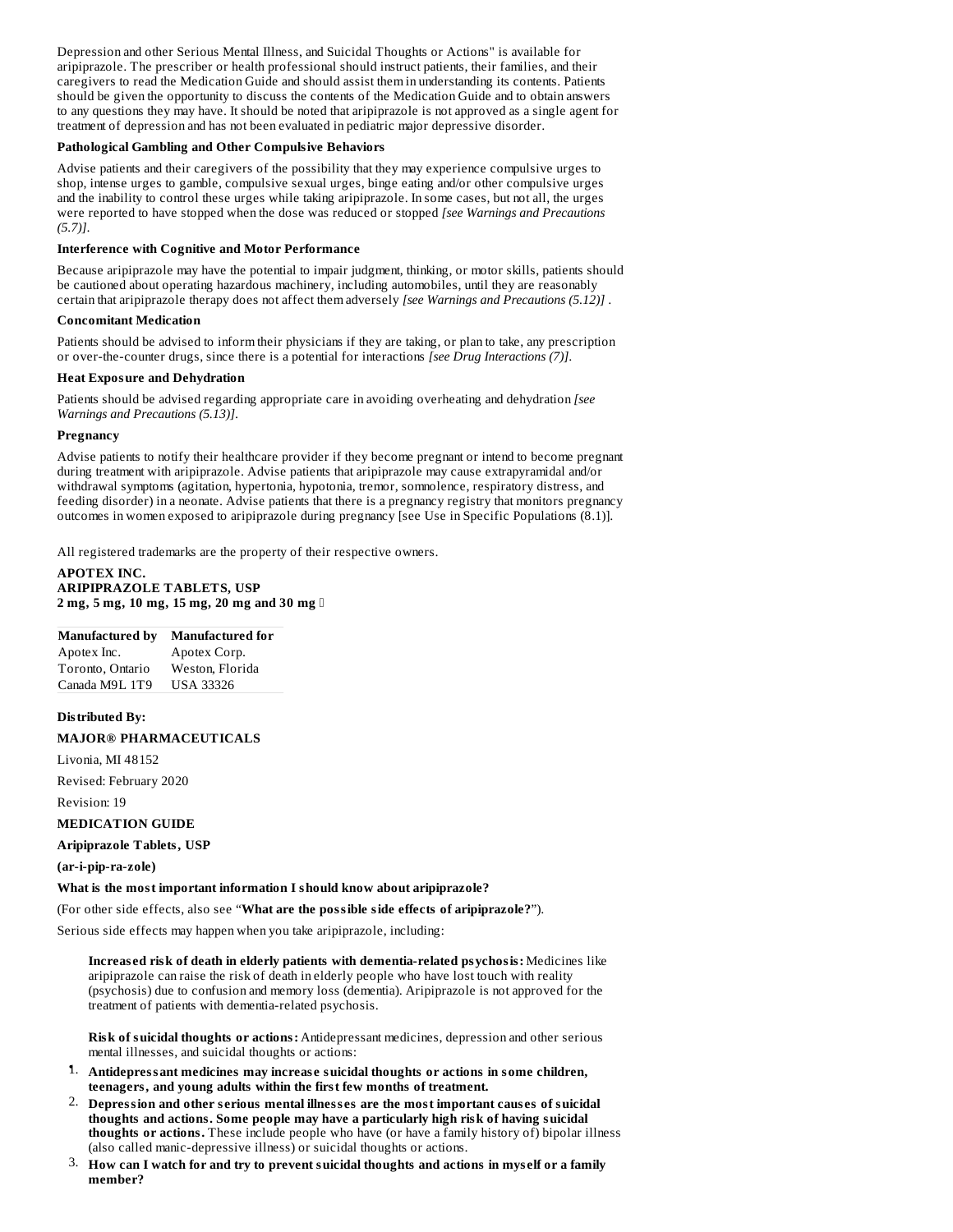Depression and other Serious Mental Illness, and Suicidal Thoughts or Actions" is available for aripiprazole. The prescriber or health professional should instruct patients, their families, and their caregivers to read the Medication Guide and should assist them in understanding its contents. Patients should be given the opportunity to discuss the contents of the Medication Guide and to obtain answers to any questions they may have. It should be noted that aripiprazole is not approved as a single agent for treatment of depression and has not been evaluated in pediatric major depressive disorder.

**Pathological Gambling and Other Compulsive Behaviors**

Advise patients and their caregivers of the possibility that they may experience compulsive urges to shop, intense urges to gamble, compulsive sexual urges, binge eating and/or other compulsive urges and the inability to control these urges while taking aripiprazole. In some cases, but not all, the urges were reported to have stopped when the dose was reduced or stopped *[see Warnings and Precautions (5.7)]*.

**Interference with Cognitive and Motor Performance**

Because aripiprazole may have the potential to impair judgment, thinking, or motor skills, patients should be cautioned about operating hazardous machinery, including automobiles, until they are reasonably certain that aripiprazole therapy does not affect them adversely *[see Warnings and Precautions (5.12)]* .

**Concomitant Medication**

Patients should be advised to inform their physicians if they are taking, or plan to take, any prescription or over-the-counter drugs, since there is a potential for interactions *[see Drug Interactions (7)]*.

**Heat Exposure and Dehydration**

Patients should be advised regarding appropriate care in avoiding overheating and dehydration *[see Warnings and Precautions (5.13)]*.

**Pregnancy**

Advise patients to notify their healthcare provider if they become pregnant or intend to become pregnant during treatment with aripiprazole. Advise patients that aripiprazole may cause extrapyramidal and/or withdrawal symptoms (agitation, hypertonia, hypotonia, tremor, somnolence, respiratory distress, and feeding disorder) in a neonate. Advise patients that there is a pregnancy registry that monitors pregnancy outcomes in women exposed to aripiprazole during pregnancy [see Use in Specific Populations (8.1)].

All registered trademarks are the property of their respective owners.

**APOTEX INC.**
**ARIPIPRAZOLE TABLETS, USP**
**2 mg, 5 mg, 10 mg, 15 mg, 20 mg and 30 mg**

| Manufactured by | Manufactured for |
|---|---|
| Apotex Inc. | Apotex Corp. |
| Toronto, Ontario | Weston, Florida |
| Canada M9L 1T9 | USA 33326 |

**Distributed By:**

**MAJOR® PHARMACEUTICALS**

Livonia, MI 48152

Revised: February 2020

Revision: 19

**MEDICATION GUIDE**

**Aripiprazole Tablets, USP**

**(ar-i-pip-ra-zole)**

**What is the most important information I should know about aripiprazole?**

(For other side effects, also see "**What are the possible side effects of aripiprazole?**").

Serious side effects may happen when you take aripiprazole, including:

**Increased risk of death in elderly patients with dementia-related psychosis:** Medicines like aripiprazole can raise the risk of death in elderly people who have lost touch with reality (psychosis) due to confusion and memory loss (dementia). Aripiprazole is not approved for the treatment of patients with dementia-related psychosis.

**Risk of suicidal thoughts or actions:** Antidepressant medicines, depression and other serious mental illnesses, and suicidal thoughts or actions:

1. **Antidepressant medicines may increase suicidal thoughts or actions in some children, teenagers, and young adults within the first few months of treatment.**
2. **Depression and other serious mental illnesses are the most important causes of suicidal thoughts and actions. Some people may have a particularly high risk of having suicidal thoughts or actions.** These include people who have (or have a family history of) bipolar illness (also called manic-depressive illness) or suicidal thoughts or actions.
3. **How can I watch for and try to prevent suicidal thoughts and actions in myself or a family member?**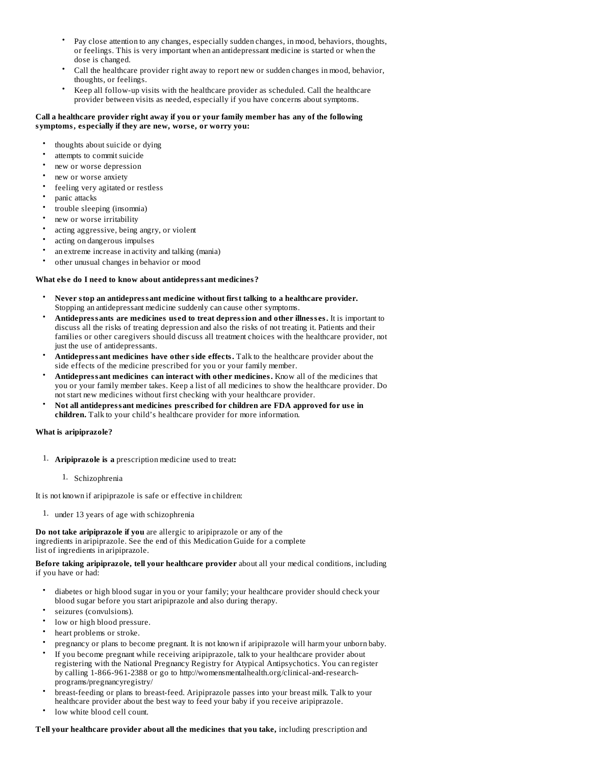- Pay close attention to any changes, especially sudden changes, in mood, behaviors, thoughts, or feelings. This is very important when an antidepressant medicine is started or when the dose is changed.
- Call the healthcare provider right away to report new or sudden changes in mood, behavior, thoughts, or feelings.
- Keep all follow-up visits with the healthcare provider as scheduled. Call the healthcare provider between visits as needed, especially if you have concerns about symptoms.

**Call a healthcare provider right away if you or your family member has any of the following symptoms, especially if they are new, worse, or worry you:**

- thoughts about suicide or dying
- attempts to commit suicide
- new or worse depression
- new or worse anxiety
- feeling very agitated or restless
- panic attacks
- trouble sleeping (insomnia)
- new or worse irritability
- acting aggressive, being angry, or violent
- acting on dangerous impulses
- an extreme increase in activity and talking (mania)
- other unusual changes in behavior or mood

**What else do I need to know about antidepressant medicines?**

- **Never stop an antidepressant medicine without first talking to a healthcare provider.** Stopping an antidepressant medicine suddenly can cause other symptoms.
- **Antidepressants are medicines used to treat depression and other illnesses.** It is important to discuss all the risks of treating depression and also the risks of not treating it. Patients and their families or other caregivers should discuss all treatment choices with the healthcare provider, not just the use of antidepressants.
- **Antidepressant medicines have other side effects.** Talk to the healthcare provider about the side effects of the medicine prescribed for you or your family member.
- **Antidepressant medicines can interact with other medicines.** Know all of the medicines that you or your family member takes. Keep a list of all medicines to show the healthcare provider. Do not start new medicines without first checking with your healthcare provider.
- **Not all antidepressant medicines prescribed for children are FDA approved for use in children.** Talk to your child's healthcare provider for more information.

**What is aripiprazole?**

1. **Aripiprazole is a** prescription medicine used to treat**:**
    1. Schizophrenia

It is not known if aripiprazole is safe or effective in children:

1. under 13 years of age with schizophrenia

**Do not take aripiprazole if you** are allergic to aripiprazole or any of the ingredients in aripiprazole. See the end of this Medication Guide for a complete list of ingredients in aripiprazole.

**Before taking aripiprazole, tell your healthcare provider** about all your medical conditions, including if you have or had:

- diabetes or high blood sugar in you or your family; your healthcare provider should check your blood sugar before you start aripiprazole and also during therapy.
- seizures (convulsions).
- low or high blood pressure.
- heart problems or stroke.
- pregnancy or plans to become pregnant. It is not known if aripiprazole will harm your unborn baby.
- If you become pregnant while receiving aripiprazole, talk to your healthcare provider about registering with the National Pregnancy Registry for Atypical Antipsychotics. You can register by calling 1-866-961-2388 or go to http://womensmentalhealth.org/clinical-and-research-programs/pregnancyregistry/
- breast-feeding or plans to breast-feed. Aripiprazole passes into your breast milk. Talk to your healthcare provider about the best way to feed your baby if you receive aripiprazole.
- low white blood cell count.

**Tell your healthcare provider about all the medicines that you take,** including prescription and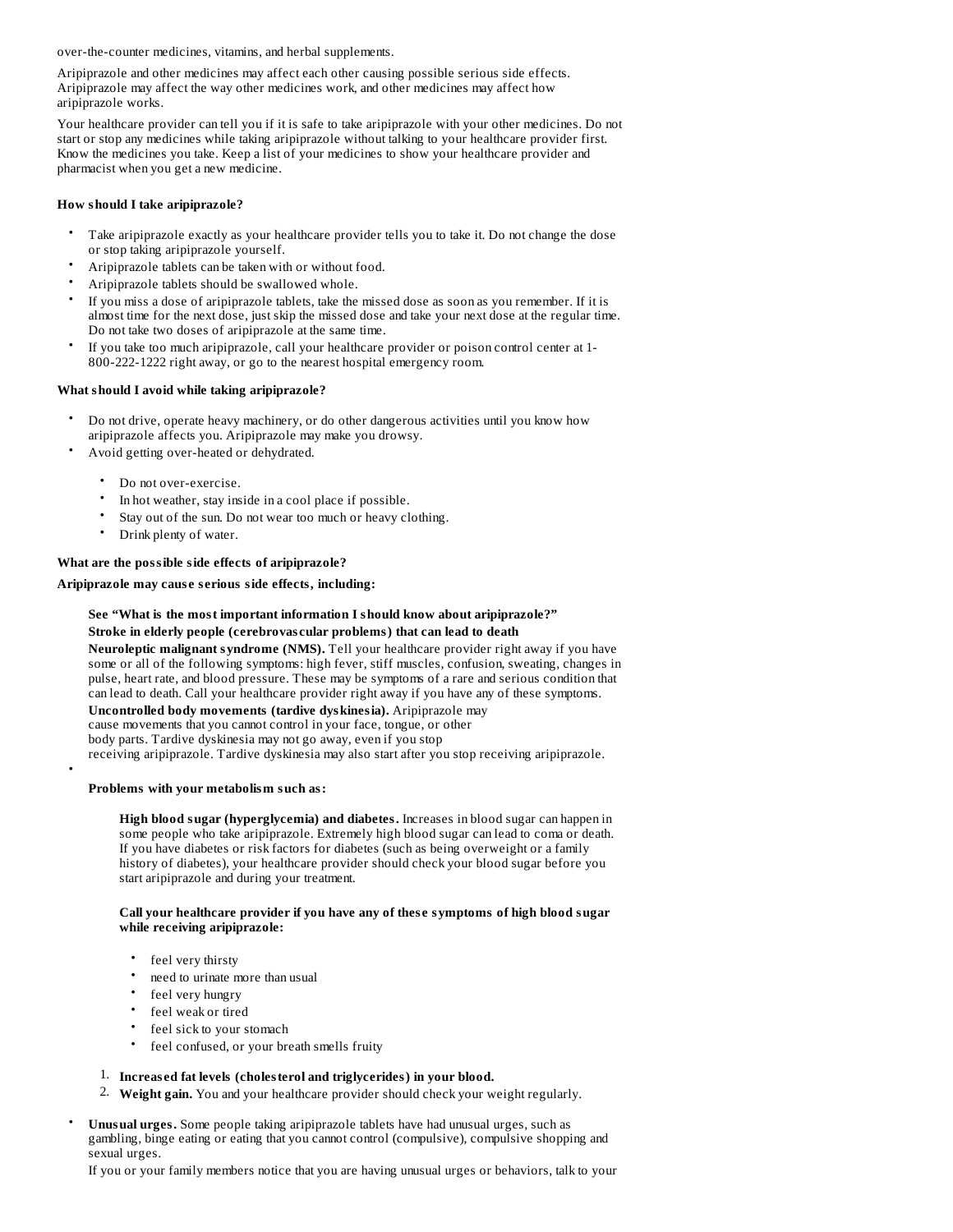over-the-counter medicines, vitamins, and herbal supplements.

Aripiprazole and other medicines may affect each other causing possible serious side effects. Aripiprazole may affect the way other medicines work, and other medicines may affect how aripiprazole works.

Your healthcare provider can tell you if it is safe to take aripiprazole with your other medicines. Do not start or stop any medicines while taking aripiprazole without talking to your healthcare provider first. Know the medicines you take. Keep a list of your medicines to show your healthcare provider and pharmacist when you get a new medicine.

**How should I take aripiprazole?**

- Take aripiprazole exactly as your healthcare provider tells you to take it. Do not change the dose or stop taking aripiprazole yourself.
- Aripiprazole tablets can be taken with or without food.
- Aripiprazole tablets should be swallowed whole.
- If you miss a dose of aripiprazole tablets, take the missed dose as soon as you remember. If it is almost time for the next dose, just skip the missed dose and take your next dose at the regular time. Do not take two doses of aripiprazole at the same time.
- If you take too much aripiprazole, call your healthcare provider or poison control center at 1-800-222-1222 right away, or go to the nearest hospital emergency room.

**What should I avoid while taking aripiprazole?**

- Do not drive, operate heavy machinery, or do other dangerous activities until you know how aripiprazole affects you. Aripiprazole may make you drowsy.
- Avoid getting over-heated or dehydrated.
  - Do not over-exercise.
  - In hot weather, stay inside in a cool place if possible.
  - Stay out of the sun. Do not wear too much or heavy clothing.
  - Drink plenty of water.

**What are the possible side effects of aripiprazole?**

**Aripiprazole may cause serious side effects, including:**

- **See "What is the most important information I should know about aripiprazole?"**
  **Stroke in elderly people (cerebrovascular problems) that can lead to death**
  **Neuroleptic malignant syndrome (NMS).** Tell your healthcare provider right away if you have some or all of the following symptoms: high fever, stiff muscles, confusion, sweating, changes in pulse, heart rate, and blood pressure. These may be symptoms of a rare and serious condition that can lead to death. Call your healthcare provider right away if you have any of these symptoms.
  **Uncontrolled body movements (tardive dyskinesia).** Aripiprazole may cause movements that you cannot control in your face, tongue, or other body parts. Tardive dyskinesia may not go away, even if you stop receiving aripiprazole. Tardive dyskinesia may also start after you stop receiving aripiprazole.

  **Problems with your metabolism such as:**

  **High blood sugar (hyperglycemia) and diabetes.** Increases in blood sugar can happen in some people who take aripiprazole. Extremely high blood sugar can lead to coma or death. If you have diabetes or risk factors for diabetes (such as being overweight or a family history of diabetes), your healthcare provider should check your blood sugar before you start aripiprazole and during your treatment.

  **Call your healthcare provider if you have any of these symptoms of high blood sugar while receiving aripiprazole:**

  - feel very thirsty
  - need to urinate more than usual
  - feel very hungry
  - feel weak or tired
  - feel sick to your stomach
  - feel confused, or your breath smells fruity

  1. **Increased fat levels (cholesterol and triglycerides) in your blood.**
  2. **Weight gain.** You and your healthcare provider should check your weight regularly.

- **Unusual urges.** Some people taking aripiprazole tablets have had unusual urges, such as gambling, binge eating or eating that you cannot control (compulsive), compulsive shopping and sexual urges.
  If you or your family members notice that you are having unusual urges or behaviors, talk to your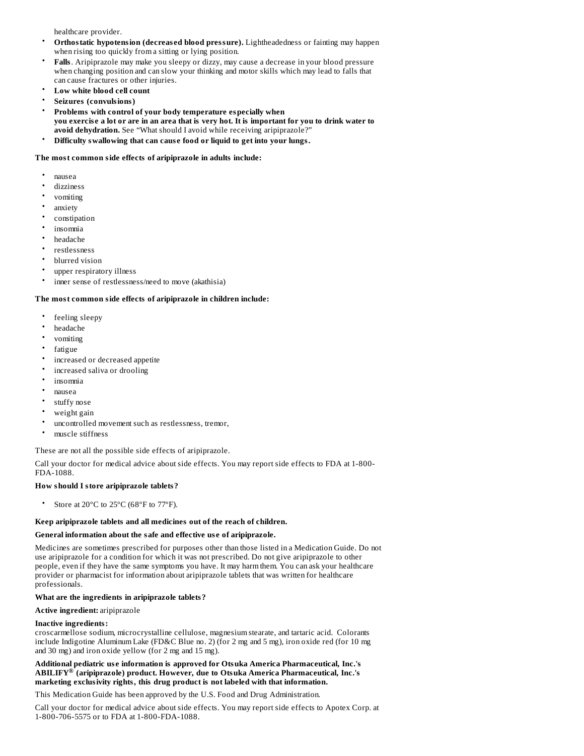healthcare provider.

- **Orthostatic hypotension (decreased blood pressure).** Lightheadedness or fainting may happen when rising too quickly from a sitting or lying position.
- **Falls**. Aripiprazole may make you sleepy or dizzy, may cause a decrease in your blood pressure when changing position and can slow your thinking and motor skills which may lead to falls that can cause fractures or other injuries.
- **Low white blood cell count**
- **Seizures (convulsions)**
- **Problems with control of your body temperature especially when you exercise a lot or are in an area that is very hot. It is important for you to drink water to avoid dehydration.** See "What should I avoid while receiving aripiprazole?"
- **Difficulty swallowing that can cause food or liquid to get into your lungs.**

**The most common side effects of aripiprazole in adults include:**

- nausea
- dizziness
- vomiting
- anxiety
- constipation
- insomnia
- headache
- restlessness
- blurred vision
- upper respiratory illness
- inner sense of restlessness/need to move (akathisia)

**The most common side effects of aripiprazole in children include:**

- feeling sleepy
- headache
- vomiting
- fatigue
- increased or decreased appetite
- increased saliva or drooling
- insomnia
- nausea
- stuffy nose
- weight gain
- uncontrolled movement such as restlessness, tremor,
- muscle stiffness

These are not all the possible side effects of aripiprazole.

Call your doctor for medical advice about side effects. You may report side effects to FDA at 1-800-FDA-1088.

**How should I store aripiprazole tablets?**

- Store at 20°C to 25°C (68°F to 77°F).

**Keep aripiprazole tablets and all medicines out of the reach of children.**

**General information about the safe and effective use of aripiprazole.**

Medicines are sometimes prescribed for purposes other than those listed in a Medication Guide. Do not use aripiprazole for a condition for which it was not prescribed. Do not give aripiprazole to other people, even if they have the same symptoms you have. It may harm them. You can ask your healthcare provider or pharmacist for information about aripiprazole tablets that was written for healthcare professionals.

**What are the ingredients in aripiprazole tablets?**

**Active ingredient:** aripiprazole

**Inactive ingredients:**
croscarmellose sodium, microcrystalline cellulose, magnesium stearate, and tartaric acid. Colorants include Indigotine Aluminum Lake (FD&C Blue no. 2) (for 2 mg and 5 mg), iron oxide red (for 10 mg and 30 mg) and iron oxide yellow (for 2 mg and 15 mg).

**Additional pediatric use information is approved for Otsuka America Pharmaceutical, Inc.'s ABILIFY® (aripiprazole) product. However, due to Otsuka America Pharmaceutical, Inc.'s marketing exclusivity rights, this drug product is not labeled with that information.**

This Medication Guide has been approved by the U.S. Food and Drug Administration.

Call your doctor for medical advice about side effects. You may report side effects to Apotex Corp. at 1-800-706-5575 or to FDA at 1-800-FDA-1088.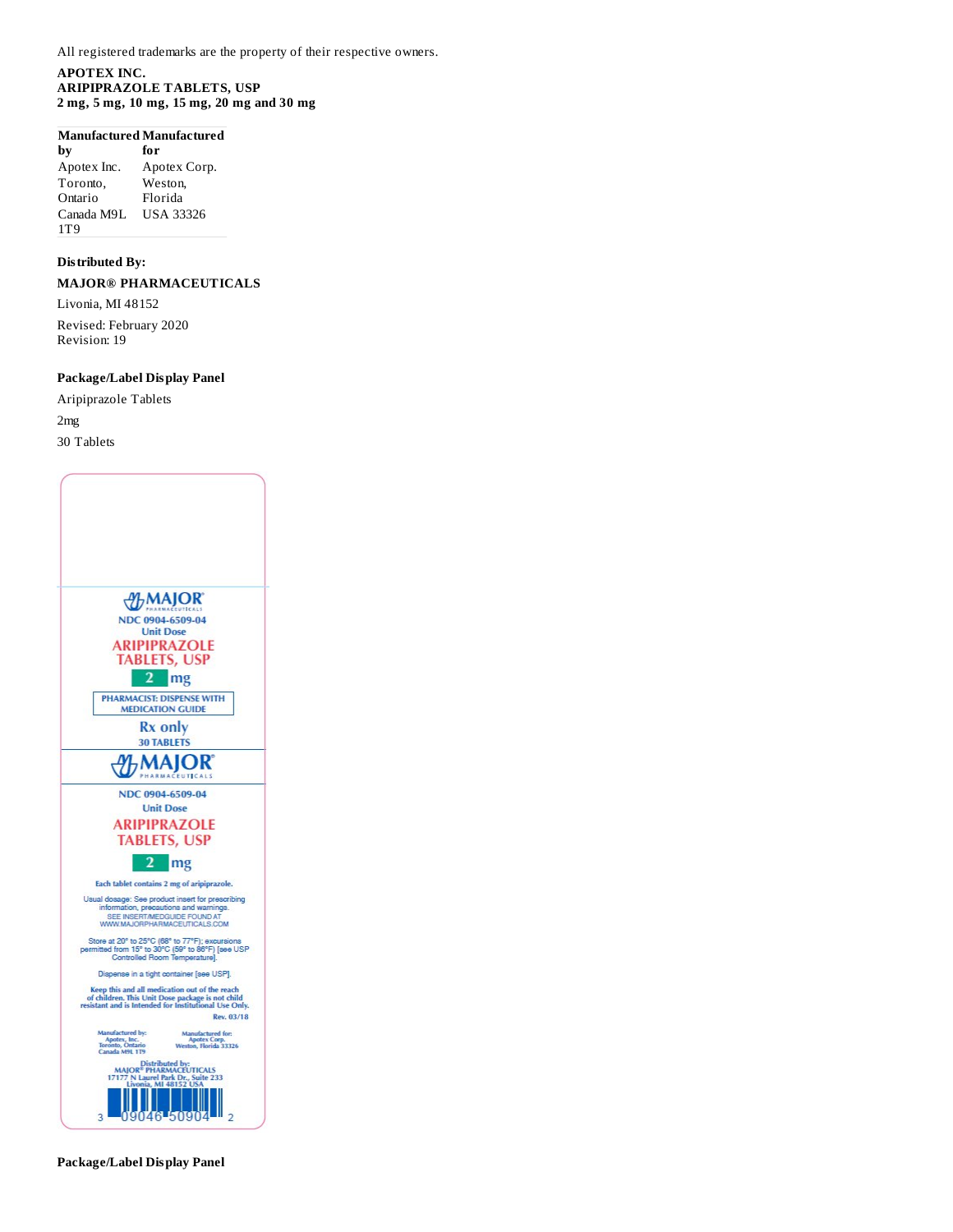All registered trademarks are the property of their respective owners.

**APOTEX INC.**
**ARIPIPRAZOLE TABLETS, USP**
**2 mg, 5 mg, 10 mg, 15 mg, 20 mg and 30 mg**

| Manufactured by | Manufactured for |
|---|---|
| Apotex Inc. Toronto, Ontario Canada M9L 1T9 | Apotex Corp. Weston, Florida USA 33326 |

**Distributed By:**

**MAJOR® PHARMACEUTICALS**

Livonia, MI 48152

Revised: February 2020
Revision: 19

**Package/Label Display Panel**

Aripiprazole Tablets

2mg

30 Tablets

MAJOR® PHARMACEUTICALS
NDC 0904-6509-04
Unit Dose
ARIPIPRAZOLE TABLETS, USP
2 mg
PHARMACIST: DISPENSE WITH MEDICATION GUIDE
Rx only
30 TABLETS

MAJOR® PHARMACEUTICALS
NDC 0904-6509-04
Unit Dose
ARIPIPRAZOLE TABLETS, USP
2 mg

Each tablet contains 2 mg of aripiprazole.

Usual dosage: See product insert for prescribing information, precautions and warnings.
SEE INSERT/MEDGUIDE FOUND AT WWW.MAJORPHARMACEUTICALS.COM

Store at 20° to 25°C (68° to 77°F); excursions permitted from 15° to 30°C (59° to 86°F) [see USP Controlled Room Temperature].

Dispense in a tight container [see USP].

Keep this and all medication out of the reach of children. This Unit Dose package is not child resistant and is Intended for Institutional Use Only.

Rev. 03/18

Manufactured by: Apotex, Inc. Toronto, Ontario Canada M9L 1T9

Manufactured for: Apotex Corp. Weston, Florida 33326

Distributed by: MAJOR® PHARMACEUTICALS 17177 N Laurel Park Dr., Suite 233 Livonia, MI 48152 USA

3 09046 50904 2

**Package/Label Display Panel**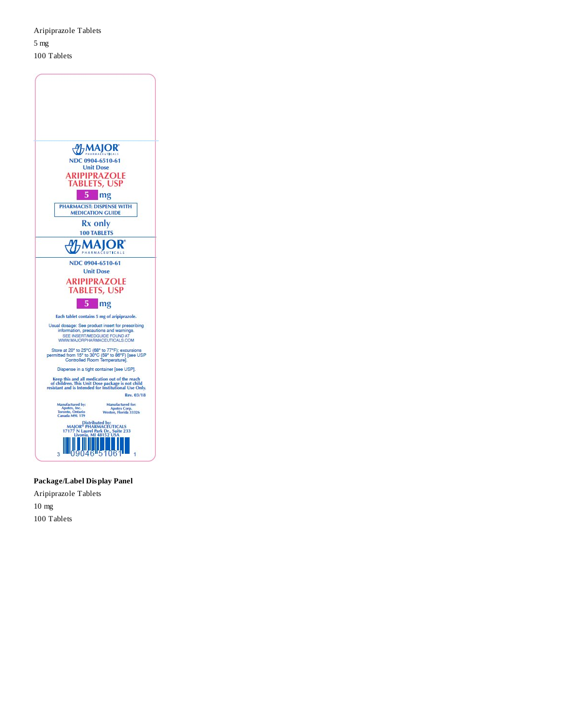Aripiprazole Tablets

5 mg

100 Tablets

MAJOR PHARMACEUTICALS

NDC 0904-6510-61

Unit Dose

ARIPIPRAZOLE TABLETS, USP

5 mg

PHARMACIST: DISPENSE WITH MEDICATION GUIDE

Rx only

100 TABLETS

MAJOR PHARMACEUTICALS

NDC 0904-6510-61

Unit Dose

ARIPIPRAZOLE TABLETS, USP

5 mg

Each tablet contains 5 mg of aripiprazole.

Usual dosage: See product insert for prescribing information, precautions and warnings.
SEE INSERT/MEDGUIDE FOUND AT WWW.MAJORPHARMACEUTICALS.COM

Store at 20° to 25°C (68° to 77°F); excursions permitted from 15° to 30°C (59° to 86°F) [see USP Controlled Room Temperature].

Dispense in a tight container [see USP].

Keep this and all medication out of the reach of children. This Unit Dose package is not child resistant and is Intended for Institutional Use Only.

Rev. 03/18

Manufactured by:
Apotex, Inc.
Toronto, Ontario
Canada M9L 1T9

Manufactured for:
Apotex Corp.
Weston, Florida 33326

Distributed by:
MAJOR® PHARMACEUTICALS
17177 N Laurel Park Dr., Suite 233
Livonia, MI 48152 USA

3 09046 51061 1

**Package/Label Display Panel**

Aripiprazole Tablets

10 mg

100 Tablets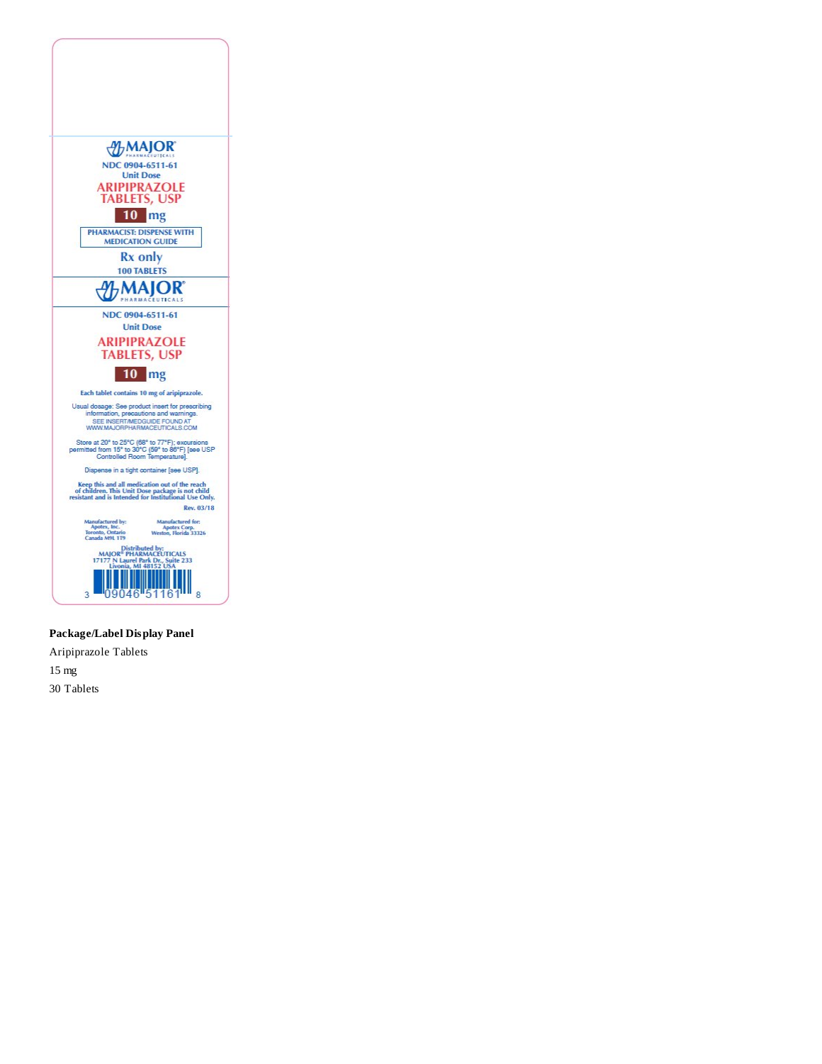MAJOR PHARMACEUTICALS

NDC 0904-6511-61

Unit Dose

ARIPIPRAZOLE TABLETS, USP

10 mg

PHARMACIST: DISPENSE WITH MEDICATION GUIDE

Rx only

100 TABLETS

MAJOR PHARMACEUTICALS

NDC 0904-6511-61

Unit Dose

ARIPIPRAZOLE TABLETS, USP

10 mg

Each tablet contains 10 mg of aripiprazole.

Usual dosage: See product insert for prescribing information, precautions and warnings.
SEE INSERT/MEDGUIDE FOUND AT WWW.MAJORPHARMACEUTICALS.COM

Store at 20° to 25°C (68° to 77°F); excursions permitted from 15° to 30°C (59° to 86°F) [see USP Controlled Room Temperature].

Dispense in a tight container [see USP].

Keep this and all medication out of the reach of children. This Unit Dose package is not child resistant and is Intended for Institutional Use Only.

Rev. 03/18

Manufactured by:
Apotex, Inc.
Toronto, Ontario
Canada M9L 1T9

Manufactured for:
Apotex Corp.
Weston, Florida 33326

Distributed by:
MAJOR® PHARMACEUTICALS
17177 N Laurel Park Dr., Suite 233
Livonia, MI 48152 USA

3 09046 51161 8

**Package/Label Display Panel**

Aripiprazole Tablets

15 mg

30 Tablets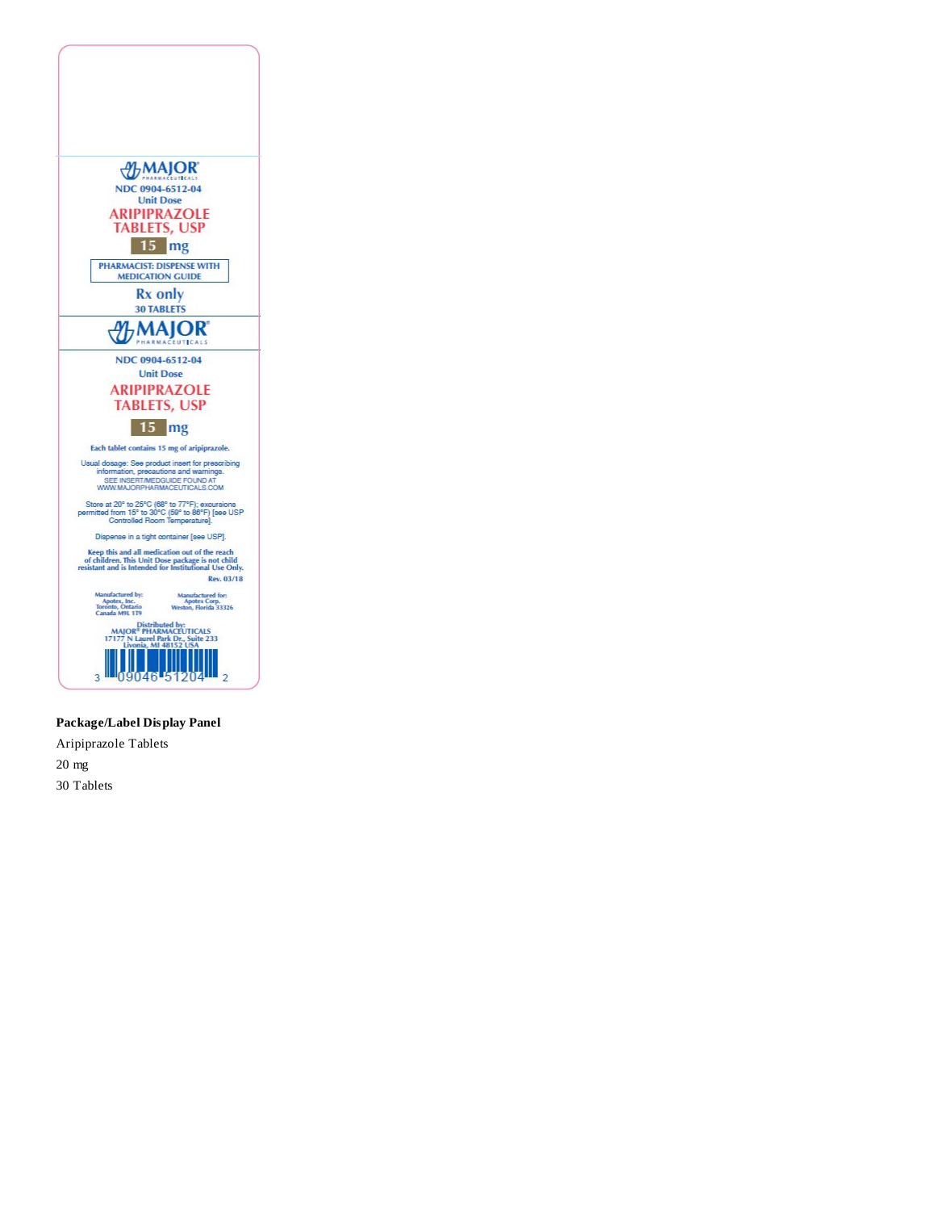MAJOR PHARMACEUTICALS

NDC 0904-6512-04

Unit Dose

**ARIPIPRAZOLE TABLETS, USP**

**15 mg**

PHARMACIST: DISPENSE WITH MEDICATION GUIDE

Rx only

30 TABLETS

MAJOR PHARMACEUTICALS

NDC 0904-6512-04

Unit Dose

**ARIPIPRAZOLE TABLETS, USP**

**15 mg**

Each tablet contains 15 mg of aripiprazole.

Usual dosage: See product insert for prescribing information, precautions and warnings.
SEE INSERT/MEDGUIDE FOUND AT WWW.MAJORPHARMACEUTICALS.COM

Store at 20° to 25°C (68° to 77°F); excursions permitted from 15° to 30°C (59° to 86°F) [see USP Controlled Room Temperature].

Dispense in a tight container [see USP].

Keep this and all medication out of the reach of children. This Unit Dose package is not child resistant and is Intended for Institutional Use Only.

Rev. 03/18

Manufactured by:
Apotex, Inc.
Toronto, Ontario
Canada M9L 1T9

Manufactured for:
Apotex Corp.
Weston, Florida 33326

Distributed by:
MAJOR® PHARMACEUTICALS
17177 N Laurel Park Dr., Suite 233
Livonia, MI 48152 USA

3 09046 51204 2

**Package/Label Display Panel**

Aripiprazole Tablets

20 mg

30 Tablets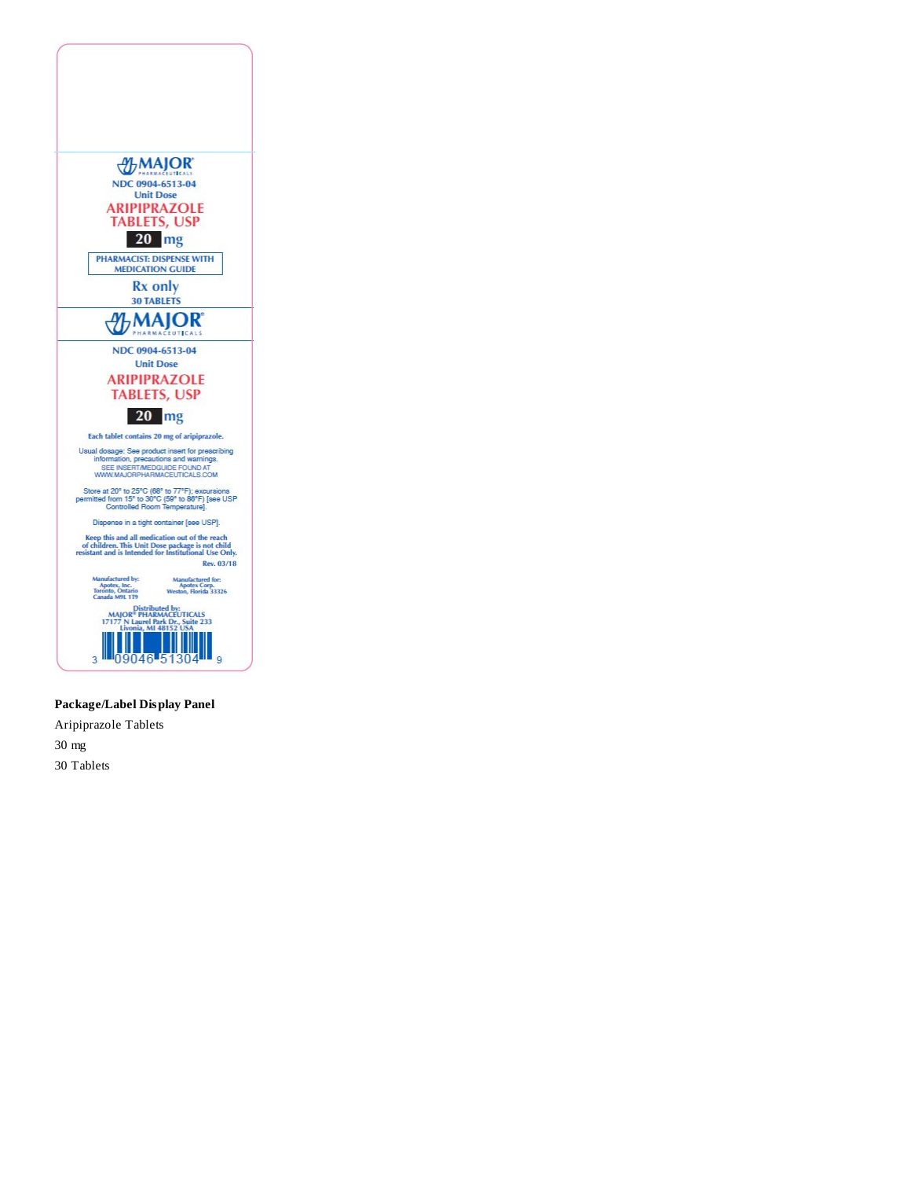MAJOR PHARMACEUTICALS

NDC 0904-6513-04

Unit Dose

ARIPIPRAZOLE TABLETS, USP

20 mg

PHARMACIST: DISPENSE WITH MEDICATION GUIDE

Rx only

30 TABLETS

MAJOR PHARMACEUTICALS

NDC 0904-6513-04

Unit Dose

ARIPIPRAZOLE TABLETS, USP

20 mg

Each tablet contains 20 mg of aripiprazole.

Usual dosage: See product insert for prescribing information, precautions and warnings. SEE INSERT/MEDGUIDE FOUND AT WWW.MAJORPHARMACEUTICALS.COM

Store at 20° to 25°C (68° to 77°F); excursions permitted from 15° to 30°C (59° to 86°F) [see USP Controlled Room Temperature].

Dispense in a tight container [see USP].

Keep this and all medication out of the reach of children. This Unit Dose package is not child resistant and is Intended for Institutional Use Only.

Rev. 03/18

Manufactured by:
Apotex, Inc.
Toronto, Ontario
Canada M9L 1T9

Manufactured for:
Apotex Corp.
Weston, Florida 33326

Distributed by:
MAJOR® PHARMACEUTICALS
17177 N Laurel Park Dr., Suite 233
Livonia, MI 48152 USA

3 09046 51304 9

**Package/Label Display Panel**

Aripiprazole Tablets

30 mg

30 Tablets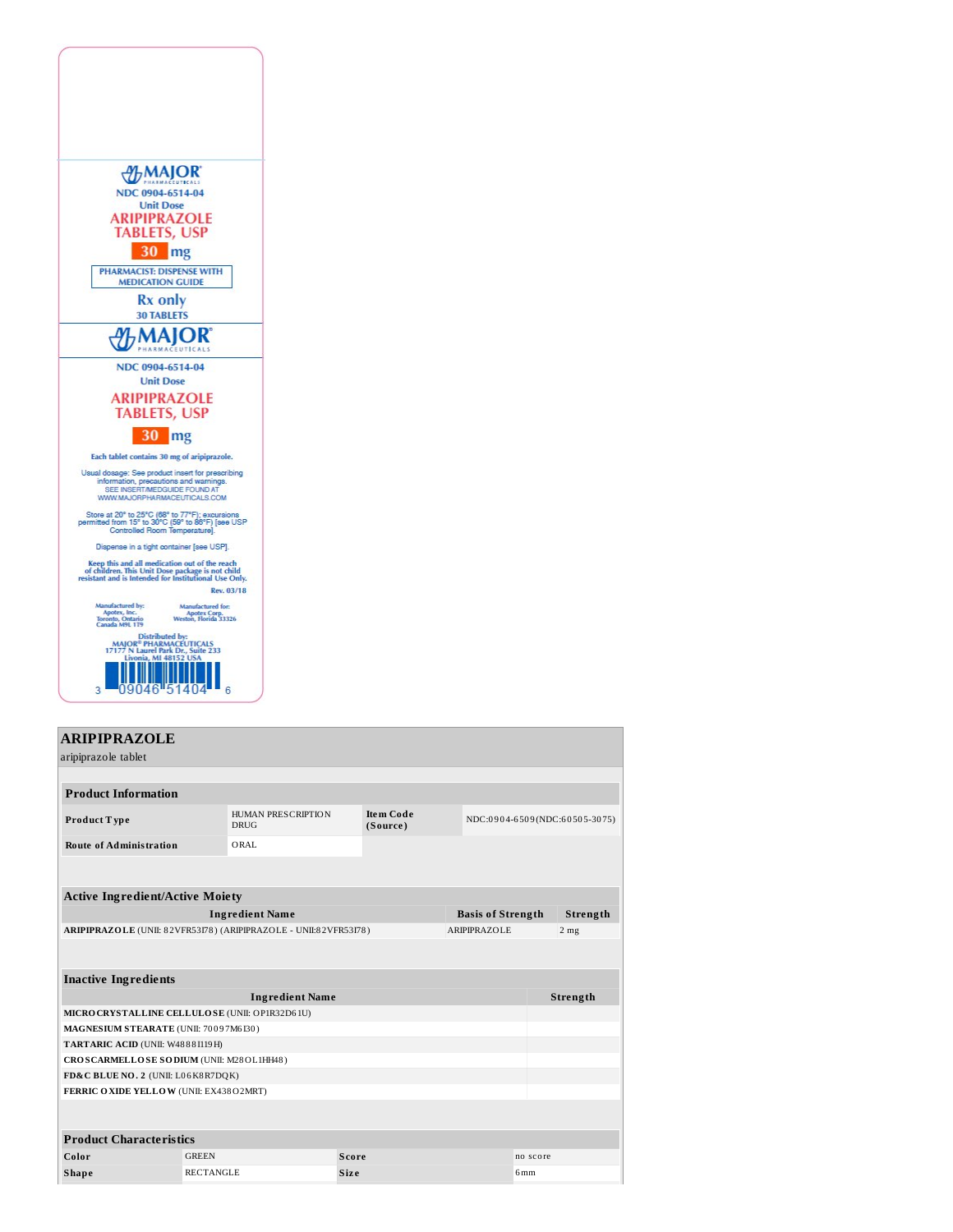MAJOR PHARMACEUTICALS

NDC 0904-6514-04

Unit Dose

ARIPIPRAZOLE TABLETS, USP

30 mg

PHARMACIST: DISPENSE WITH MEDICATION GUIDE

Rx only

30 TABLETS

MAJOR PHARMACEUTICALS

NDC 0904-6514-04

Unit Dose

ARIPIPRAZOLE TABLETS, USP

30 mg

Each tablet contains 30 mg of aripiprazole.

Usual dosage: See product insert for prescribing information, precautions and warnings. SEE INSERT/MEDGUIDE FOUND AT WWW.MAJORPHARMACEUTICALS.COM

Store at 20° to 25°C (68° to 77°F); excursions permitted from 15° to 30°C (59° to 86°F) [see USP Controlled Room Temperature].

Dispense in a tight container [see USP].

Keep this and all medication out of the reach of children. This Unit Dose package is not child resistant and is Intended for Institutional Use Only.

Rev. 03/18

Manufactured by:
Apotex, Inc.
Toronto, Ontario
Canada M9L 1T9

Manufactured for:
Apotex Corp.
Weston, Florida 33326

Distributed by:
MAJOR® PHARMACEUTICALS
17177 N Laurel Park Dr., Suite 233
Livonia, MI 48152 USA

3 09046 51404 6

## ARIPIPRAZOLE

aripiprazole tablet

| Product Information | | | |
|---|---|---|---|
| Product Type | HUMAN PRESCRIPTION DRUG | Item Code (Source) | NDC:0904-6509(NDC:60505-3075) |
| Route of Administration | ORAL | | |

| Active Ingredient/Active Moiety | | |
|---|---|---|
| Ingredient Name | Basis of Strength | Strength |
| ARIPIPRAZOLE (UNII: 82VFR53I78) (ARIPIPRAZOLE - UNII:82VFR53I78) | ARIPIPRAZOLE | 2 mg |

| Inactive Ingredients | |
|---|---|
| Ingredient Name | Strength |
| MICROCRYSTALLINE CELLULOSE (UNII: OP1R32D61U) | |
| MAGNESIUM STEARATE (UNII: 70097M6I30) | |
| TARTARIC ACID (UNII: W4888I119H) | |
| CROSCARMELLOSE SODIUM (UNII: M28OL1HH48) | |
| FD&C BLUE NO. 2 (UNII: L06K8R7DQK) | |
| FERRIC OXIDE YELLOW (UNII: EX438O2MRT) | |

| Product Characteristics | | | |
|---|---|---|---|
| Color | GREEN | Score | no score |
| Shape | RECTANGLE | Size | 6mm |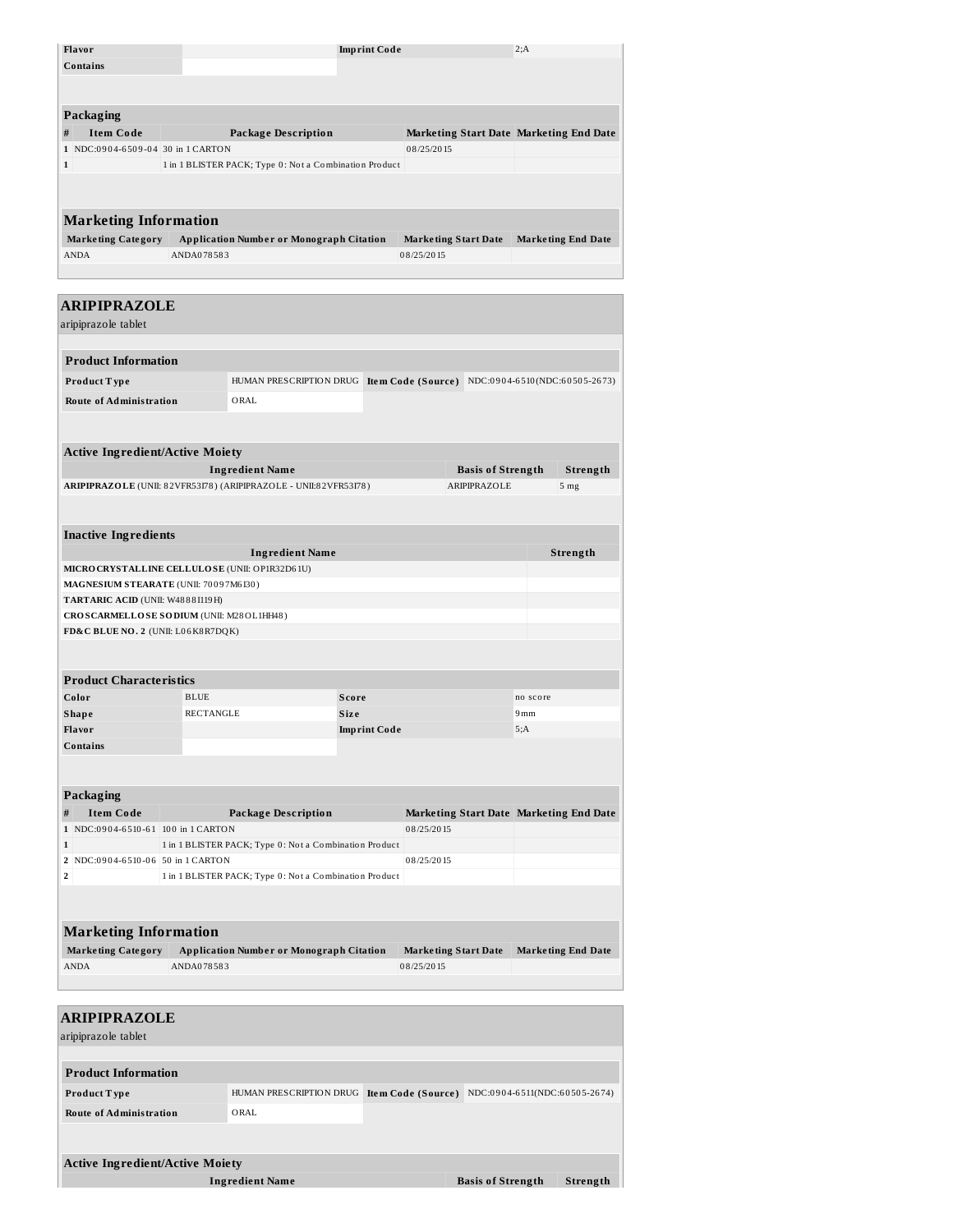| | | | |
|---|---|---|---|
| **Flavor** | | **Imprint Code** | 2;A |
| **Contains** | | | |

**Packaging**

| # | Item Code | Package Description | Marketing Start Date | Marketing End Date |
|---|---|---|---|---|
| 1 | NDC:0904-6509-04 | 30 in 1 CARTON | 08/25/2015 | |
| 1 | | 1 in 1 BLISTER PACK; Type 0: Not a Combination Product | | |

**Marketing Information**

| Marketing Category | Application Number or Monograph Citation | Marketing Start Date | Marketing End Date |
|---|---|---|---|
| ANDA | ANDA078583 | 08/25/2015 | |

## ARIPIPRAZOLE

aripiprazole tablet

**Product Information**

| | | | |
|---|---|---|---|
| **Product Type** | HUMAN PRESCRIPTION DRUG | **Item Code (Source)** | NDC:0904-6510(NDC:60505-2673) |
| **Route of Administration** | ORAL | | |

**Active Ingredient/Active Moiety**

| Ingredient Name | Basis of Strength | Strength |
|---|---|---|
| **ARIPIPRAZOLE** (UNII: 82VFR53I78) (ARIPIPRAZOLE - UNII:82VFR53I78) | ARIPIPRAZOLE | 5 mg |

**Inactive Ingredients**

| Ingredient Name | Strength |
|---|---|
| **MICROCRYSTALLINE CELLULOSE** (UNII: OP1R32D61U) | |
| **MAGNESIUM STEARATE** (UNII: 70097M6I30) | |
| **TARTARIC ACID** (UNII: W4888I119H) | |
| **CROSCARMELLOSE SODIUM** (UNII: M28OL1HH48) | |
| **FD&C BLUE NO. 2** (UNII: L06K8R7DQK) | |

**Product Characteristics**

| | | | |
|---|---|---|---|
| **Color** | BLUE | **Score** | no score |
| **Shape** | RECTANGLE | **Size** | 9mm |
| **Flavor** | | **Imprint Code** | 5;A |
| **Contains** | | | |

**Packaging**

| # | Item Code | Package Description | Marketing Start Date | Marketing End Date |
|---|---|---|---|---|
| 1 | NDC:0904-6510-61 | 100 in 1 CARTON | 08/25/2015 | |
| 1 | | 1 in 1 BLISTER PACK; Type 0: Not a Combination Product | | |
| 2 | NDC:0904-6510-06 | 50 in 1 CARTON | 08/25/2015 | |
| 2 | | 1 in 1 BLISTER PACK; Type 0: Not a Combination Product | | |

**Marketing Information**

| Marketing Category | Application Number or Monograph Citation | Marketing Start Date | Marketing End Date |
|---|---|---|---|
| ANDA | ANDA078583 | 08/25/2015 | |

## ARIPIPRAZOLE

aripiprazole tablet

**Product Information**

| | | | |
|---|---|---|---|
| **Product Type** | HUMAN PRESCRIPTION DRUG | **Item Code (Source)** | NDC:0904-6511(NDC:60505-2674) |
| **Route of Administration** | ORAL | | |

**Active Ingredient/Active Moiety**

| Ingredient Name | Basis of Strength | Strength |
|---|---|---|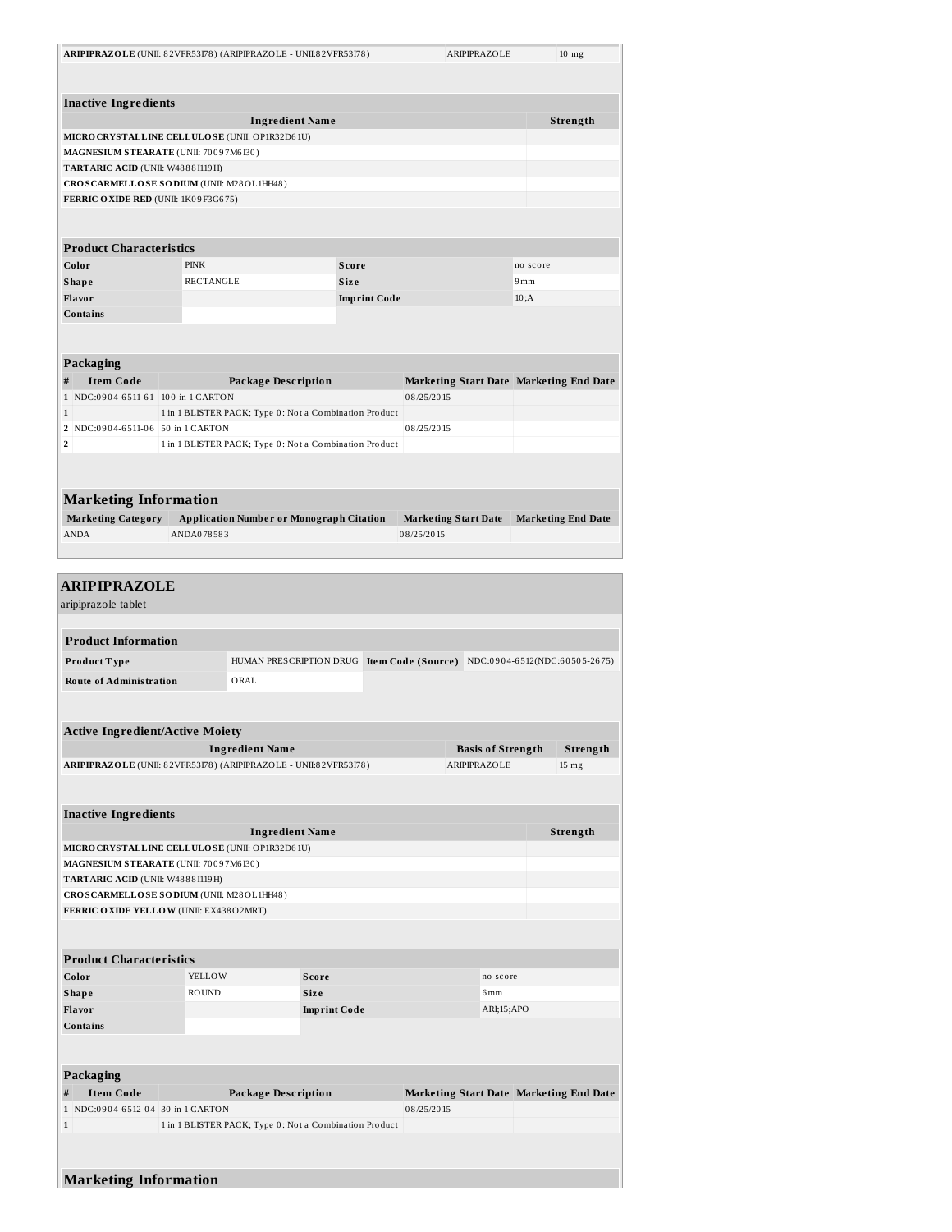| | | | |
|---|---|---|---|
| **ARIPIPRAZOLE** (UNII: 82VFR53I78) (ARIPIPRAZOLE - UNII:82VFR53I78) | | ARIPIPRAZOLE | 10 mg |

### Inactive Ingredients

| Ingredient Name | Strength |
|---|---|
| **MICROCRYSTALLINE CELLULOSE** (UNII: OP1R32D61U) | |
| **MAGNESIUM STEARATE** (UNII: 70097M6I30) | |
| **TARTARIC ACID** (UNII: W4888I119H) | |
| **CROSCARMELLOSE SODIUM** (UNII: M28OL1HH48) | |
| **FERRIC OXIDE RED** (UNII: 1K09F3G675) | |

### Product Characteristics

| | | | |
|---|---|---|---|
| **Color** | PINK | **Score** | no score |
| **Shape** | RECTANGLE | **Size** | 9mm |
| **Flavor** | | **Imprint Code** | 10;A |
| **Contains** | | | |

### Packaging

| # | Item Code | Package Description | Marketing Start Date | Marketing End Date |
|---|---|---|---|---|
| 1 | NDC:0904-6511-61 | 100 in 1 CARTON | 08/25/2015 | |
| 1 | | 1 in 1 BLISTER PACK; Type 0: Not a Combination Product | | |
| 2 | NDC:0904-6511-06 | 50 in 1 CARTON | 08/25/2015 | |
| 2 | | 1 in 1 BLISTER PACK; Type 0: Not a Combination Product | | |

### Marketing Information

| Marketing Category | Application Number or Monograph Citation | Marketing Start Date | Marketing End Date |
|---|---|---|---|
| ANDA | ANDA078583 | 08/25/2015 | |

## ARIPIPRAZOLE

aripiprazole tablet

### Product Information

| | | | |
|---|---|---|---|
| **Product Type** | HUMAN PRESCRIPTION DRUG | **Item Code (Source)** | NDC:0904-6512(NDC:60505-2675) |
| **Route of Administration** | ORAL | | |

### Active Ingredient/Active Moiety

| Ingredient Name | Basis of Strength | Strength |
|---|---|---|
| **ARIPIPRAZOLE** (UNII: 82VFR53I78) (ARIPIPRAZOLE - UNII:82VFR53I78) | ARIPIPRAZOLE | 15 mg |

### Inactive Ingredients

| Ingredient Name | Strength |
|---|---|
| **MICROCRYSTALLINE CELLULOSE** (UNII: OP1R32D61U) | |
| **MAGNESIUM STEARATE** (UNII: 70097M6I30) | |
| **TARTARIC ACID** (UNII: W4888I119H) | |
| **CROSCARMELLOSE SODIUM** (UNII: M28OL1HH48) | |
| **FERRIC OXIDE YELLOW** (UNII: EX438O2MRT) | |

### Product Characteristics

| | | | |
|---|---|---|---|
| **Color** | YELLOW | **Score** | no score |
| **Shape** | ROUND | **Size** | 6mm |
| **Flavor** | | **Imprint Code** | ARI;15;APO |
| **Contains** | | | |

### Packaging

| # | Item Code | Package Description | Marketing Start Date | Marketing End Date |
|---|---|---|---|---|
| 1 | NDC:0904-6512-04 | 30 in 1 CARTON | 08/25/2015 | |
| 1 | | 1 in 1 BLISTER PACK; Type 0: Not a Combination Product | | |

### Marketing Information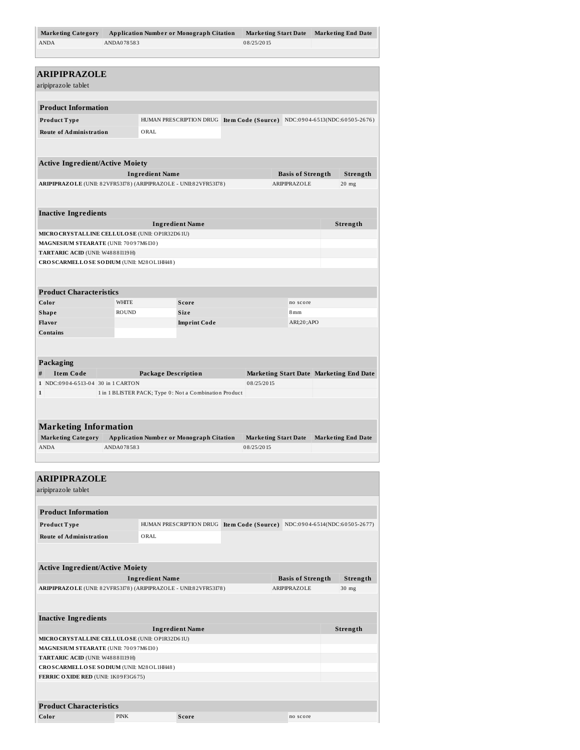| Marketing Category | Application Number or Monograph Citation | Marketing Start Date | Marketing End Date |
| --- | --- | --- | --- |
| ANDA | ANDA078583 | 08/25/2015 | |

## ARIPIPRAZOLE

aripiprazole tablet

| Product Information | | | |
| --- | --- | --- | --- |
| Product Type | HUMAN PRESCRIPTION DRUG | Item Code (Source) | NDC:0904-6513(NDC:60505-2676) |
| Route of Administration | ORAL | | |

| Active Ingredient/Active Moiety | | |
| --- | --- | --- |
| Ingredient Name | Basis of Strength | Strength |
| **ARIPIPRAZOLE** (UNII: 82VFR53I78) (ARIPIPRAZOLE - UNII:82VFR53I78) | ARIPIPRAZOLE | 20 mg |

| Inactive Ingredients | |
| --- | --- |
| Ingredient Name | Strength |
| **MICROCRYSTALLINE CELLULOSE** (UNII: OP1R32D61U) | |
| **MAGNESIUM STEARATE** (UNII: 70097M6I30) | |
| **TARTARIC ACID** (UNII: W4888I119H) | |
| **CROSCARMELLOSE SODIUM** (UNII: M28OL1HH48) | |

| Product Characteristics | | | |
| --- | --- | --- | --- |
| Color | WHITE | Score | no score |
| Shape | ROUND | Size | 8mm |
| Flavor | | Imprint Code | ARI;20;APO |
| Contains | | | |

| Packaging | | | | |
| --- | --- | --- | --- | --- |
| # | Item Code | Package Description | Marketing Start Date | Marketing End Date |
| 1 | NDC:0904-6513-04 | 30 in 1 CARTON | 08/25/2015 | |
| 1 | | 1 in 1 BLISTER PACK; Type 0: Not a Combination Product | | |

### Marketing Information

| Marketing Category | Application Number or Monograph Citation | Marketing Start Date | Marketing End Date |
| --- | --- | --- | --- |
| ANDA | ANDA078583 | 08/25/2015 | |

## ARIPIPRAZOLE

aripiprazole tablet

| Product Information | | | |
| --- | --- | --- | --- |
| Product Type | HUMAN PRESCRIPTION DRUG | Item Code (Source) | NDC:0904-6514(NDC:60505-2677) |
| Route of Administration | ORAL | | |

| Active Ingredient/Active Moiety | | |
| --- | --- | --- |
| Ingredient Name | Basis of Strength | Strength |
| **ARIPIPRAZOLE** (UNII: 82VFR53I78) (ARIPIPRAZOLE - UNII:82VFR53I78) | ARIPIPRAZOLE | 30 mg |

| Inactive Ingredients | |
| --- | --- |
| Ingredient Name | Strength |
| **MICROCRYSTALLINE CELLULOSE** (UNII: OP1R32D61U) | |
| **MAGNESIUM STEARATE** (UNII: 70097M6I30) | |
| **TARTARIC ACID** (UNII: W4888I119H) | |
| **CROSCARMELLOSE SODIUM** (UNII: M28OL1HH48) | |
| **FERRIC OXIDE RED** (UNII: 1K09F3G675) | |

| Product Characteristics | | | |
| --- | --- | --- | --- |
| Color | PINK | Score | no score |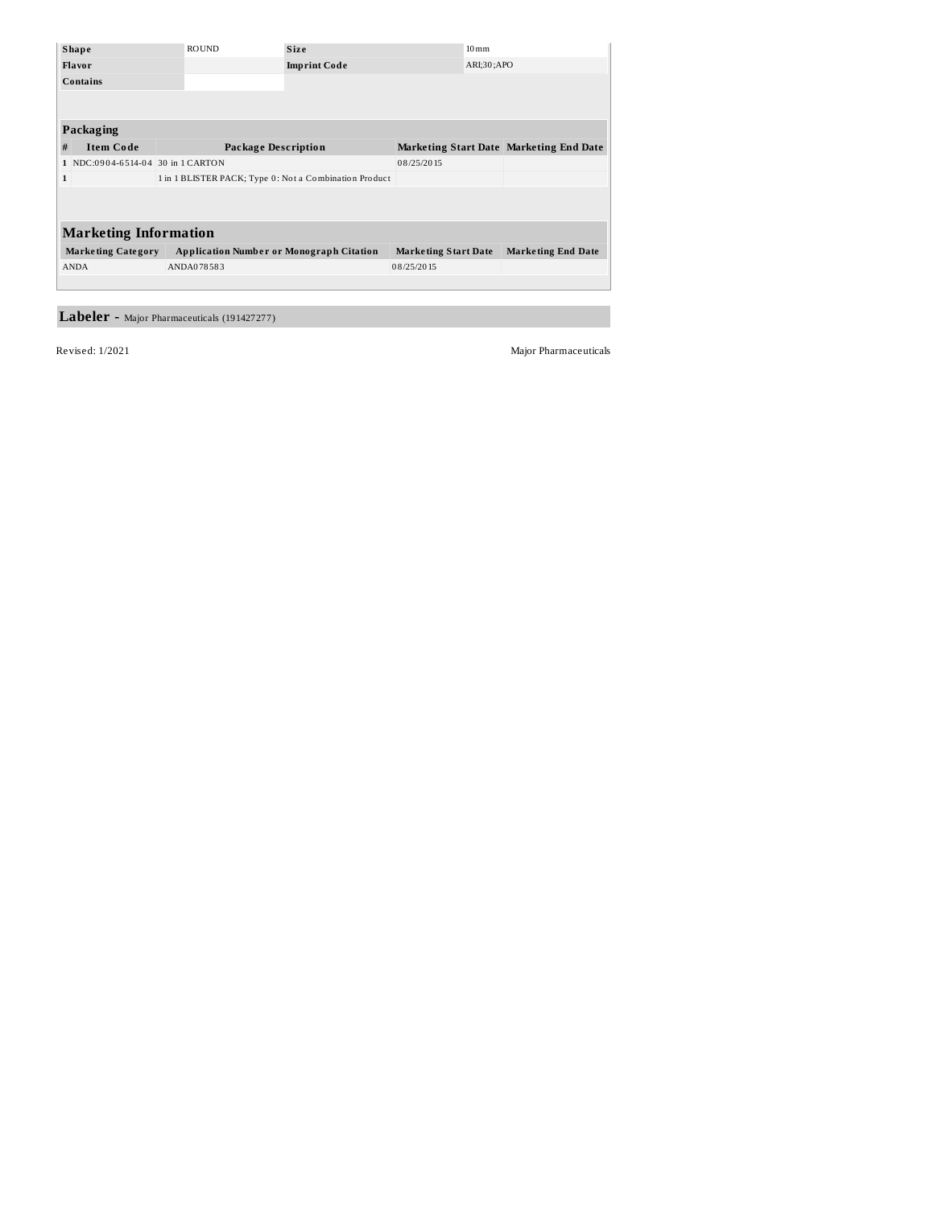| | | | |
|---|---|---|---|
| **Shape** | ROUND | **Size** | 10mm |
| **Flavor** | | **Imprint Code** | ARI;30;APO |
| **Contains** | | | |

### Packaging

| # | Item Code | Package Description | Marketing Start Date | Marketing End Date |
|---|---|---|---|---|
| 1 | NDC:0904-6514-04 | 30 in 1 CARTON | 08/25/2015 | |
| 1 | | 1 in 1 BLISTER PACK; Type 0: Not a Combination Product | | |

### Marketing Information

| Marketing Category | Application Number or Monograph Citation | Marketing Start Date | Marketing End Date |
|---|---|---|---|
| ANDA | ANDA078583 | 08/25/2015 | |

**Labeler -** Major Pharmaceuticals (191427277)

Revised: 1/2021

Major Pharmaceuticals